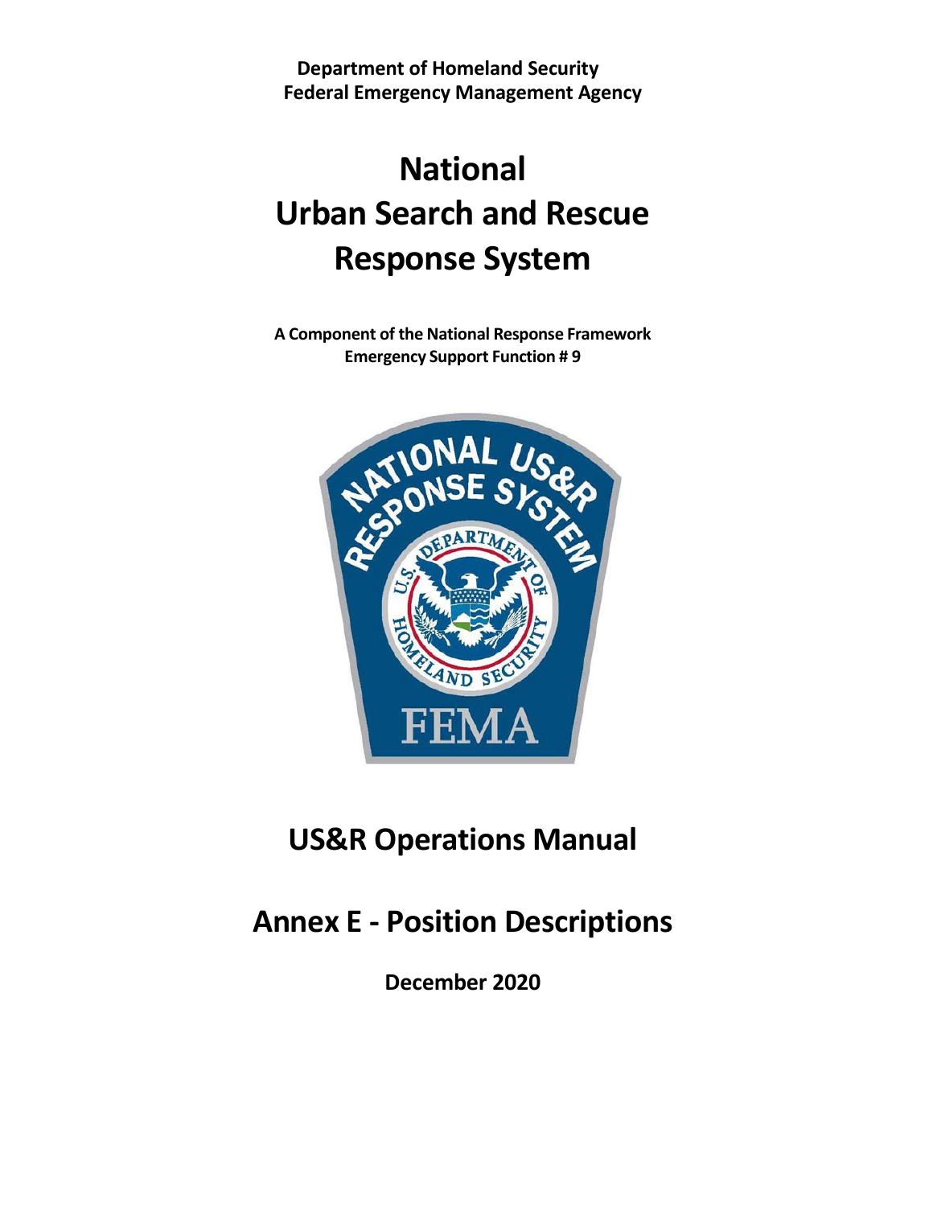**Department of Homeland Security**
**Federal Emergency Management Agency**

# National Urban Search and Rescue Response System

**A Component of the National Response Framework**
**Emergency Support Function # 9**

## US&R Operations Manual

## Annex E - Position Descriptions

**December 2020**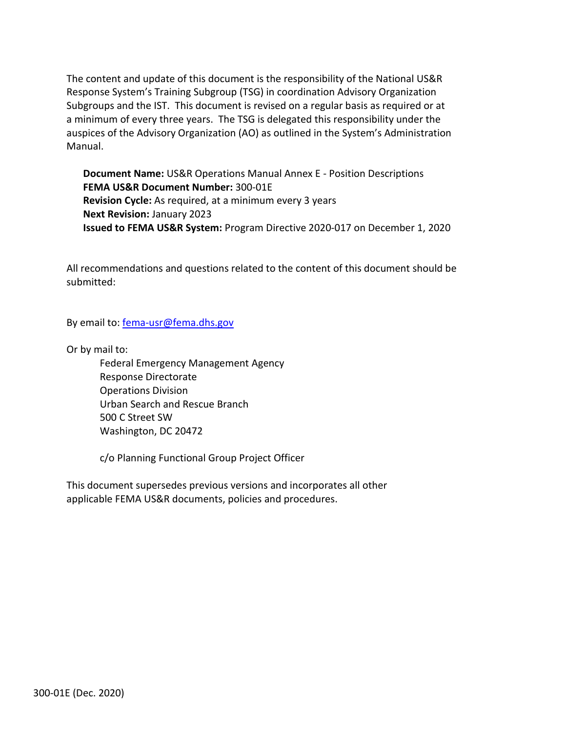The content and update of this document is the responsibility of the National US&R Response System's Training Subgroup (TSG) in coordination Advisory Organization Subgroups and the IST. This document is revised on a regular basis as required or at a minimum of every three years. The TSG is delegated this responsibility under the auspices of the Advisory Organization (AO) as outlined in the System's Administration Manual.

**Document Name:** US&R Operations Manual Annex E - Position Descriptions
**FEMA US&R Document Number:** 300-01E
**Revision Cycle:** As required, at a minimum every 3 years
**Next Revision:** January 2023
**Issued to FEMA US&R System:** Program Directive 2020-017 on December 1, 2020

All recommendations and questions related to the content of this document should be submitted:

By email to: fema-usr@fema.dhs.gov

Or by mail to:

Federal Emergency Management Agency
Response Directorate
Operations Division
Urban Search and Rescue Branch
500 C Street SW
Washington, DC 20472

c/o Planning Functional Group Project Officer

This document supersedes previous versions and incorporates all other applicable FEMA US&R documents, policies and procedures.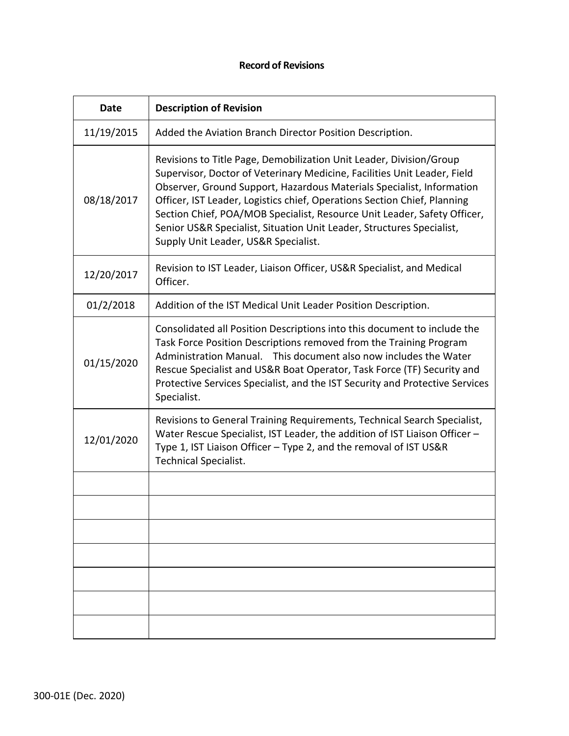**Record of Revisions**

| Date | Description of Revision |
|---|---|
| 11/19/2015 | Added the Aviation Branch Director Position Description. |
| 08/18/2017 | Revisions to Title Page, Demobilization Unit Leader, Division/Group Supervisor, Doctor of Veterinary Medicine, Facilities Unit Leader, Field Observer, Ground Support, Hazardous Materials Specialist, Information Officer, IST Leader, Logistics chief, Operations Section Chief, Planning Section Chief, POA/MOB Specialist, Resource Unit Leader, Safety Officer, Senior US&R Specialist, Situation Unit Leader, Structures Specialist, Supply Unit Leader, US&R Specialist. |
| 12/20/2017 | Revision to IST Leader, Liaison Officer, US&R Specialist, and Medical Officer. |
| 01/2/2018 | Addition of the IST Medical Unit Leader Position Description. |
| 01/15/2020 | Consolidated all Position Descriptions into this document to include the Task Force Position Descriptions removed from the Training Program Administration Manual. This document also now includes the Water Rescue Specialist and US&R Boat Operator, Task Force (TF) Security and Protective Services Specialist, and the IST Security and Protective Services Specialist. |
| 12/01/2020 | Revisions to General Training Requirements, Technical Search Specialist, Water Rescue Specialist, IST Leader, the addition of IST Liaison Officer – Type 1, IST Liaison Officer – Type 2, and the removal of IST US&R Technical Specialist. |
| | |
| | |
| | |
| | |
| | |
| | |
| | |

300-01E (Dec. 2020)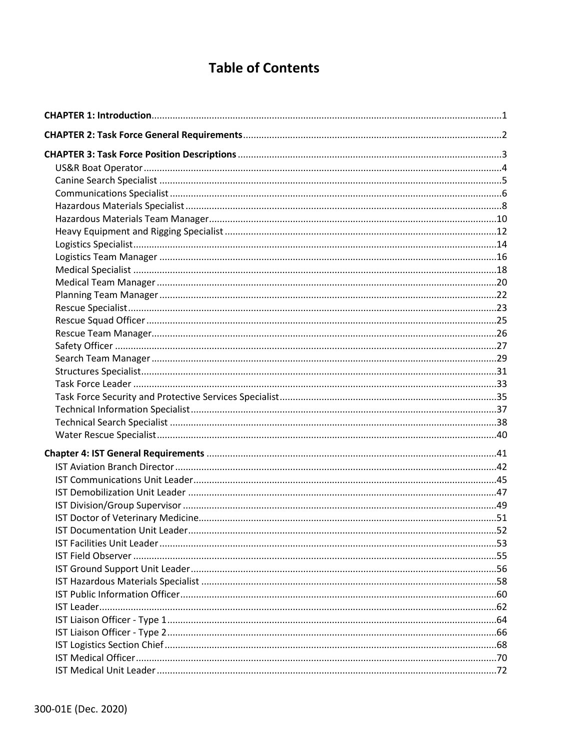# Table of Contents

**CHAPTER 1: Introduction** ..... 1

**CHAPTER 2: Task Force General Requirements** ..... 2

**CHAPTER 3: Task Force Position Descriptions** ..... 3

- US&R Boat Operator ..... 4
- Canine Search Specialist ..... 5
- Communications Specialist ..... 6
- Hazardous Materials Specialist ..... 8
- Hazardous Materials Team Manager ..... 10
- Heavy Equipment and Rigging Specialist ..... 12
- Logistics Specialist ..... 14
- Logistics Team Manager ..... 16
- Medical Specialist ..... 18
- Medical Team Manager ..... 20
- Planning Team Manager ..... 22
- Rescue Specialist ..... 23
- Rescue Squad Officer ..... 25
- Rescue Team Manager ..... 26
- Safety Officer ..... 27
- Search Team Manager ..... 29
- Structures Specialist ..... 31
- Task Force Leader ..... 33
- Task Force Security and Protective Services Specialist ..... 35
- Technical Information Specialist ..... 37
- Technical Search Specialist ..... 38
- Water Rescue Specialist ..... 40

**Chapter 4: IST General Requirements** ..... 41

- IST Aviation Branch Director ..... 42
- IST Communications Unit Leader ..... 45
- IST Demobilization Unit Leader ..... 47
- IST Division/Group Supervisor ..... 49
- IST Doctor of Veterinary Medicine ..... 51
- IST Documentation Unit Leader ..... 52
- IST Facilities Unit Leader ..... 53
- IST Field Observer ..... 55
- IST Ground Support Unit Leader ..... 56
- IST Hazardous Materials Specialist ..... 58
- IST Public Information Officer ..... 60
- IST Leader ..... 62
- IST Liaison Officer - Type 1 ..... 64
- IST Liaison Officer - Type 2 ..... 66
- IST Logistics Section Chief ..... 68
- IST Medical Officer ..... 70
- IST Medical Unit Leader ..... 72

300-01E (Dec. 2020)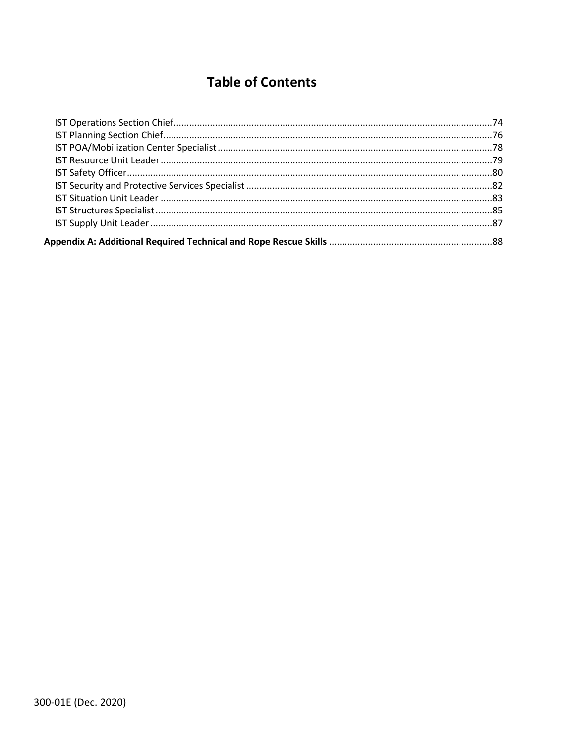# Table of Contents

- IST Operations Section Chief ... 74
- IST Planning Section Chief ... 76
- IST POA/Mobilization Center Specialist ... 78
- IST Resource Unit Leader ... 79
- IST Safety Officer ... 80
- IST Security and Protective Services Specialist ... 82
- IST Situation Unit Leader ... 83
- IST Structures Specialist ... 85
- IST Supply Unit Leader ... 87

**Appendix A: Additional Required Technical and Rope Rescue Skills** ... 88

300-01E (Dec. 2020)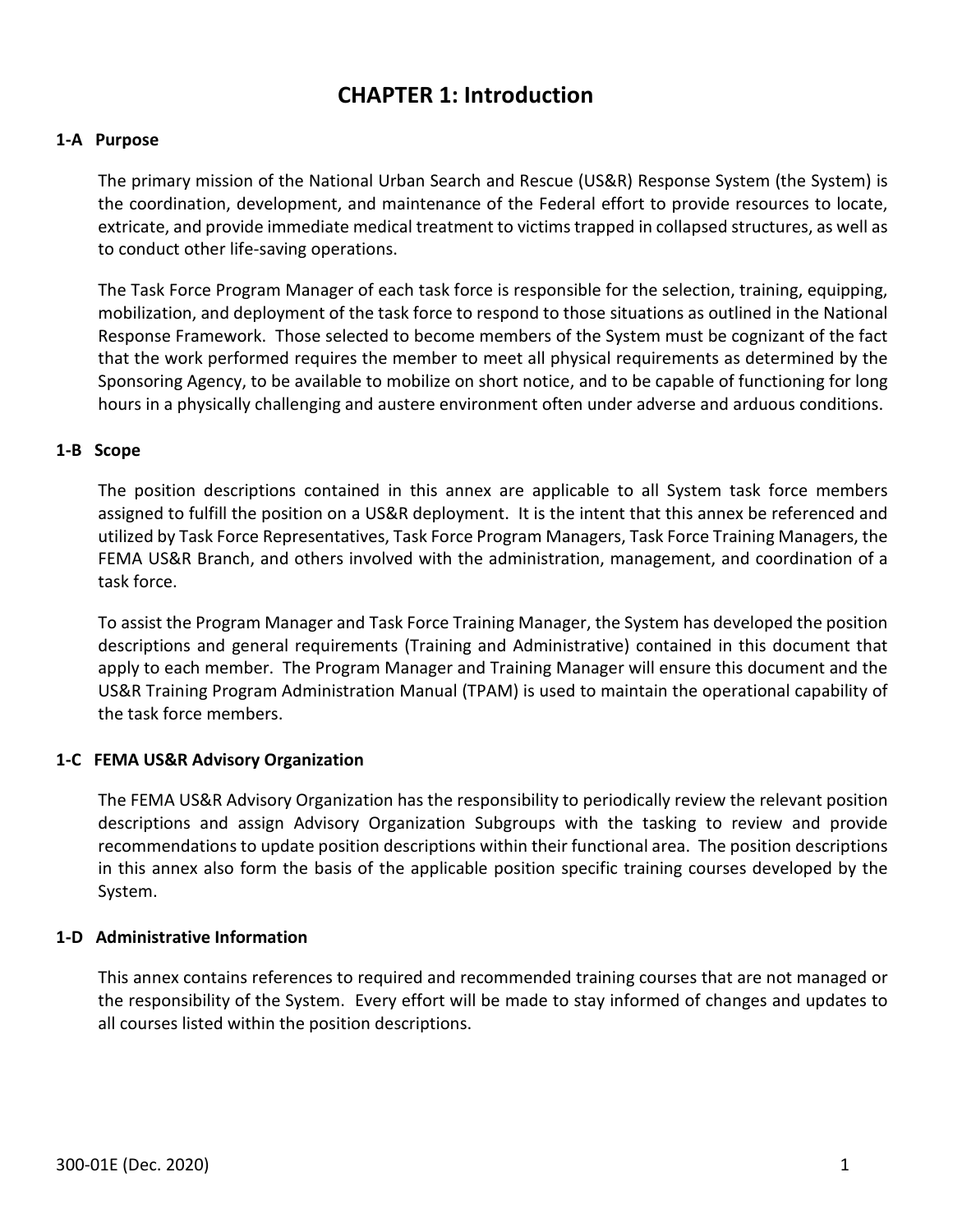# CHAPTER 1: Introduction

## 1-A Purpose

The primary mission of the National Urban Search and Rescue (US&R) Response System (the System) is the coordination, development, and maintenance of the Federal effort to provide resources to locate, extricate, and provide immediate medical treatment to victims trapped in collapsed structures, as well as to conduct other life-saving operations.

The Task Force Program Manager of each task force is responsible for the selection, training, equipping, mobilization, and deployment of the task force to respond to those situations as outlined in the National Response Framework. Those selected to become members of the System must be cognizant of the fact that the work performed requires the member to meet all physical requirements as determined by the Sponsoring Agency, to be available to mobilize on short notice, and to be capable of functioning for long hours in a physically challenging and austere environment often under adverse and arduous conditions.

## 1-B Scope

The position descriptions contained in this annex are applicable to all System task force members assigned to fulfill the position on a US&R deployment. It is the intent that this annex be referenced and utilized by Task Force Representatives, Task Force Program Managers, Task Force Training Managers, the FEMA US&R Branch, and others involved with the administration, management, and coordination of a task force.

To assist the Program Manager and Task Force Training Manager, the System has developed the position descriptions and general requirements (Training and Administrative) contained in this document that apply to each member. The Program Manager and Training Manager will ensure this document and the US&R Training Program Administration Manual (TPAM) is used to maintain the operational capability of the task force members.

## 1-C FEMA US&R Advisory Organization

The FEMA US&R Advisory Organization has the responsibility to periodically review the relevant position descriptions and assign Advisory Organization Subgroups with the tasking to review and provide recommendations to update position descriptions within their functional area. The position descriptions in this annex also form the basis of the applicable position specific training courses developed by the System.

## 1-D Administrative Information

This annex contains references to required and recommended training courses that are not managed or the responsibility of the System. Every effort will be made to stay informed of changes and updates to all courses listed within the position descriptions.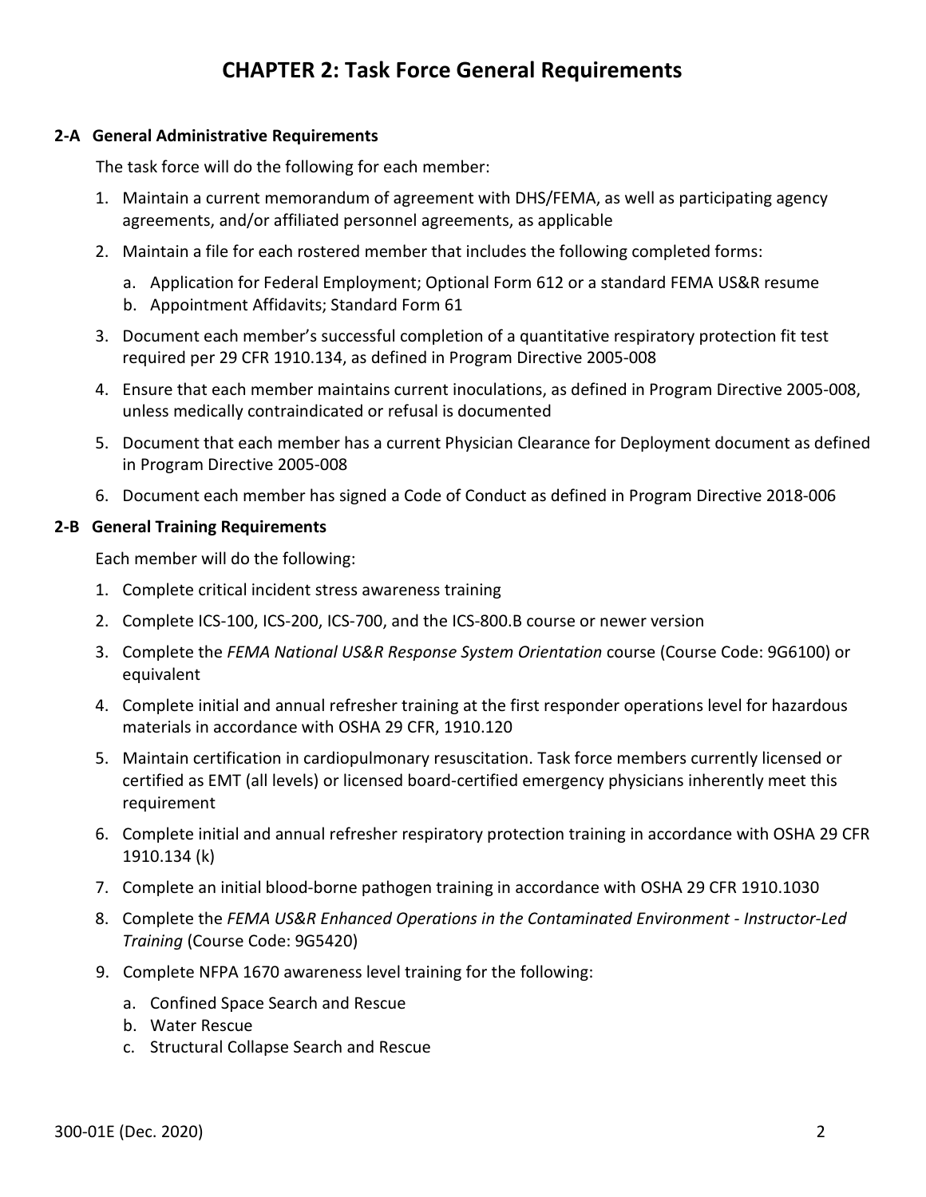# CHAPTER 2: Task Force General Requirements

## 2-A General Administrative Requirements

The task force will do the following for each member:

1. Maintain a current memorandum of agreement with DHS/FEMA, as well as participating agency agreements, and/or affiliated personnel agreements, as applicable
2. Maintain a file for each rostered member that includes the following completed forms:
   a. Application for Federal Employment; Optional Form 612 or a standard FEMA US&R resume
   b. Appointment Affidavits; Standard Form 61
3. Document each member's successful completion of a quantitative respiratory protection fit test required per 29 CFR 1910.134, as defined in Program Directive 2005-008
4. Ensure that each member maintains current inoculations, as defined in Program Directive 2005-008, unless medically contraindicated or refusal is documented
5. Document that each member has a current Physician Clearance for Deployment document as defined in Program Directive 2005-008
6. Document each member has signed a Code of Conduct as defined in Program Directive 2018-006

## 2-B General Training Requirements

Each member will do the following:

1. Complete critical incident stress awareness training
2. Complete ICS-100, ICS-200, ICS-700, and the ICS-800.B course or newer version
3. Complete the *FEMA National US&R Response System Orientation* course (Course Code: 9G6100) or equivalent
4. Complete initial and annual refresher training at the first responder operations level for hazardous materials in accordance with OSHA 29 CFR, 1910.120
5. Maintain certification in cardiopulmonary resuscitation. Task force members currently licensed or certified as EMT (all levels) or licensed board-certified emergency physicians inherently meet this requirement
6. Complete initial and annual refresher respiratory protection training in accordance with OSHA 29 CFR 1910.134 (k)
7. Complete an initial blood-borne pathogen training in accordance with OSHA 29 CFR 1910.1030
8. Complete the *FEMA US&R Enhanced Operations in the Contaminated Environment - Instructor-Led Training* (Course Code: 9G5420)
9. Complete NFPA 1670 awareness level training for the following:
   a. Confined Space Search and Rescue
   b. Water Rescue
   c. Structural Collapse Search and Rescue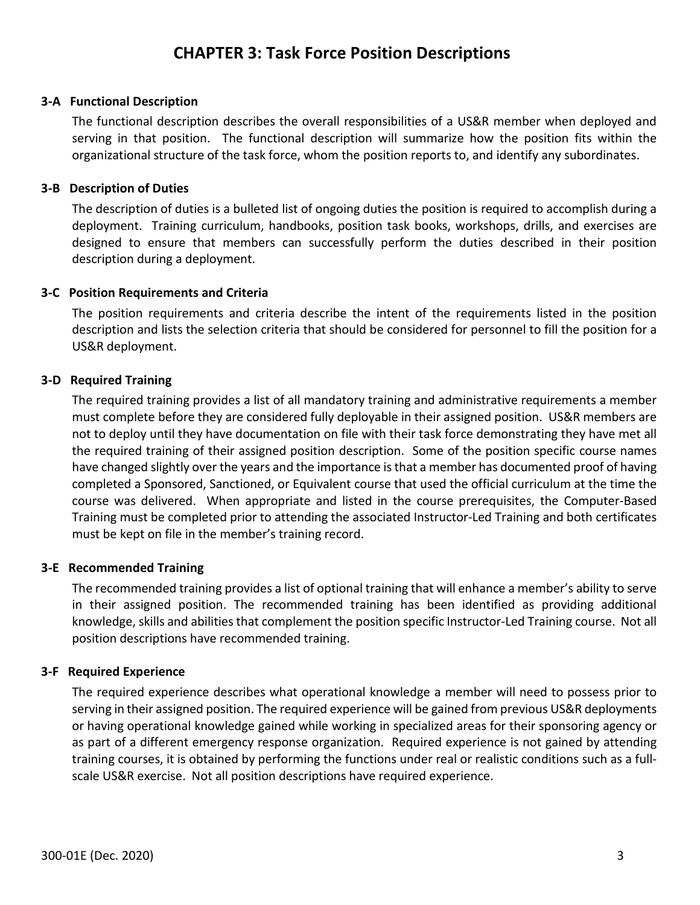# CHAPTER 3: Task Force Position Descriptions

## 3-A Functional Description

The functional description describes the overall responsibilities of a US&R member when deployed and serving in that position. The functional description will summarize how the position fits within the organizational structure of the task force, whom the position reports to, and identify any subordinates.

## 3-B Description of Duties

The description of duties is a bulleted list of ongoing duties the position is required to accomplish during a deployment. Training curriculum, handbooks, position task books, workshops, drills, and exercises are designed to ensure that members can successfully perform the duties described in their position description during a deployment.

## 3-C Position Requirements and Criteria

The position requirements and criteria describe the intent of the requirements listed in the position description and lists the selection criteria that should be considered for personnel to fill the position for a US&R deployment.

## 3-D Required Training

The required training provides a list of all mandatory training and administrative requirements a member must complete before they are considered fully deployable in their assigned position. US&R members are not to deploy until they have documentation on file with their task force demonstrating they have met all the required training of their assigned position description. Some of the position specific course names have changed slightly over the years and the importance is that a member has documented proof of having completed a Sponsored, Sanctioned, or Equivalent course that used the official curriculum at the time the course was delivered. When appropriate and listed in the course prerequisites, the Computer-Based Training must be completed prior to attending the associated Instructor-Led Training and both certificates must be kept on file in the member's training record.

## 3-E Recommended Training

The recommended training provides a list of optional training that will enhance a member's ability to serve in their assigned position. The recommended training has been identified as providing additional knowledge, skills and abilities that complement the position specific Instructor-Led Training course. Not all position descriptions have recommended training.

## 3-F Required Experience

The required experience describes what operational knowledge a member will need to possess prior to serving in their assigned position. The required experience will be gained from previous US&R deployments or having operational knowledge gained while working in specialized areas for their sponsoring agency or as part of a different emergency response organization. Required experience is not gained by attending training courses, it is obtained by performing the functions under real or realistic conditions such as a full-scale US&R exercise. Not all position descriptions have required experience.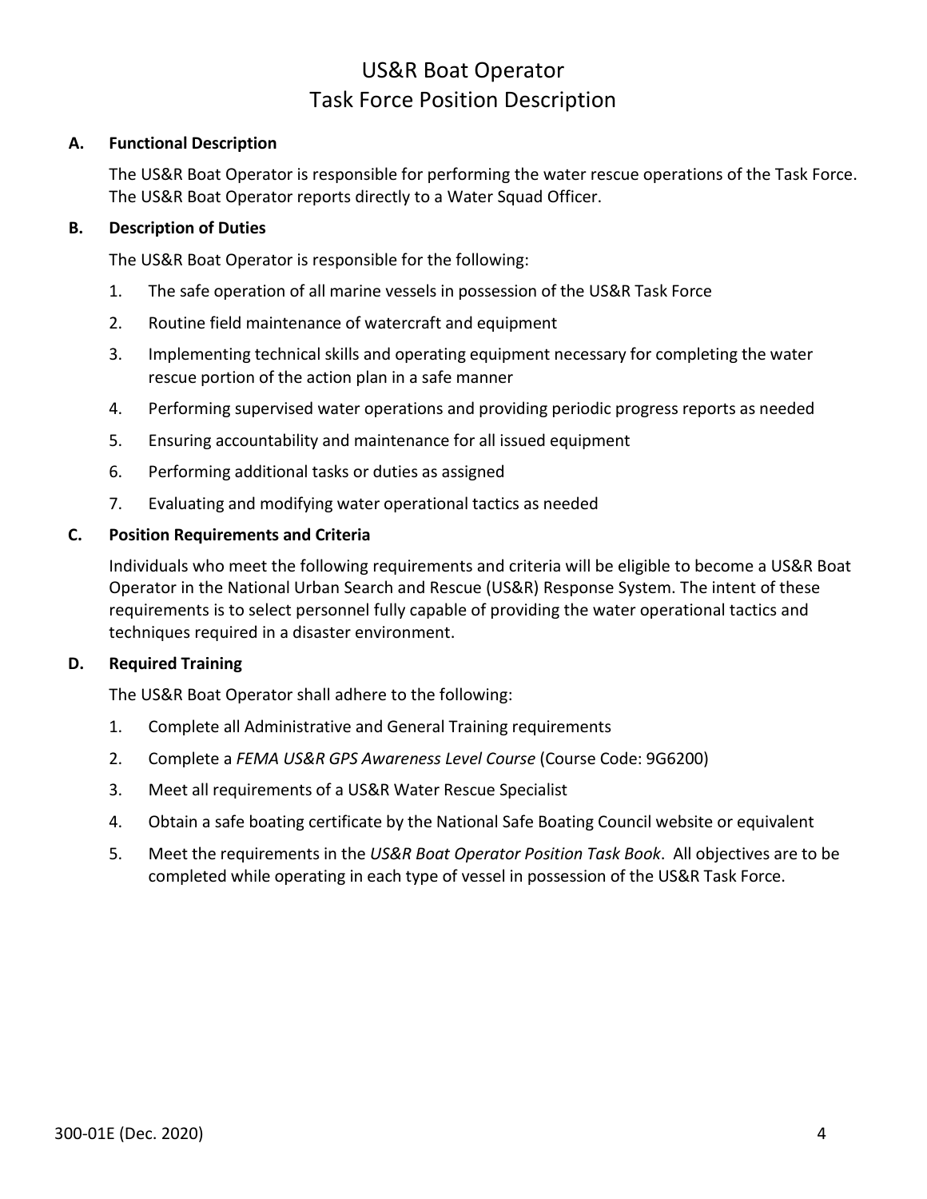# US&R Boat Operator
# Task Force Position Description

## A. Functional Description

The US&R Boat Operator is responsible for performing the water rescue operations of the Task Force. The US&R Boat Operator reports directly to a Water Squad Officer.

## B. Description of Duties

The US&R Boat Operator is responsible for the following:

1. The safe operation of all marine vessels in possession of the US&R Task Force
2. Routine field maintenance of watercraft and equipment
3. Implementing technical skills and operating equipment necessary for completing the water rescue portion of the action plan in a safe manner
4. Performing supervised water operations and providing periodic progress reports as needed
5. Ensuring accountability and maintenance for all issued equipment
6. Performing additional tasks or duties as assigned
7. Evaluating and modifying water operational tactics as needed

## C. Position Requirements and Criteria

Individuals who meet the following requirements and criteria will be eligible to become a US&R Boat Operator in the National Urban Search and Rescue (US&R) Response System. The intent of these requirements is to select personnel fully capable of providing the water operational tactics and techniques required in a disaster environment.

## D. Required Training

The US&R Boat Operator shall adhere to the following:

1. Complete all Administrative and General Training requirements
2. Complete a *FEMA US&R GPS Awareness Level Course* (Course Code: 9G6200)
3. Meet all requirements of a US&R Water Rescue Specialist
4. Obtain a safe boating certificate by the National Safe Boating Council website or equivalent
5. Meet the requirements in the *US&R Boat Operator Position Task Book*. All objectives are to be completed while operating in each type of vessel in possession of the US&R Task Force.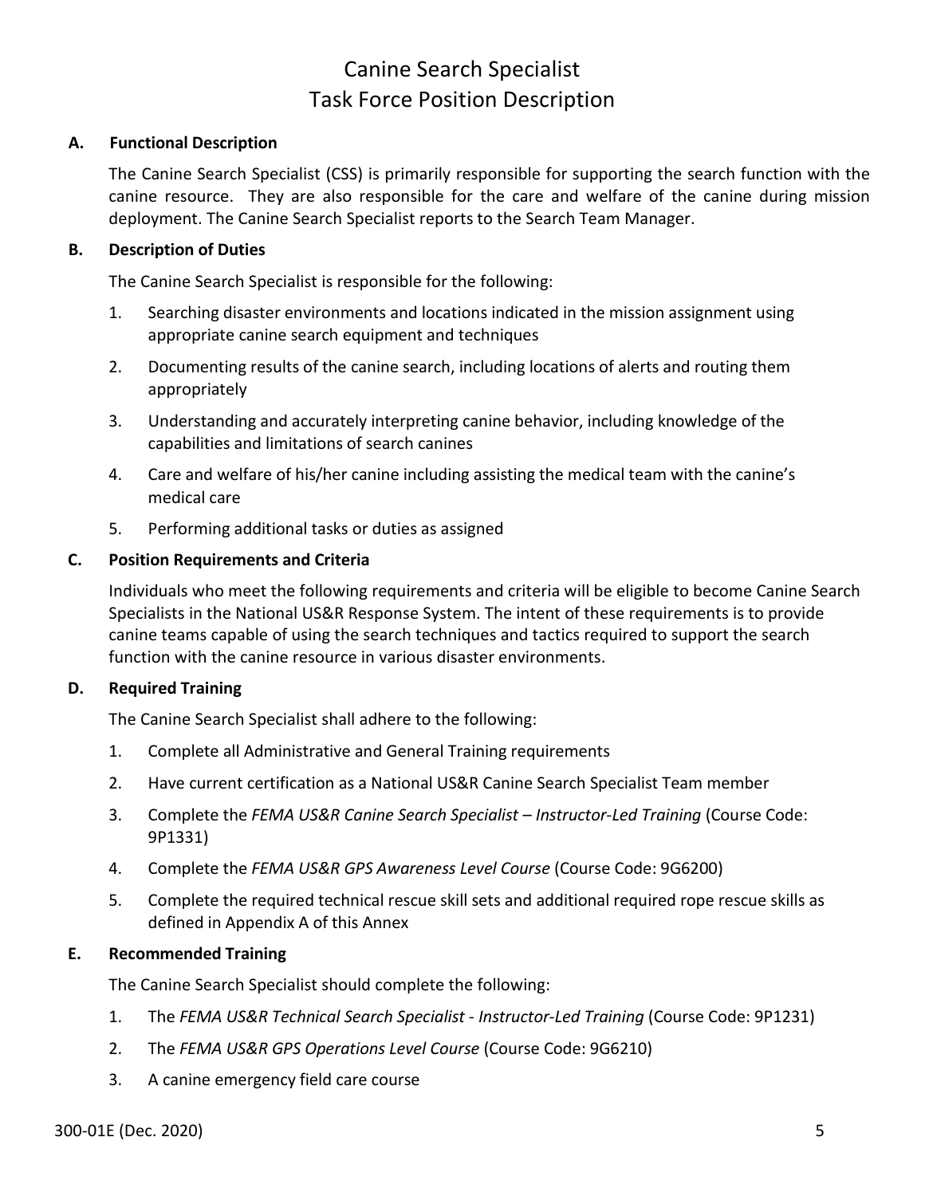# Canine Search Specialist
# Task Force Position Description

## A. Functional Description

The Canine Search Specialist (CSS) is primarily responsible for supporting the search function with the canine resource. They are also responsible for the care and welfare of the canine during mission deployment. The Canine Search Specialist reports to the Search Team Manager.

## B. Description of Duties

The Canine Search Specialist is responsible for the following:

1. Searching disaster environments and locations indicated in the mission assignment using appropriate canine search equipment and techniques
2. Documenting results of the canine search, including locations of alerts and routing them appropriately
3. Understanding and accurately interpreting canine behavior, including knowledge of the capabilities and limitations of search canines
4. Care and welfare of his/her canine including assisting the medical team with the canine's medical care
5. Performing additional tasks or duties as assigned

## C. Position Requirements and Criteria

Individuals who meet the following requirements and criteria will be eligible to become Canine Search Specialists in the National US&R Response System. The intent of these requirements is to provide canine teams capable of using the search techniques and tactics required to support the search function with the canine resource in various disaster environments.

## D. Required Training

The Canine Search Specialist shall adhere to the following:

1. Complete all Administrative and General Training requirements
2. Have current certification as a National US&R Canine Search Specialist Team member
3. Complete the *FEMA US&R Canine Search Specialist – Instructor-Led Training* (Course Code: 9P1331)
4. Complete the *FEMA US&R GPS Awareness Level Course* (Course Code: 9G6200)
5. Complete the required technical rescue skill sets and additional required rope rescue skills as defined in Appendix A of this Annex

## E. Recommended Training

The Canine Search Specialist should complete the following:

1. The *FEMA US&R Technical Search Specialist - Instructor-Led Training* (Course Code: 9P1231)
2. The *FEMA US&R GPS Operations Level Course* (Course Code: 9G6210)
3. A canine emergency field care course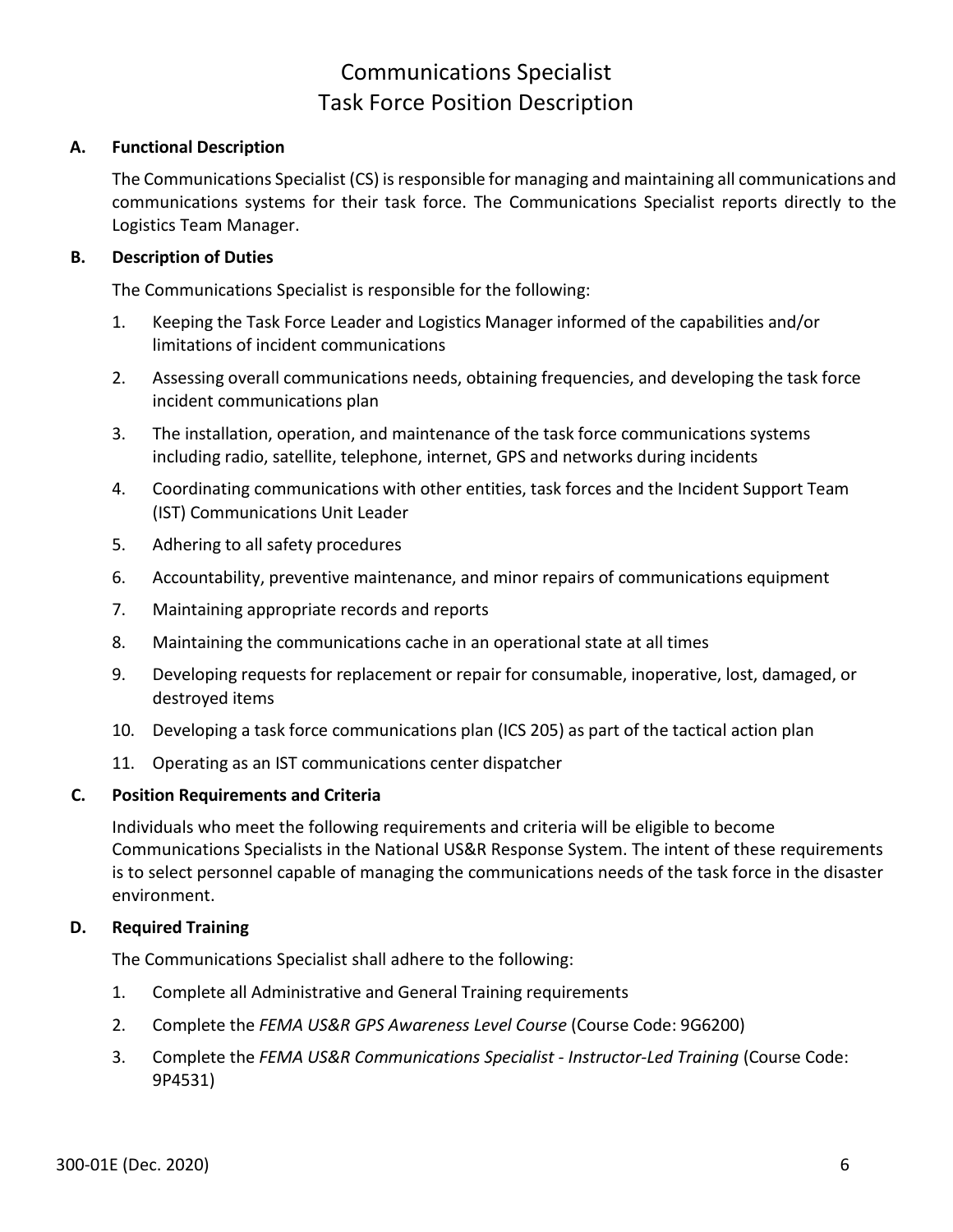# Communications Specialist
# Task Force Position Description

## A. Functional Description

The Communications Specialist (CS) is responsible for managing and maintaining all communications and communications systems for their task force. The Communications Specialist reports directly to the Logistics Team Manager.

## B. Description of Duties

The Communications Specialist is responsible for the following:

1. Keeping the Task Force Leader and Logistics Manager informed of the capabilities and/or limitations of incident communications
2. Assessing overall communications needs, obtaining frequencies, and developing the task force incident communications plan
3. The installation, operation, and maintenance of the task force communications systems including radio, satellite, telephone, internet, GPS and networks during incidents
4. Coordinating communications with other entities, task forces and the Incident Support Team (IST) Communications Unit Leader
5. Adhering to all safety procedures
6. Accountability, preventive maintenance, and minor repairs of communications equipment
7. Maintaining appropriate records and reports
8. Maintaining the communications cache in an operational state at all times
9. Developing requests for replacement or repair for consumable, inoperative, lost, damaged, or destroyed items
10. Developing a task force communications plan (ICS 205) as part of the tactical action plan
11. Operating as an IST communications center dispatcher

## C. Position Requirements and Criteria

Individuals who meet the following requirements and criteria will be eligible to become Communications Specialists in the National US&R Response System. The intent of these requirements is to select personnel capable of managing the communications needs of the task force in the disaster environment.

## D. Required Training

The Communications Specialist shall adhere to the following:

1. Complete all Administrative and General Training requirements
2. Complete the *FEMA US&R GPS Awareness Level Course* (Course Code: 9G6200)
3. Complete the *FEMA US&R Communications Specialist - Instructor-Led Training* (Course Code: 9P4531)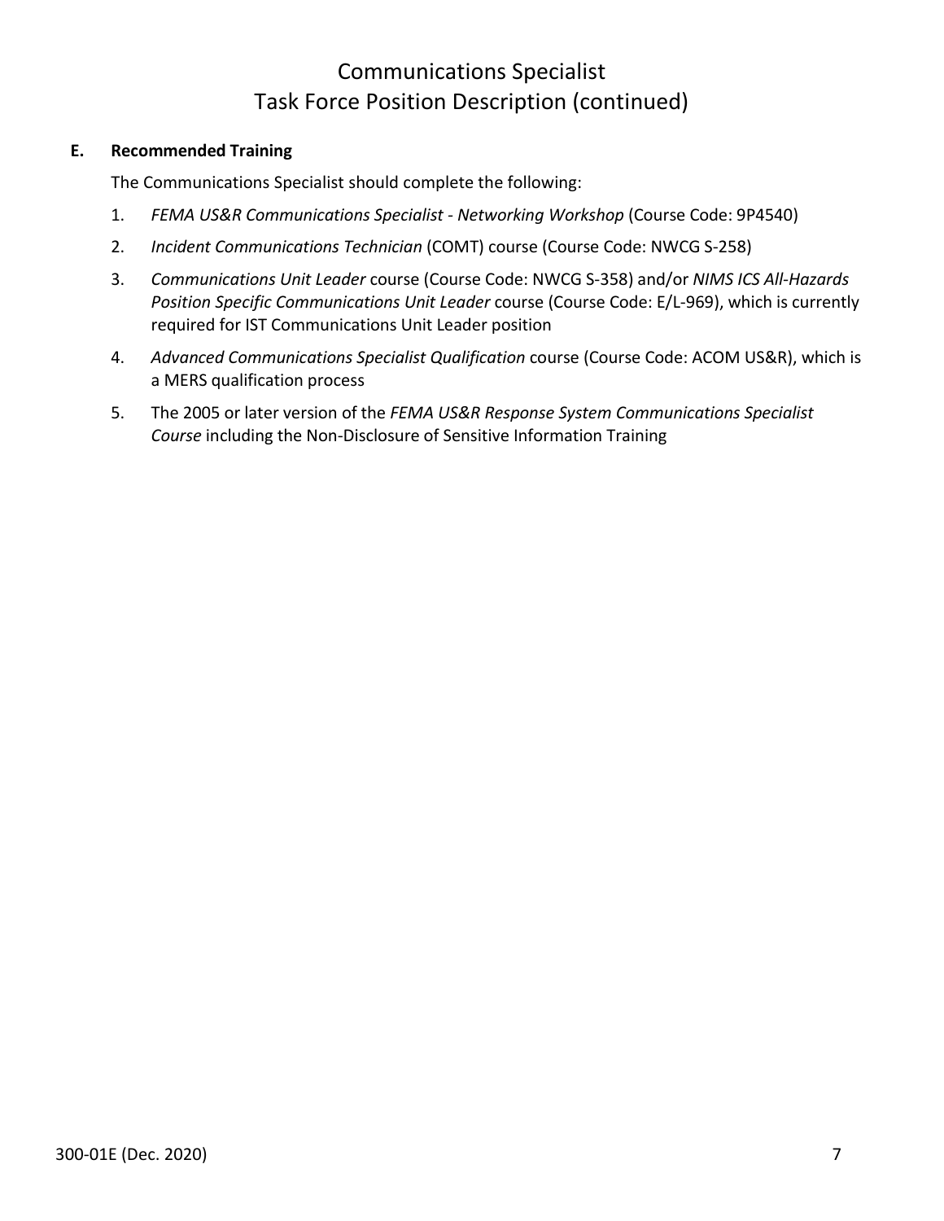# Communications Specialist
# Task Force Position Description (continued)

**E. Recommended Training**

The Communications Specialist should complete the following:

1. *FEMA US&R Communications Specialist - Networking Workshop* (Course Code: 9P4540)
2. *Incident Communications Technician* (COMT) course (Course Code: NWCG S-258)
3. *Communications Unit Leader* course (Course Code: NWCG S-358) and/or *NIMS ICS All-Hazards Position Specific Communications Unit Leader* course (Course Code: E/L-969), which is currently required for IST Communications Unit Leader position
4. *Advanced Communications Specialist Qualification* course (Course Code: ACOM US&R), which is a MERS qualification process
5. The 2005 or later version of the *FEMA US&R Response System Communications Specialist Course* including the Non-Disclosure of Sensitive Information Training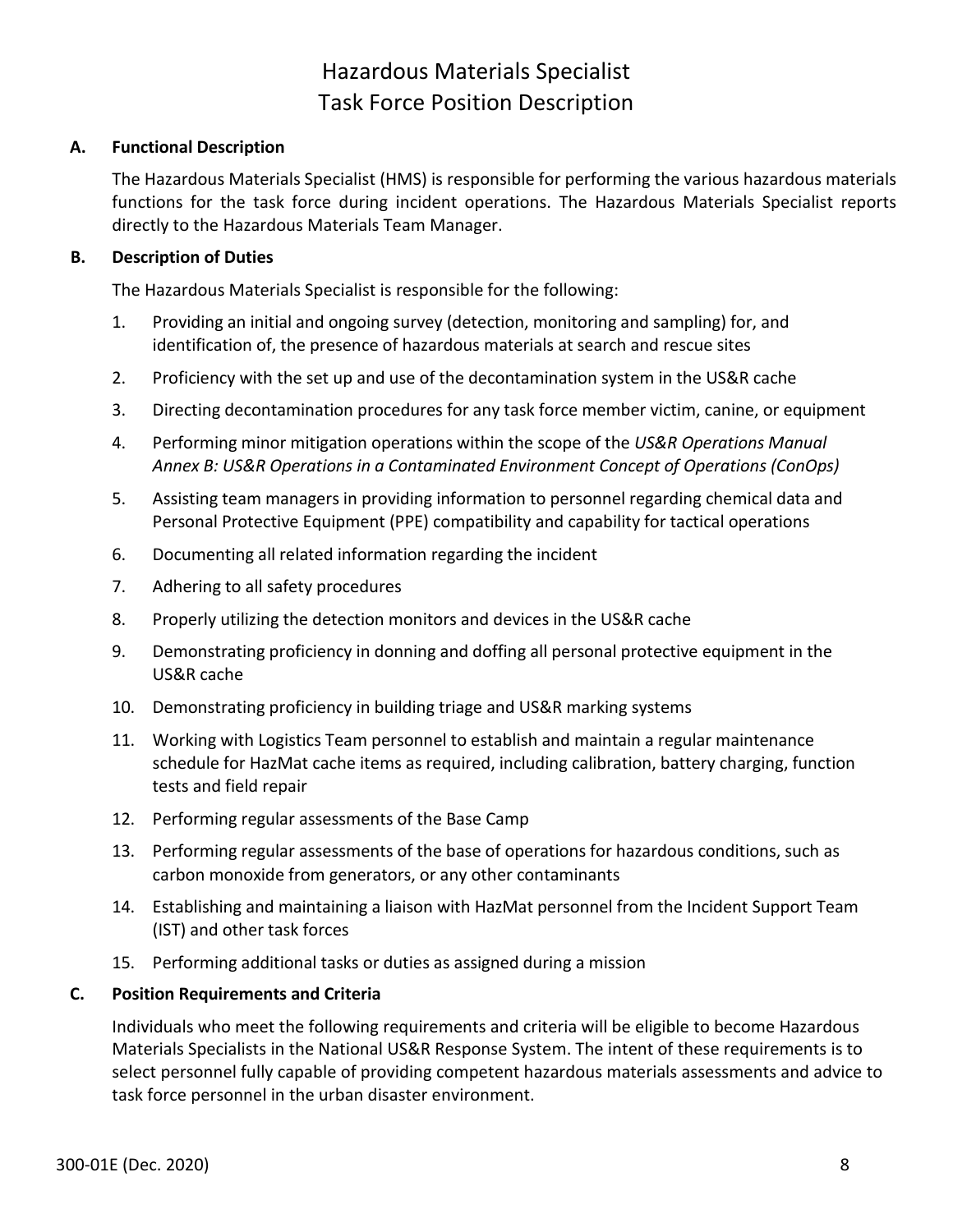# Hazardous Materials Specialist
# Task Force Position Description

## A. Functional Description

The Hazardous Materials Specialist (HMS) is responsible for performing the various hazardous materials functions for the task force during incident operations. The Hazardous Materials Specialist reports directly to the Hazardous Materials Team Manager.

## B. Description of Duties

The Hazardous Materials Specialist is responsible for the following:

1. Providing an initial and ongoing survey (detection, monitoring and sampling) for, and identification of, the presence of hazardous materials at search and rescue sites
2. Proficiency with the set up and use of the decontamination system in the US&R cache
3. Directing decontamination procedures for any task force member victim, canine, or equipment
4. Performing minor mitigation operations within the scope of the *US&R Operations Manual Annex B: US&R Operations in a Contaminated Environment Concept of Operations (ConOps)*
5. Assisting team managers in providing information to personnel regarding chemical data and Personal Protective Equipment (PPE) compatibility and capability for tactical operations
6. Documenting all related information regarding the incident
7. Adhering to all safety procedures
8. Properly utilizing the detection monitors and devices in the US&R cache
9. Demonstrating proficiency in donning and doffing all personal protective equipment in the US&R cache
10. Demonstrating proficiency in building triage and US&R marking systems
11. Working with Logistics Team personnel to establish and maintain a regular maintenance schedule for HazMat cache items as required, including calibration, battery charging, function tests and field repair
12. Performing regular assessments of the Base Camp
13. Performing regular assessments of the base of operations for hazardous conditions, such as carbon monoxide from generators, or any other contaminants
14. Establishing and maintaining a liaison with HazMat personnel from the Incident Support Team (IST) and other task forces
15. Performing additional tasks or duties as assigned during a mission

## C. Position Requirements and Criteria

Individuals who meet the following requirements and criteria will be eligible to become Hazardous Materials Specialists in the National US&R Response System. The intent of these requirements is to select personnel fully capable of providing competent hazardous materials assessments and advice to task force personnel in the urban disaster environment.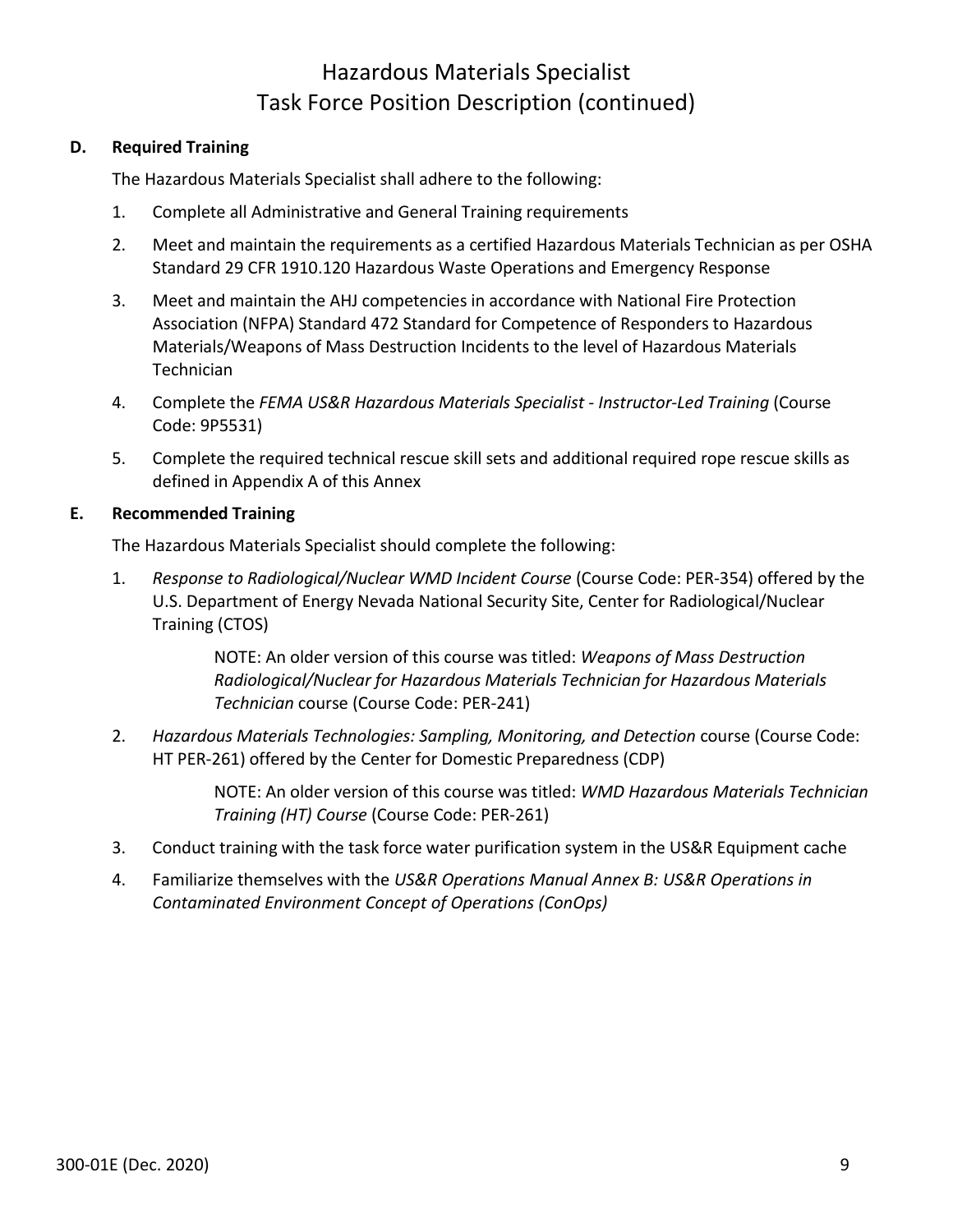# Hazardous Materials Specialist
# Task Force Position Description (continued)

**D. Required Training**

The Hazardous Materials Specialist shall adhere to the following:

1. Complete all Administrative and General Training requirements
2. Meet and maintain the requirements as a certified Hazardous Materials Technician as per OSHA Standard 29 CFR 1910.120 Hazardous Waste Operations and Emergency Response
3. Meet and maintain the AHJ competencies in accordance with National Fire Protection Association (NFPA) Standard 472 Standard for Competence of Responders to Hazardous Materials/Weapons of Mass Destruction Incidents to the level of Hazardous Materials Technician
4. Complete the *FEMA US&R Hazardous Materials Specialist - Instructor-Led Training* (Course Code: 9P5531)
5. Complete the required technical rescue skill sets and additional required rope rescue skills as defined in Appendix A of this Annex

**E. Recommended Training**

The Hazardous Materials Specialist should complete the following:

1. *Response to Radiological/Nuclear WMD Incident Course* (Course Code: PER-354) offered by the U.S. Department of Energy Nevada National Security Site, Center for Radiological/Nuclear Training (CTOS)

   NOTE: An older version of this course was titled: *Weapons of Mass Destruction Radiological/Nuclear for Hazardous Materials Technician for Hazardous Materials Technician* course (Course Code: PER-241)

2. *Hazardous Materials Technologies: Sampling, Monitoring, and Detection* course (Course Code: HT PER-261) offered by the Center for Domestic Preparedness (CDP)

   NOTE: An older version of this course was titled: *WMD Hazardous Materials Technician Training (HT) Course* (Course Code: PER-261)

3. Conduct training with the task force water purification system in the US&R Equipment cache
4. Familiarize themselves with the *US&R Operations Manual Annex B: US&R Operations in Contaminated Environment Concept of Operations (ConOps)*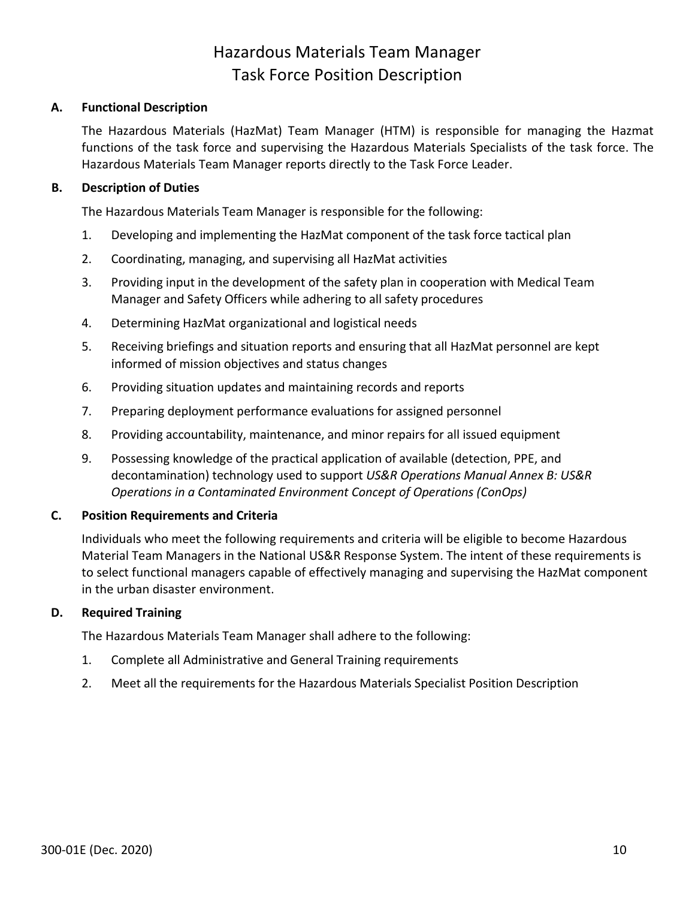# Hazardous Materials Team Manager
# Task Force Position Description

## A. Functional Description

The Hazardous Materials (HazMat) Team Manager (HTM) is responsible for managing the Hazmat functions of the task force and supervising the Hazardous Materials Specialists of the task force. The Hazardous Materials Team Manager reports directly to the Task Force Leader.

## B. Description of Duties

The Hazardous Materials Team Manager is responsible for the following:

1. Developing and implementing the HazMat component of the task force tactical plan
2. Coordinating, managing, and supervising all HazMat activities
3. Providing input in the development of the safety plan in cooperation with Medical Team Manager and Safety Officers while adhering to all safety procedures
4. Determining HazMat organizational and logistical needs
5. Receiving briefings and situation reports and ensuring that all HazMat personnel are kept informed of mission objectives and status changes
6. Providing situation updates and maintaining records and reports
7. Preparing deployment performance evaluations for assigned personnel
8. Providing accountability, maintenance, and minor repairs for all issued equipment
9. Possessing knowledge of the practical application of available (detection, PPE, and decontamination) technology used to support *US&R Operations Manual Annex B: US&R Operations in a Contaminated Environment Concept of Operations (ConOps)*

## C. Position Requirements and Criteria

Individuals who meet the following requirements and criteria will be eligible to become Hazardous Material Team Managers in the National US&R Response System. The intent of these requirements is to select functional managers capable of effectively managing and supervising the HazMat component in the urban disaster environment.

## D. Required Training

The Hazardous Materials Team Manager shall adhere to the following:

1. Complete all Administrative and General Training requirements
2. Meet all the requirements for the Hazardous Materials Specialist Position Description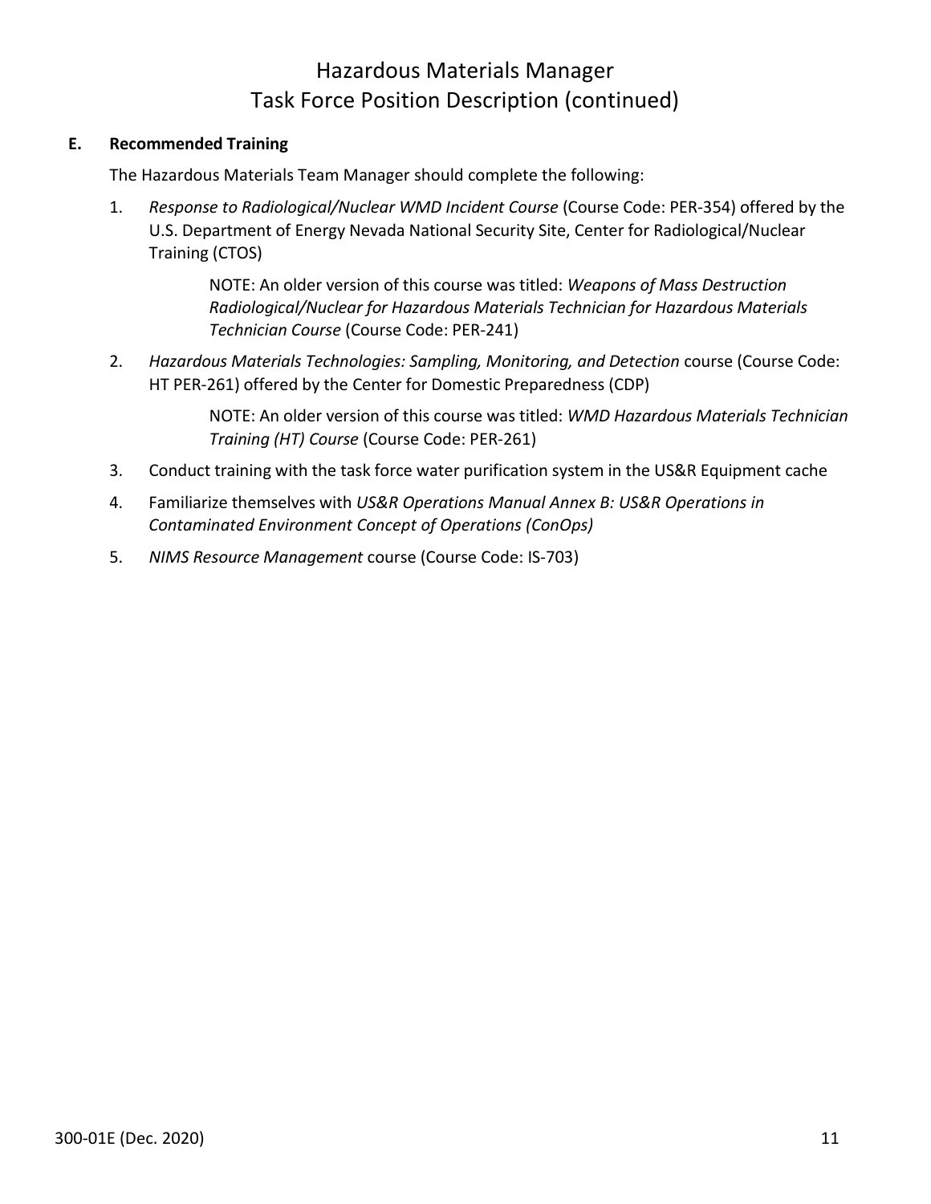# Hazardous Materials Manager
# Task Force Position Description (continued)

**E. Recommended Training**

The Hazardous Materials Team Manager should complete the following:

1. *Response to Radiological/Nuclear WMD Incident Course* (Course Code: PER-354) offered by the U.S. Department of Energy Nevada National Security Site, Center for Radiological/Nuclear Training (CTOS)

   NOTE: An older version of this course was titled: *Weapons of Mass Destruction Radiological/Nuclear for Hazardous Materials Technician for Hazardous Materials Technician Course* (Course Code: PER-241)

2. *Hazardous Materials Technologies: Sampling, Monitoring, and Detection* course (Course Code: HT PER-261) offered by the Center for Domestic Preparedness (CDP)

   NOTE: An older version of this course was titled: *WMD Hazardous Materials Technician Training (HT) Course* (Course Code: PER-261)

3. Conduct training with the task force water purification system in the US&R Equipment cache
4. Familiarize themselves with *US&R Operations Manual Annex B: US&R Operations in Contaminated Environment Concept of Operations (ConOps)*
5. *NIMS Resource Management* course (Course Code: IS-703)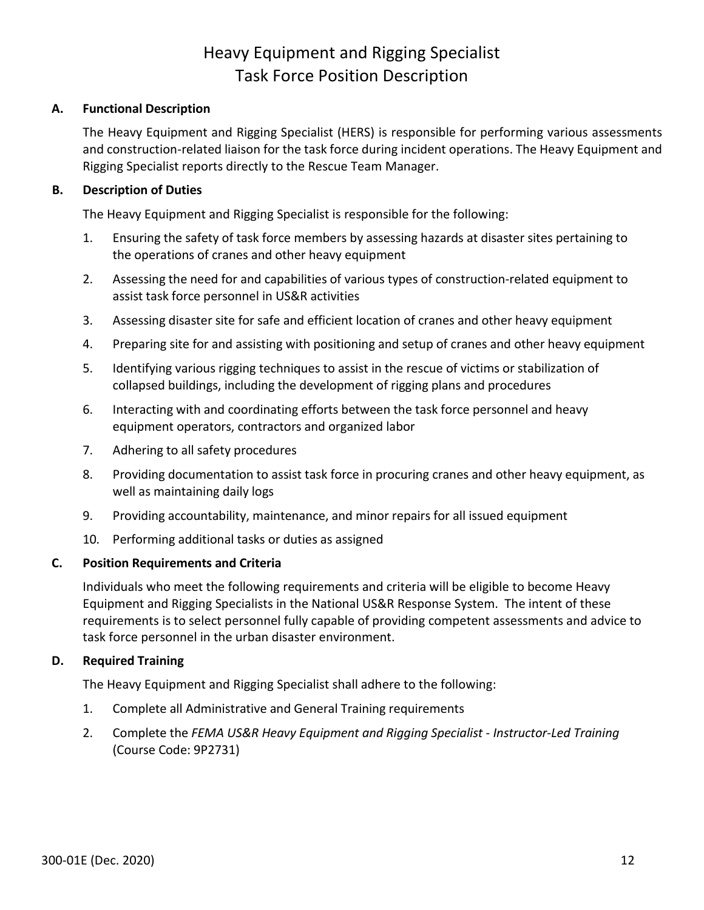# Heavy Equipment and Rigging Specialist
# Task Force Position Description

## A. Functional Description

The Heavy Equipment and Rigging Specialist (HERS) is responsible for performing various assessments and construction-related liaison for the task force during incident operations. The Heavy Equipment and Rigging Specialist reports directly to the Rescue Team Manager.

## B. Description of Duties

The Heavy Equipment and Rigging Specialist is responsible for the following:

1. Ensuring the safety of task force members by assessing hazards at disaster sites pertaining to the operations of cranes and other heavy equipment
2. Assessing the need for and capabilities of various types of construction-related equipment to assist task force personnel in US&R activities
3. Assessing disaster site for safe and efficient location of cranes and other heavy equipment
4. Preparing site for and assisting with positioning and setup of cranes and other heavy equipment
5. Identifying various rigging techniques to assist in the rescue of victims or stabilization of collapsed buildings, including the development of rigging plans and procedures
6. Interacting with and coordinating efforts between the task force personnel and heavy equipment operators, contractors and organized labor
7. Adhering to all safety procedures
8. Providing documentation to assist task force in procuring cranes and other heavy equipment, as well as maintaining daily logs
9. Providing accountability, maintenance, and minor repairs for all issued equipment
10. Performing additional tasks or duties as assigned

## C. Position Requirements and Criteria

Individuals who meet the following requirements and criteria will be eligible to become Heavy Equipment and Rigging Specialists in the National US&R Response System. The intent of these requirements is to select personnel fully capable of providing competent assessments and advice to task force personnel in the urban disaster environment.

## D. Required Training

The Heavy Equipment and Rigging Specialist shall adhere to the following:

1. Complete all Administrative and General Training requirements
2. Complete the *FEMA US&R Heavy Equipment and Rigging Specialist - Instructor-Led Training* (Course Code: 9P2731)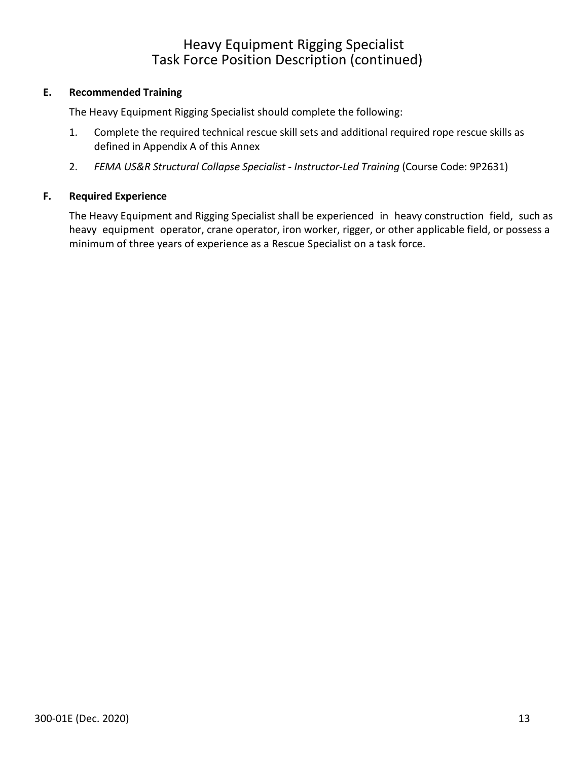# Heavy Equipment Rigging Specialist
# Task Force Position Description (continued)

**E. Recommended Training**

The Heavy Equipment Rigging Specialist should complete the following:

1. Complete the required technical rescue skill sets and additional required rope rescue skills as defined in Appendix A of this Annex
2. *FEMA US&R Structural Collapse Specialist - Instructor-Led Training* (Course Code: 9P2631)

**F. Required Experience**

The Heavy Equipment and Rigging Specialist shall be experienced in heavy construction field, such as heavy equipment operator, crane operator, iron worker, rigger, or other applicable field, or possess a minimum of three years of experience as a Rescue Specialist on a task force.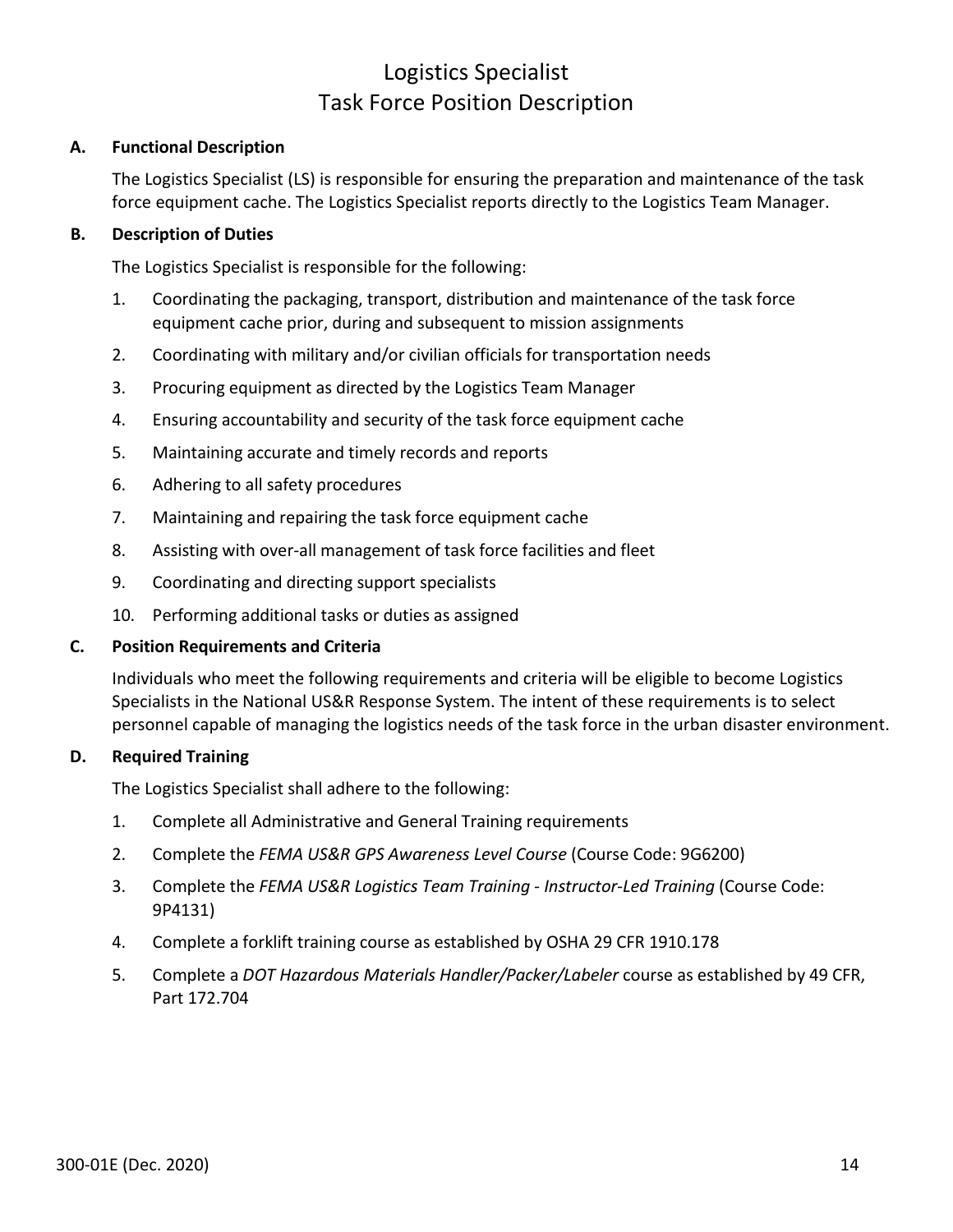# Logistics Specialist
# Task Force Position Description

## A. Functional Description

The Logistics Specialist (LS) is responsible for ensuring the preparation and maintenance of the task force equipment cache. The Logistics Specialist reports directly to the Logistics Team Manager.

## B. Description of Duties

The Logistics Specialist is responsible for the following:

1. Coordinating the packaging, transport, distribution and maintenance of the task force equipment cache prior, during and subsequent to mission assignments
2. Coordinating with military and/or civilian officials for transportation needs
3. Procuring equipment as directed by the Logistics Team Manager
4. Ensuring accountability and security of the task force equipment cache
5. Maintaining accurate and timely records and reports
6. Adhering to all safety procedures
7. Maintaining and repairing the task force equipment cache
8. Assisting with over-all management of task force facilities and fleet
9. Coordinating and directing support specialists
10. Performing additional tasks or duties as assigned

## C. Position Requirements and Criteria

Individuals who meet the following requirements and criteria will be eligible to become Logistics Specialists in the National US&R Response System. The intent of these requirements is to select personnel capable of managing the logistics needs of the task force in the urban disaster environment.

## D. Required Training

The Logistics Specialist shall adhere to the following:

1. Complete all Administrative and General Training requirements
2. Complete the *FEMA US&R GPS Awareness Level Course* (Course Code: 9G6200)
3. Complete the *FEMA US&R Logistics Team Training - Instructor-Led Training* (Course Code: 9P4131)
4. Complete a forklift training course as established by OSHA 29 CFR 1910.178
5. Complete a *DOT Hazardous Materials Handler/Packer/Labeler* course as established by 49 CFR, Part 172.704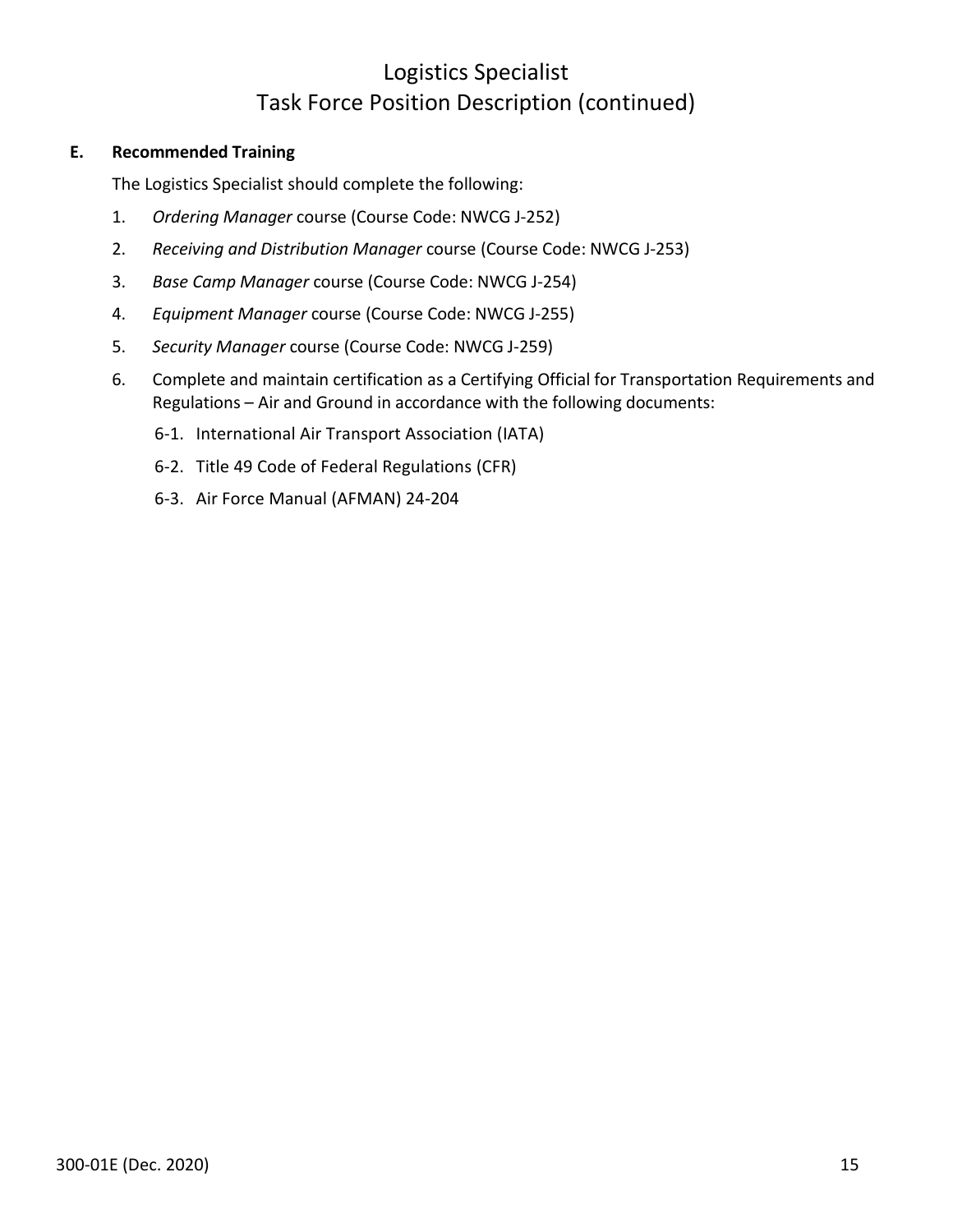# Logistics Specialist
# Task Force Position Description (continued)

**E. Recommended Training**

The Logistics Specialist should complete the following:

1. *Ordering Manager* course (Course Code: NWCG J-252)
2. *Receiving and Distribution Manager* course (Course Code: NWCG J-253)
3. *Base Camp Manager* course (Course Code: NWCG J-254)
4. *Equipment Manager* course (Course Code: NWCG J-255)
5. *Security Manager* course (Course Code: NWCG J-259)
6. Complete and maintain certification as a Certifying Official for Transportation Requirements and Regulations – Air and Ground in accordance with the following documents:
   - 6-1. International Air Transport Association (IATA)
   - 6-2. Title 49 Code of Federal Regulations (CFR)
   - 6-3. Air Force Manual (AFMAN) 24-204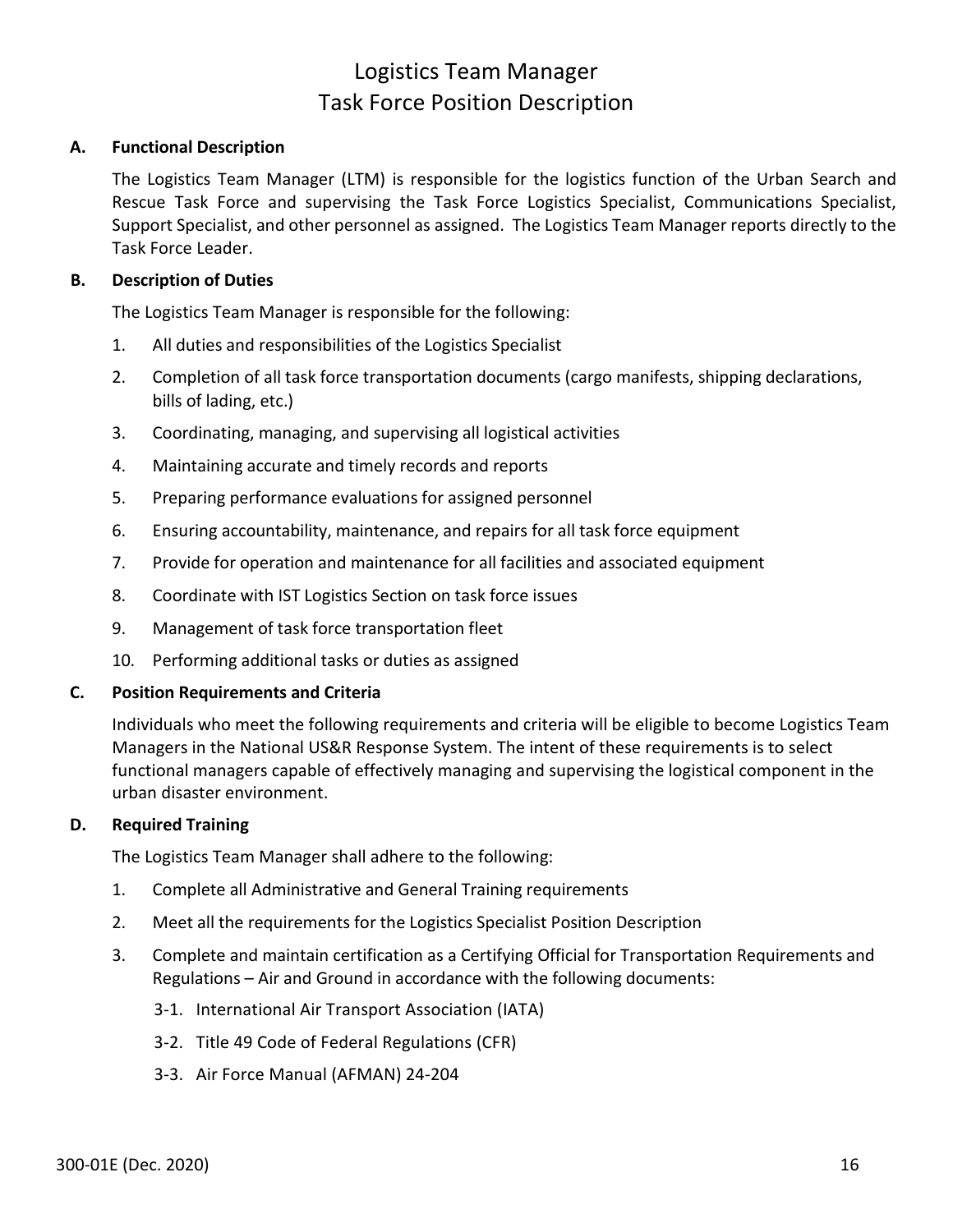# Logistics Team Manager
# Task Force Position Description

**A. Functional Description**

The Logistics Team Manager (LTM) is responsible for the logistics function of the Urban Search and Rescue Task Force and supervising the Task Force Logistics Specialist, Communications Specialist, Support Specialist, and other personnel as assigned. The Logistics Team Manager reports directly to the Task Force Leader.

**B. Description of Duties**

The Logistics Team Manager is responsible for the following:

1. All duties and responsibilities of the Logistics Specialist
2. Completion of all task force transportation documents (cargo manifests, shipping declarations, bills of lading, etc.)
3. Coordinating, managing, and supervising all logistical activities
4. Maintaining accurate and timely records and reports
5. Preparing performance evaluations for assigned personnel
6. Ensuring accountability, maintenance, and repairs for all task force equipment
7. Provide for operation and maintenance for all facilities and associated equipment
8. Coordinate with IST Logistics Section on task force issues
9. Management of task force transportation fleet
10. Performing additional tasks or duties as assigned

**C. Position Requirements and Criteria**

Individuals who meet the following requirements and criteria will be eligible to become Logistics Team Managers in the National US&R Response System. The intent of these requirements is to select functional managers capable of effectively managing and supervising the logistical component in the urban disaster environment.

**D. Required Training**

The Logistics Team Manager shall adhere to the following:

1. Complete all Administrative and General Training requirements
2. Meet all the requirements for the Logistics Specialist Position Description
3. Complete and maintain certification as a Certifying Official for Transportation Requirements and Regulations – Air and Ground in accordance with the following documents:
   - 3-1. International Air Transport Association (IATA)
   - 3-2. Title 49 Code of Federal Regulations (CFR)
   - 3-3. Air Force Manual (AFMAN) 24-204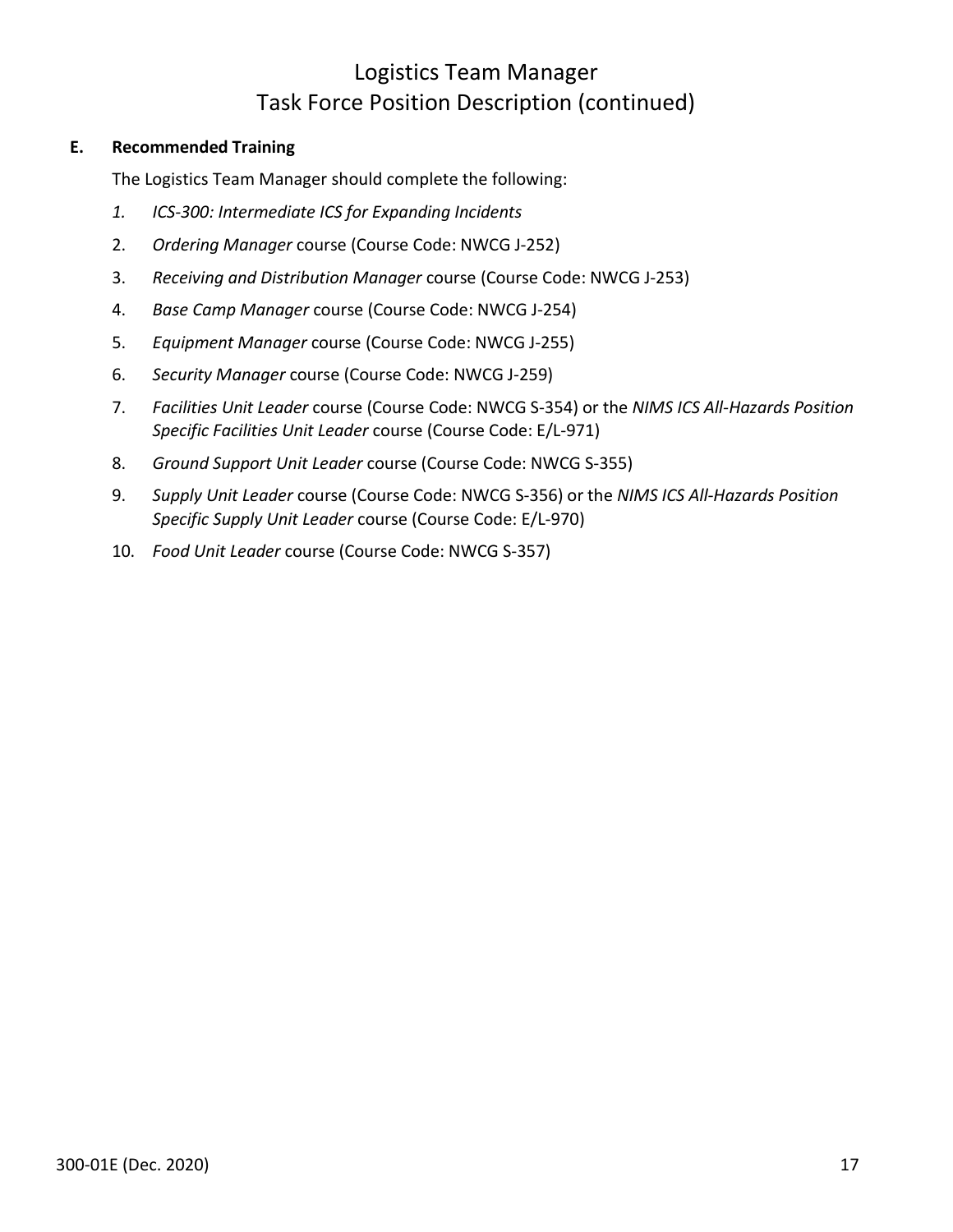# Logistics Team Manager
# Task Force Position Description (continued)

**E. Recommended Training**

The Logistics Team Manager should complete the following:

1. *ICS-300: Intermediate ICS for Expanding Incidents*
2. *Ordering Manager* course (Course Code: NWCG J-252)
3. *Receiving and Distribution Manager* course (Course Code: NWCG J-253)
4. *Base Camp Manager* course (Course Code: NWCG J-254)
5. *Equipment Manager* course (Course Code: NWCG J-255)
6. *Security Manager* course (Course Code: NWCG J-259)
7. *Facilities Unit Leader* course (Course Code: NWCG S-354) or the *NIMS ICS All-Hazards Position Specific Facilities Unit Leader* course (Course Code: E/L-971)
8. *Ground Support Unit Leader* course (Course Code: NWCG S-355)
9. *Supply Unit Leader* course (Course Code: NWCG S-356) or the *NIMS ICS All-Hazards Position Specific Supply Unit Leader* course (Course Code: E/L-970)
10. *Food Unit Leader* course (Course Code: NWCG S-357)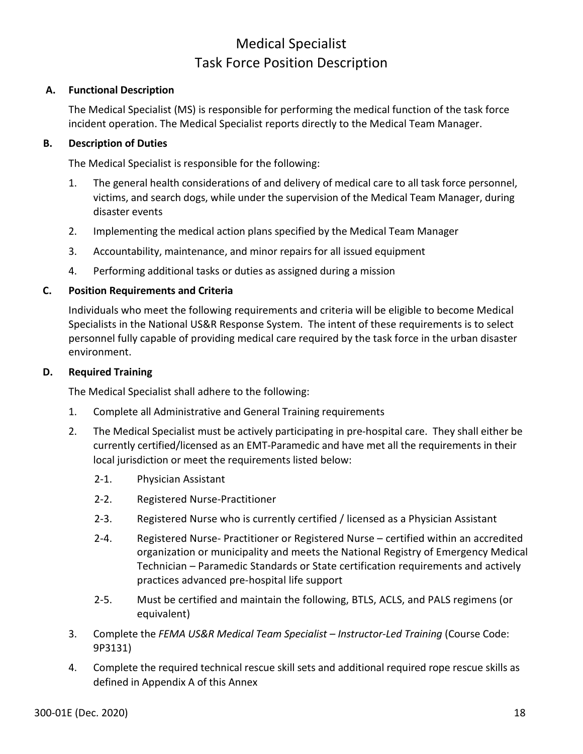# Medical Specialist
# Task Force Position Description

**A. Functional Description**

The Medical Specialist (MS) is responsible for performing the medical function of the task force incident operation. The Medical Specialist reports directly to the Medical Team Manager.

**B. Description of Duties**

The Medical Specialist is responsible for the following:

1. The general health considerations of and delivery of medical care to all task force personnel, victims, and search dogs, while under the supervision of the Medical Team Manager, during disaster events
2. Implementing the medical action plans specified by the Medical Team Manager
3. Accountability, maintenance, and minor repairs for all issued equipment
4. Performing additional tasks or duties as assigned during a mission

**C. Position Requirements and Criteria**

Individuals who meet the following requirements and criteria will be eligible to become Medical Specialists in the National US&R Response System. The intent of these requirements is to select personnel fully capable of providing medical care required by the task force in the urban disaster environment.

**D. Required Training**

The Medical Specialist shall adhere to the following:

1. Complete all Administrative and General Training requirements
2. The Medical Specialist must be actively participating in pre-hospital care. They shall either be currently certified/licensed as an EMT-Paramedic and have met all the requirements in their local jurisdiction or meet the requirements listed below:
   - 2-1. Physician Assistant
   - 2-2. Registered Nurse-Practitioner
   - 2-3. Registered Nurse who is currently certified / licensed as a Physician Assistant
   - 2-4. Registered Nurse- Practitioner or Registered Nurse – certified within an accredited organization or municipality and meets the National Registry of Emergency Medical Technician – Paramedic Standards or State certification requirements and actively practices advanced pre-hospital life support
   - 2-5. Must be certified and maintain the following, BTLS, ACLS, and PALS regimens (or equivalent)
3. Complete the *FEMA US&R Medical Team Specialist – Instructor-Led Training* (Course Code: 9P3131)
4. Complete the required technical rescue skill sets and additional required rope rescue skills as defined in Appendix A of this Annex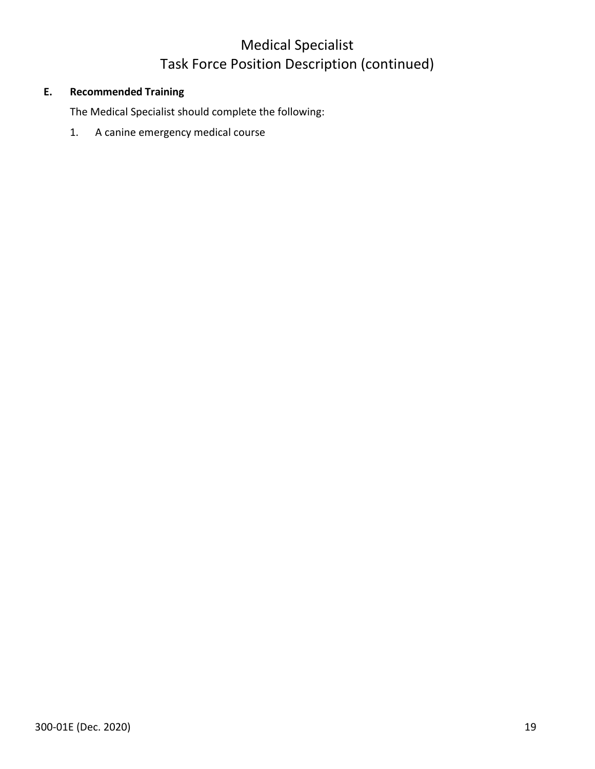# Medical Specialist
# Task Force Position Description (continued)

**E. Recommended Training**

The Medical Specialist should complete the following:

1. A canine emergency medical course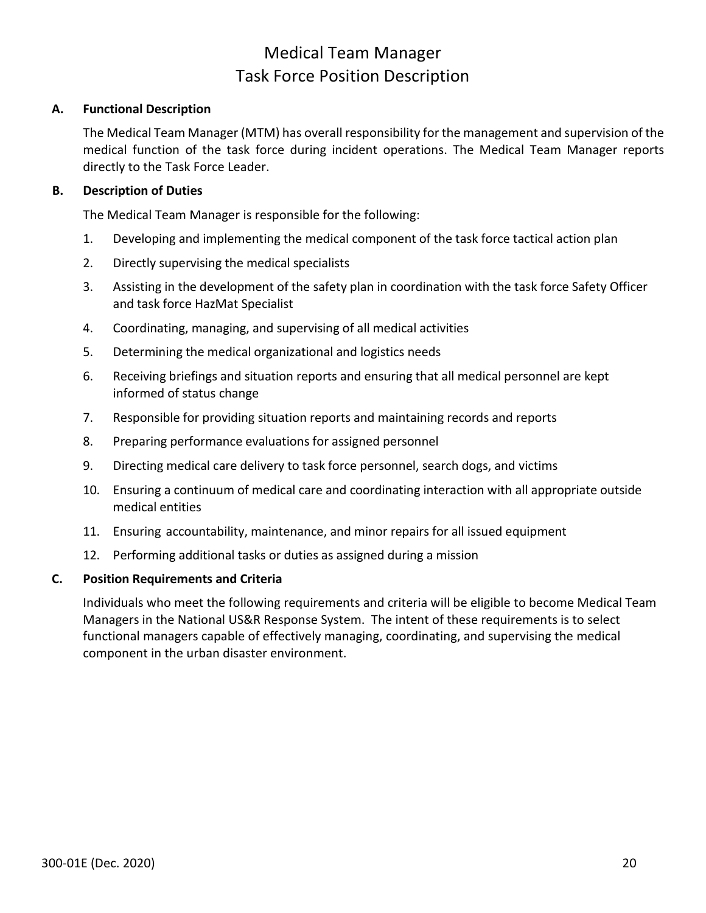# Medical Team Manager
# Task Force Position Description

## A. Functional Description

The Medical Team Manager (MTM) has overall responsibility for the management and supervision of the medical function of the task force during incident operations. The Medical Team Manager reports directly to the Task Force Leader.

## B. Description of Duties

The Medical Team Manager is responsible for the following:

1. Developing and implementing the medical component of the task force tactical action plan
2. Directly supervising the medical specialists
3. Assisting in the development of the safety plan in coordination with the task force Safety Officer and task force HazMat Specialist
4. Coordinating, managing, and supervising of all medical activities
5. Determining the medical organizational and logistics needs
6. Receiving briefings and situation reports and ensuring that all medical personnel are kept informed of status change
7. Responsible for providing situation reports and maintaining records and reports
8. Preparing performance evaluations for assigned personnel
9. Directing medical care delivery to task force personnel, search dogs, and victims
10. Ensuring a continuum of medical care and coordinating interaction with all appropriate outside medical entities
11. Ensuring accountability, maintenance, and minor repairs for all issued equipment
12. Performing additional tasks or duties as assigned during a mission

## C. Position Requirements and Criteria

Individuals who meet the following requirements and criteria will be eligible to become Medical Team Managers in the National US&R Response System. The intent of these requirements is to select functional managers capable of effectively managing, coordinating, and supervising the medical component in the urban disaster environment.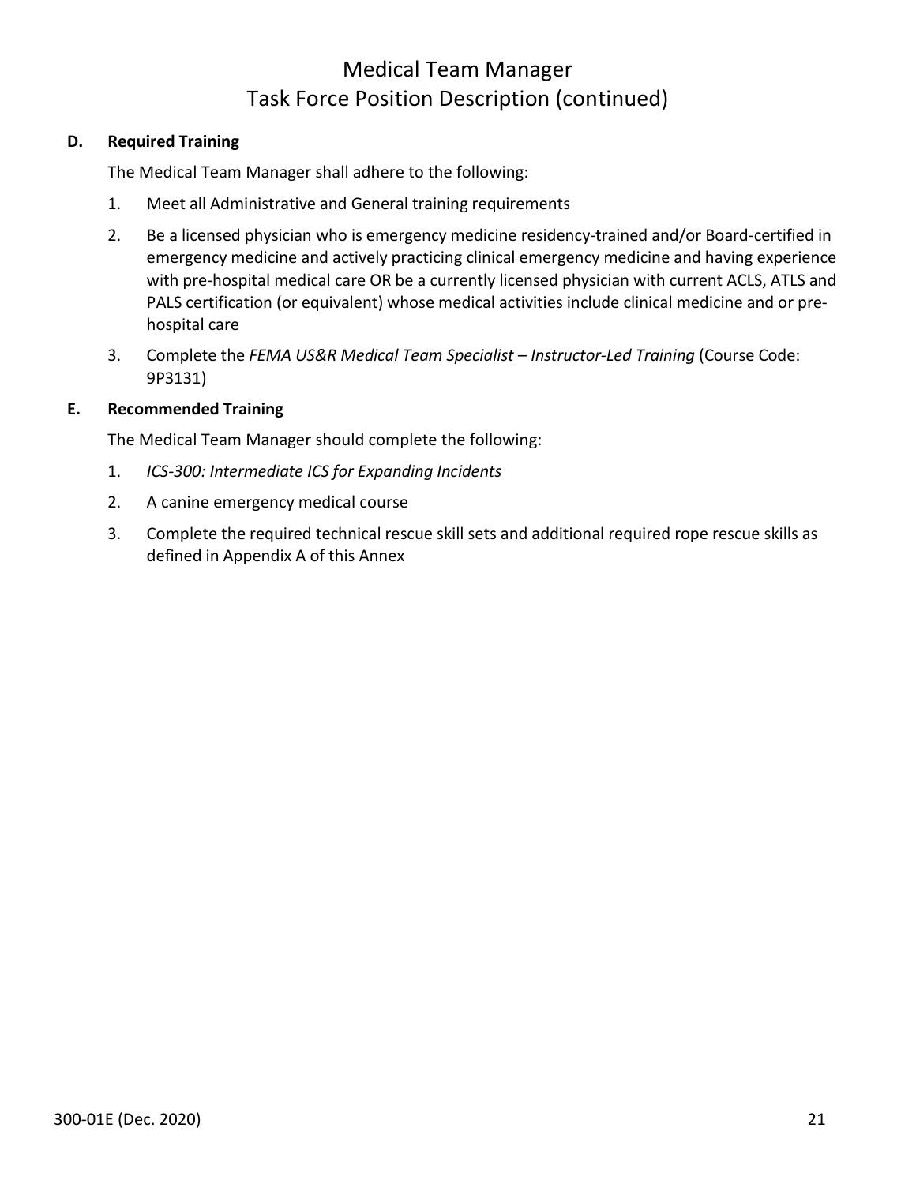# Medical Team Manager
# Task Force Position Description (continued)

**D. Required Training**

The Medical Team Manager shall adhere to the following:

1. Meet all Administrative and General training requirements
2. Be a licensed physician who is emergency medicine residency-trained and/or Board-certified in emergency medicine and actively practicing clinical emergency medicine and having experience with pre-hospital medical care OR be a currently licensed physician with current ACLS, ATLS and PALS certification (or equivalent) whose medical activities include clinical medicine and or pre-hospital care
3. Complete the *FEMA US&R Medical Team Specialist – Instructor-Led Training* (Course Code: 9P3131)

**E. Recommended Training**

The Medical Team Manager should complete the following:

1. *ICS-300: Intermediate ICS for Expanding Incidents*
2. A canine emergency medical course
3. Complete the required technical rescue skill sets and additional required rope rescue skills as defined in Appendix A of this Annex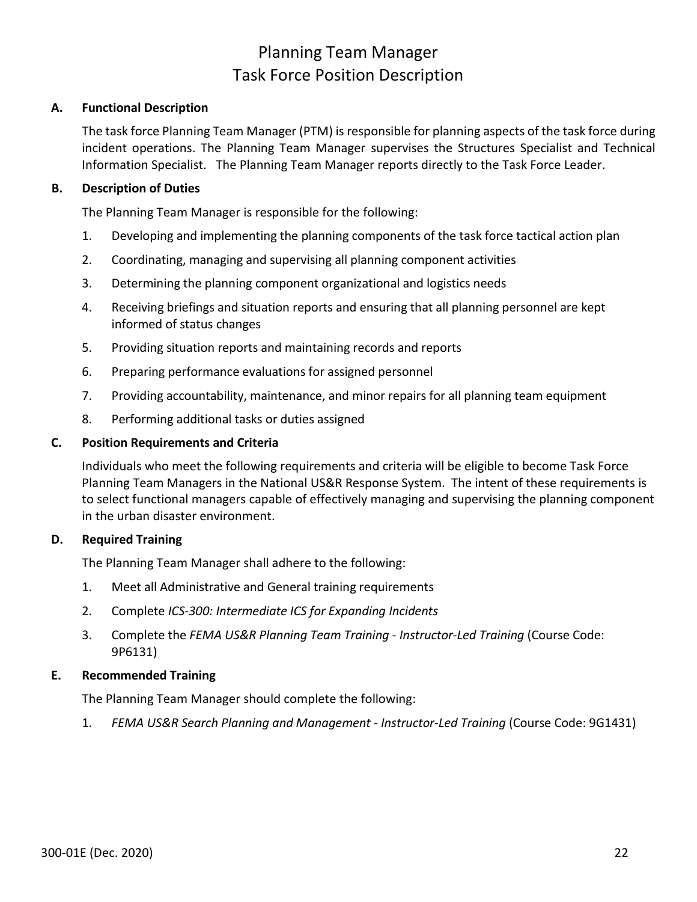# Planning Team Manager
# Task Force Position Description

## A. Functional Description

The task force Planning Team Manager (PTM) is responsible for planning aspects of the task force during incident operations. The Planning Team Manager supervises the Structures Specialist and Technical Information Specialist. The Planning Team Manager reports directly to the Task Force Leader.

## B. Description of Duties

The Planning Team Manager is responsible for the following:

1. Developing and implementing the planning components of the task force tactical action plan
2. Coordinating, managing and supervising all planning component activities
3. Determining the planning component organizational and logistics needs
4. Receiving briefings and situation reports and ensuring that all planning personnel are kept informed of status changes
5. Providing situation reports and maintaining records and reports
6. Preparing performance evaluations for assigned personnel
7. Providing accountability, maintenance, and minor repairs for all planning team equipment
8. Performing additional tasks or duties assigned

## C. Position Requirements and Criteria

Individuals who meet the following requirements and criteria will be eligible to become Task Force Planning Team Managers in the National US&R Response System. The intent of these requirements is to select functional managers capable of effectively managing and supervising the planning component in the urban disaster environment.

## D. Required Training

The Planning Team Manager shall adhere to the following:

1. Meet all Administrative and General training requirements
2. Complete *ICS-300: Intermediate ICS for Expanding Incidents*
3. Complete the *FEMA US&R Planning Team Training - Instructor-Led Training* (Course Code: 9P6131)

## E. Recommended Training

The Planning Team Manager should complete the following:

1. *FEMA US&R Search Planning and Management - Instructor-Led Training* (Course Code: 9G1431)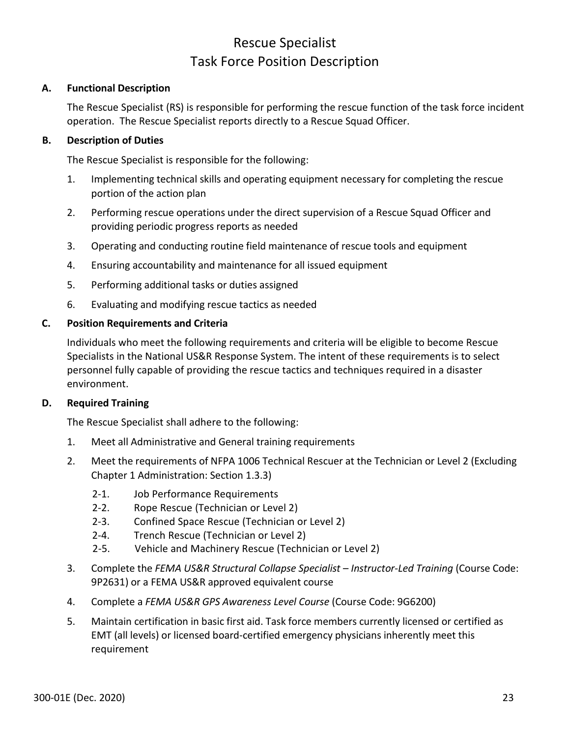# Rescue Specialist
# Task Force Position Description

**A. Functional Description**

The Rescue Specialist (RS) is responsible for performing the rescue function of the task force incident operation. The Rescue Specialist reports directly to a Rescue Squad Officer.

**B. Description of Duties**

The Rescue Specialist is responsible for the following:

1. Implementing technical skills and operating equipment necessary for completing the rescue portion of the action plan
2. Performing rescue operations under the direct supervision of a Rescue Squad Officer and providing periodic progress reports as needed
3. Operating and conducting routine field maintenance of rescue tools and equipment
4. Ensuring accountability and maintenance for all issued equipment
5. Performing additional tasks or duties assigned
6. Evaluating and modifying rescue tactics as needed

**C. Position Requirements and Criteria**

Individuals who meet the following requirements and criteria will be eligible to become Rescue Specialists in the National US&R Response System. The intent of these requirements is to select personnel fully capable of providing the rescue tactics and techniques required in a disaster environment.

**D. Required Training**

The Rescue Specialist shall adhere to the following:

1. Meet all Administrative and General training requirements
2. Meet the requirements of NFPA 1006 Technical Rescuer at the Technician or Level 2 (Excluding Chapter 1 Administration: Section 1.3.3)
   - 2-1. Job Performance Requirements
   - 2-2. Rope Rescue (Technician or Level 2)
   - 2-3. Confined Space Rescue (Technician or Level 2)
   - 2-4. Trench Rescue (Technician or Level 2)
   - 2-5. Vehicle and Machinery Rescue (Technician or Level 2)
3. Complete the *FEMA US&R Structural Collapse Specialist – Instructor-Led Training* (Course Code: 9P2631) or a FEMA US&R approved equivalent course
4. Complete a *FEMA US&R GPS Awareness Level Course* (Course Code: 9G6200)
5. Maintain certification in basic first aid. Task force members currently licensed or certified as EMT (all levels) or licensed board-certified emergency physicians inherently meet this requirement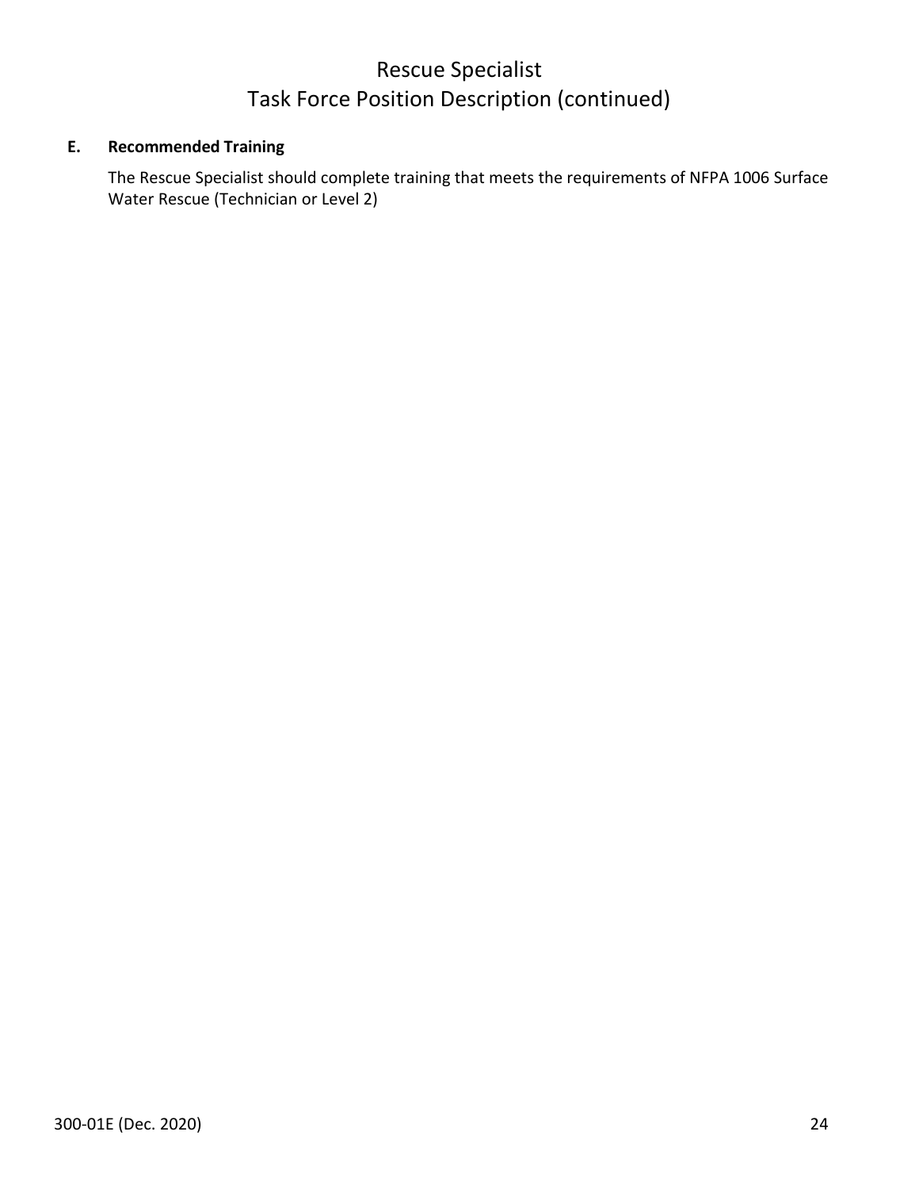# Rescue Specialist
# Task Force Position Description (continued)

**E. Recommended Training**

The Rescue Specialist should complete training that meets the requirements of NFPA 1006 Surface Water Rescue (Technician or Level 2)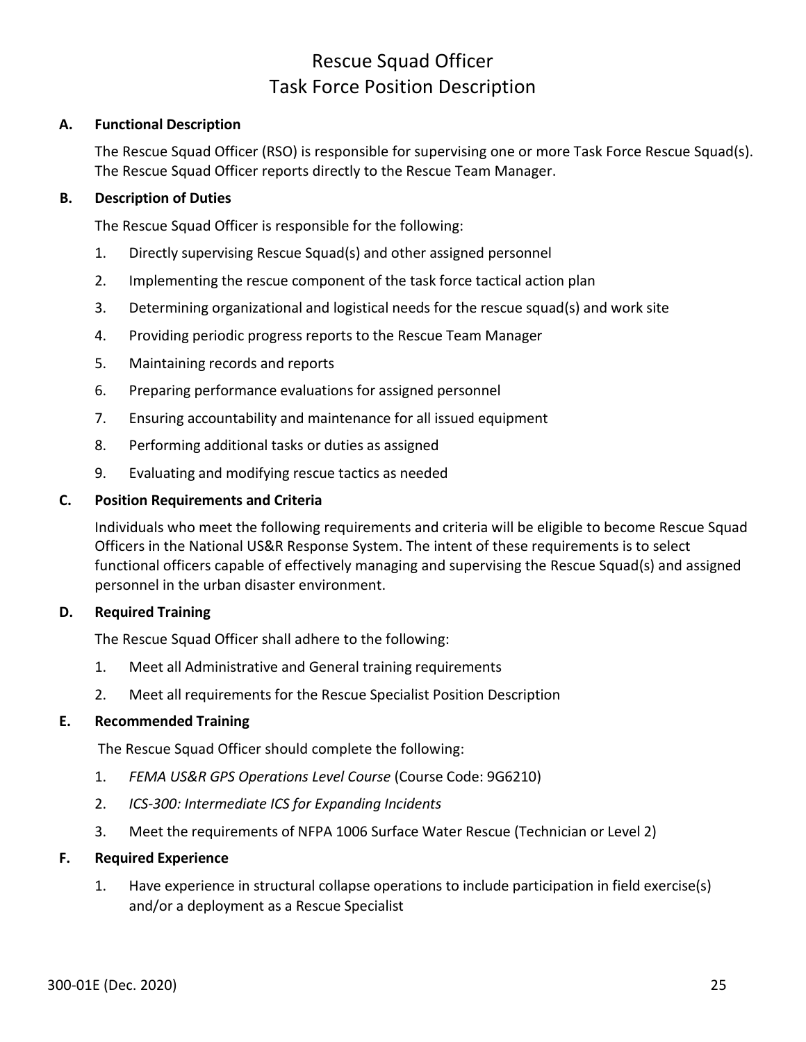# Rescue Squad Officer
# Task Force Position Description

## A. Functional Description

The Rescue Squad Officer (RSO) is responsible for supervising one or more Task Force Rescue Squad(s). The Rescue Squad Officer reports directly to the Rescue Team Manager.

## B. Description of Duties

The Rescue Squad Officer is responsible for the following:

1. Directly supervising Rescue Squad(s) and other assigned personnel
2. Implementing the rescue component of the task force tactical action plan
3. Determining organizational and logistical needs for the rescue squad(s) and work site
4. Providing periodic progress reports to the Rescue Team Manager
5. Maintaining records and reports
6. Preparing performance evaluations for assigned personnel
7. Ensuring accountability and maintenance for all issued equipment
8. Performing additional tasks or duties as assigned
9. Evaluating and modifying rescue tactics as needed

## C. Position Requirements and Criteria

Individuals who meet the following requirements and criteria will be eligible to become Rescue Squad Officers in the National US&R Response System. The intent of these requirements is to select functional officers capable of effectively managing and supervising the Rescue Squad(s) and assigned personnel in the urban disaster environment.

## D. Required Training

The Rescue Squad Officer shall adhere to the following:

1. Meet all Administrative and General training requirements
2. Meet all requirements for the Rescue Specialist Position Description

## E. Recommended Training

The Rescue Squad Officer should complete the following:

1. *FEMA US&R GPS Operations Level Course* (Course Code: 9G6210)
2. *ICS-300: Intermediate ICS for Expanding Incidents*
3. Meet the requirements of NFPA 1006 Surface Water Rescue (Technician or Level 2)

## F. Required Experience

1. Have experience in structural collapse operations to include participation in field exercise(s) and/or a deployment as a Rescue Specialist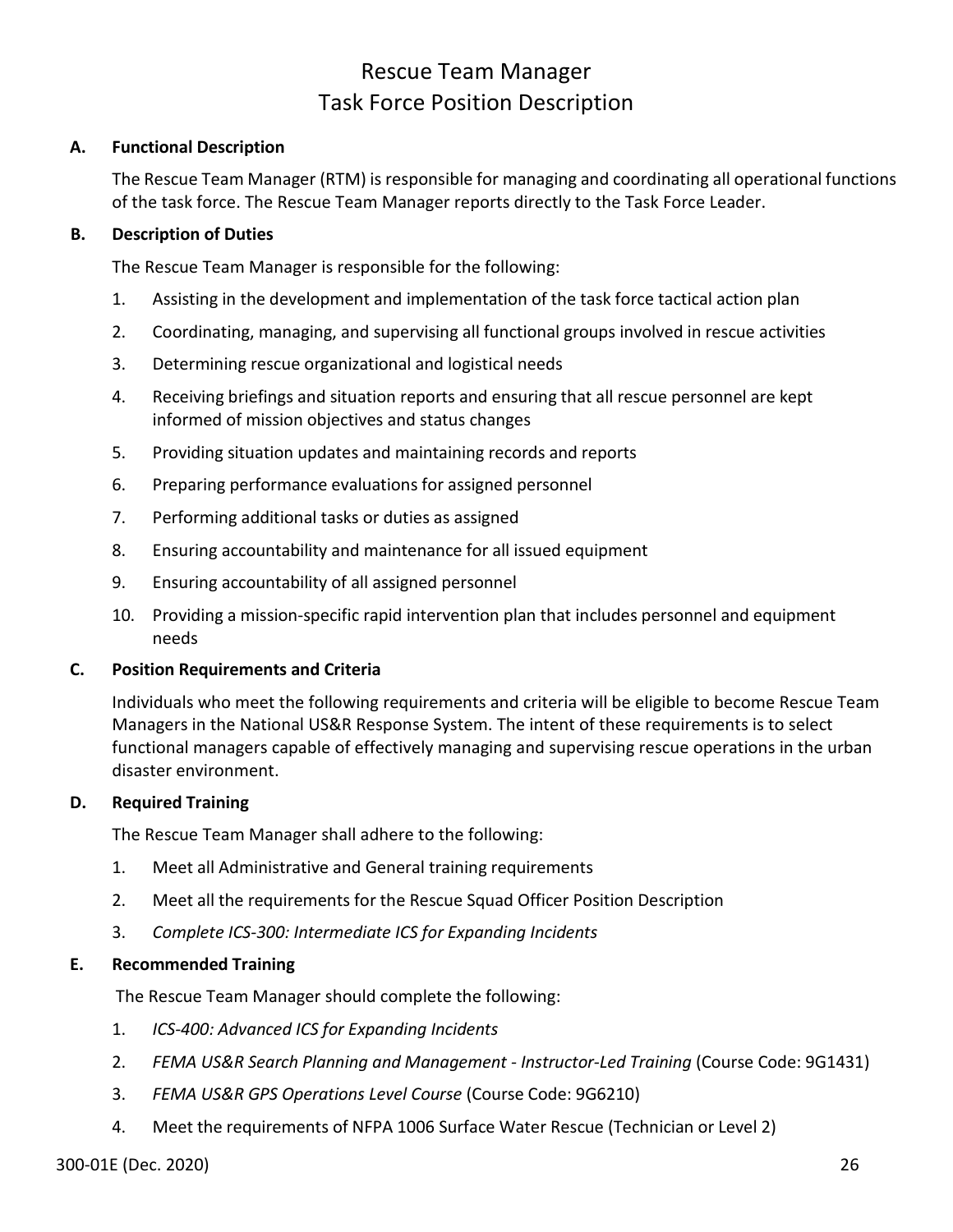# Rescue Team Manager
# Task Force Position Description

### A. Functional Description

The Rescue Team Manager (RTM) is responsible for managing and coordinating all operational functions of the task force. The Rescue Team Manager reports directly to the Task Force Leader.

### B. Description of Duties

The Rescue Team Manager is responsible for the following:

1. Assisting in the development and implementation of the task force tactical action plan
2. Coordinating, managing, and supervising all functional groups involved in rescue activities
3. Determining rescue organizational and logistical needs
4. Receiving briefings and situation reports and ensuring that all rescue personnel are kept informed of mission objectives and status changes
5. Providing situation updates and maintaining records and reports
6. Preparing performance evaluations for assigned personnel
7. Performing additional tasks or duties as assigned
8. Ensuring accountability and maintenance for all issued equipment
9. Ensuring accountability of all assigned personnel
10. Providing a mission-specific rapid intervention plan that includes personnel and equipment needs

### C. Position Requirements and Criteria

Individuals who meet the following requirements and criteria will be eligible to become Rescue Team Managers in the National US&R Response System. The intent of these requirements is to select functional managers capable of effectively managing and supervising rescue operations in the urban disaster environment.

### D. Required Training

The Rescue Team Manager shall adhere to the following:

1. Meet all Administrative and General training requirements
2. Meet all the requirements for the Rescue Squad Officer Position Description
3. *Complete ICS-300: Intermediate ICS for Expanding Incidents*

### E. Recommended Training

The Rescue Team Manager should complete the following:

1. *ICS-400: Advanced ICS for Expanding Incidents*
2. *FEMA US&R Search Planning and Management - Instructor-Led Training* (Course Code: 9G1431)
3. *FEMA US&R GPS Operations Level Course* (Course Code: 9G6210)
4. Meet the requirements of NFPA 1006 Surface Water Rescue (Technician or Level 2)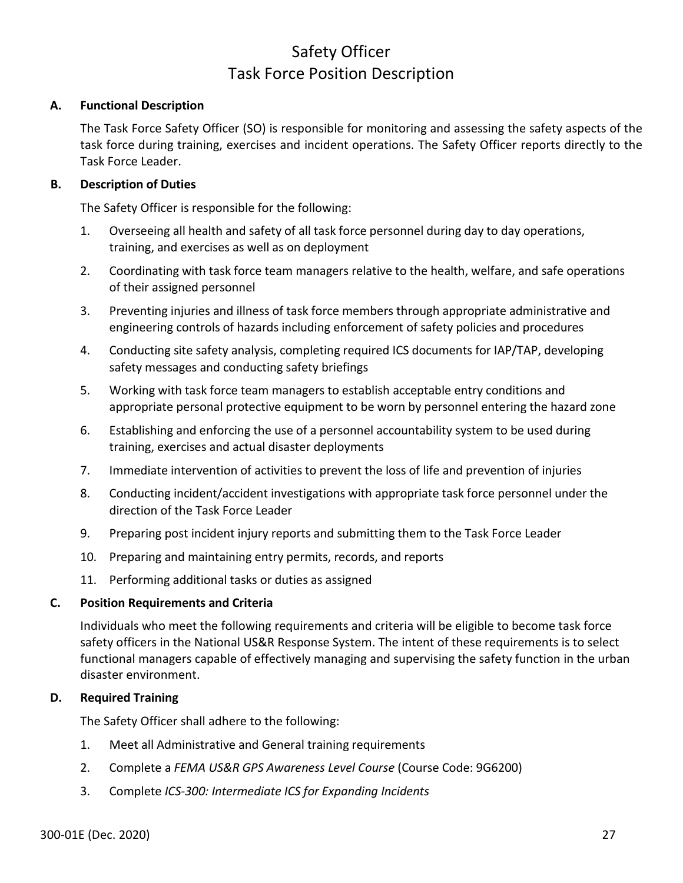# Safety Officer
## Task Force Position Description

**A. Functional Description**

The Task Force Safety Officer (SO) is responsible for monitoring and assessing the safety aspects of the task force during training, exercises and incident operations. The Safety Officer reports directly to the Task Force Leader.

**B. Description of Duties**

The Safety Officer is responsible for the following:

1. Overseeing all health and safety of all task force personnel during day to day operations, training, and exercises as well as on deployment
2. Coordinating with task force team managers relative to the health, welfare, and safe operations of their assigned personnel
3. Preventing injuries and illness of task force members through appropriate administrative and engineering controls of hazards including enforcement of safety policies and procedures
4. Conducting site safety analysis, completing required ICS documents for IAP/TAP, developing safety messages and conducting safety briefings
5. Working with task force team managers to establish acceptable entry conditions and appropriate personal protective equipment to be worn by personnel entering the hazard zone
6. Establishing and enforcing the use of a personnel accountability system to be used during training, exercises and actual disaster deployments
7. Immediate intervention of activities to prevent the loss of life and prevention of injuries
8. Conducting incident/accident investigations with appropriate task force personnel under the direction of the Task Force Leader
9. Preparing post incident injury reports and submitting them to the Task Force Leader
10. Preparing and maintaining entry permits, records, and reports
11. Performing additional tasks or duties as assigned

**C. Position Requirements and Criteria**

Individuals who meet the following requirements and criteria will be eligible to become task force safety officers in the National US&R Response System. The intent of these requirements is to select functional managers capable of effectively managing and supervising the safety function in the urban disaster environment.

**D. Required Training**

The Safety Officer shall adhere to the following:

1. Meet all Administrative and General training requirements
2. Complete a *FEMA US&R GPS Awareness Level Course* (Course Code: 9G6200)
3. Complete *ICS-300: Intermediate ICS for Expanding Incidents*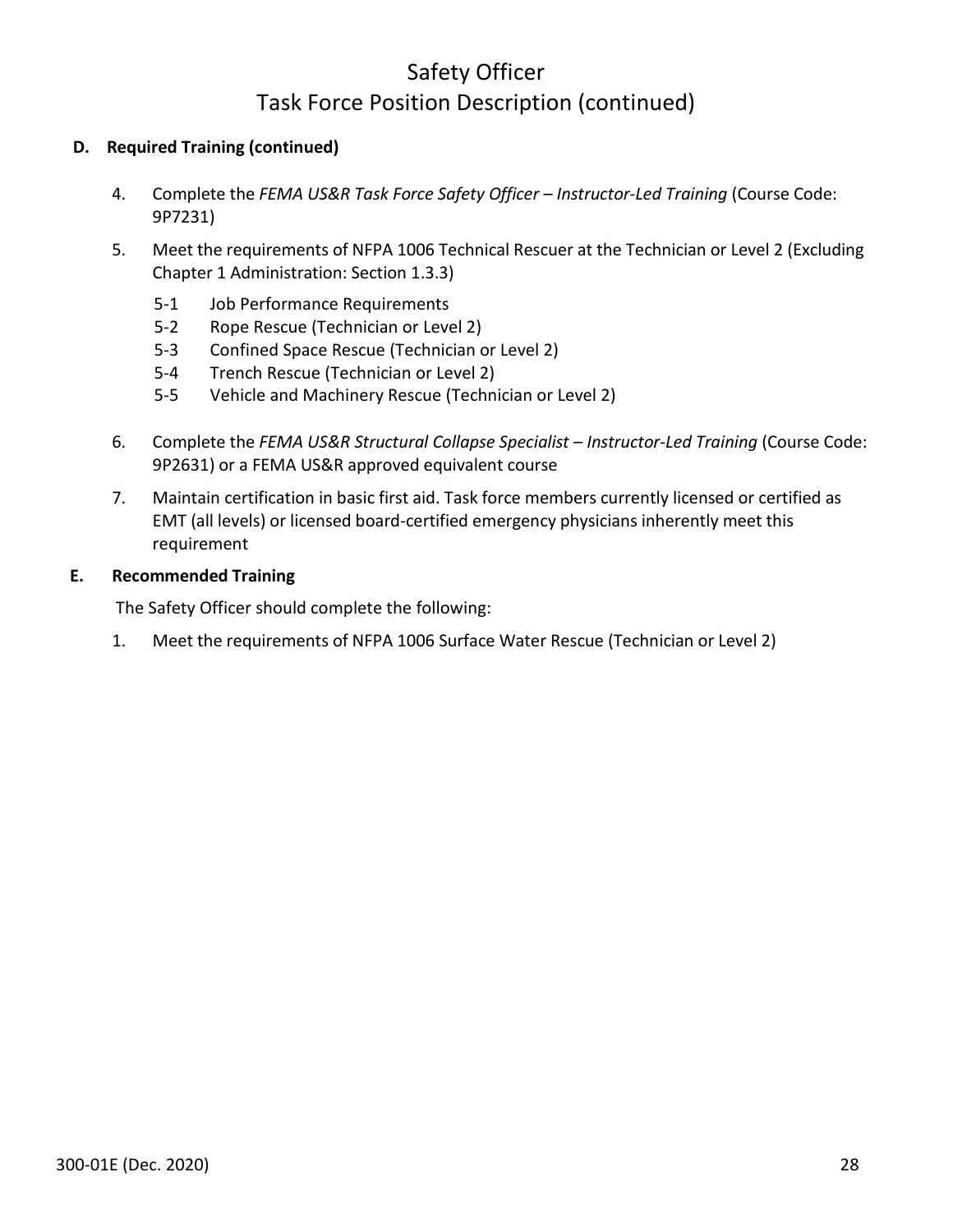# Safety Officer
## Task Force Position Description (continued)

**D. Required Training (continued)**

4. Complete the *FEMA US&R Task Force Safety Officer – Instructor-Led Training* (Course Code: 9P7231)

5. Meet the requirements of NFPA 1006 Technical Rescuer at the Technician or Level 2 (Excluding Chapter 1 Administration: Section 1.3.3)

   5-1 Job Performance Requirements
   5-2 Rope Rescue (Technician or Level 2)
   5-3 Confined Space Rescue (Technician or Level 2)
   5-4 Trench Rescue (Technician or Level 2)
   5-5 Vehicle and Machinery Rescue (Technician or Level 2)

6. Complete the *FEMA US&R Structural Collapse Specialist – Instructor-Led Training* (Course Code: 9P2631) or a FEMA US&R approved equivalent course

7. Maintain certification in basic first aid. Task force members currently licensed or certified as EMT (all levels) or licensed board-certified emergency physicians inherently meet this requirement

**E. Recommended Training**

The Safety Officer should complete the following:

1. Meet the requirements of NFPA 1006 Surface Water Rescue (Technician or Level 2)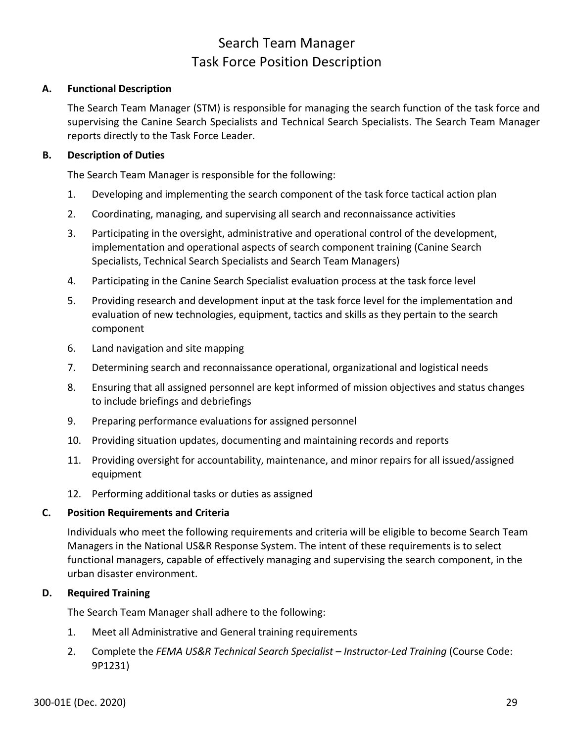# Search Team Manager
# Task Force Position Description

**A. Functional Description**

The Search Team Manager (STM) is responsible for managing the search function of the task force and supervising the Canine Search Specialists and Technical Search Specialists. The Search Team Manager reports directly to the Task Force Leader.

**B. Description of Duties**

The Search Team Manager is responsible for the following:

1. Developing and implementing the search component of the task force tactical action plan
2. Coordinating, managing, and supervising all search and reconnaissance activities
3. Participating in the oversight, administrative and operational control of the development, implementation and operational aspects of search component training (Canine Search Specialists, Technical Search Specialists and Search Team Managers)
4. Participating in the Canine Search Specialist evaluation process at the task force level
5. Providing research and development input at the task force level for the implementation and evaluation of new technologies, equipment, tactics and skills as they pertain to the search component
6. Land navigation and site mapping
7. Determining search and reconnaissance operational, organizational and logistical needs
8. Ensuring that all assigned personnel are kept informed of mission objectives and status changes to include briefings and debriefings
9. Preparing performance evaluations for assigned personnel
10. Providing situation updates, documenting and maintaining records and reports
11. Providing oversight for accountability, maintenance, and minor repairs for all issued/assigned equipment
12. Performing additional tasks or duties as assigned

**C. Position Requirements and Criteria**

Individuals who meet the following requirements and criteria will be eligible to become Search Team Managers in the National US&R Response System. The intent of these requirements is to select functional managers, capable of effectively managing and supervising the search component, in the urban disaster environment.

**D. Required Training**

The Search Team Manager shall adhere to the following:

1. Meet all Administrative and General training requirements
2. Complete the *FEMA US&R Technical Search Specialist – Instructor-Led Training* (Course Code: 9P1231)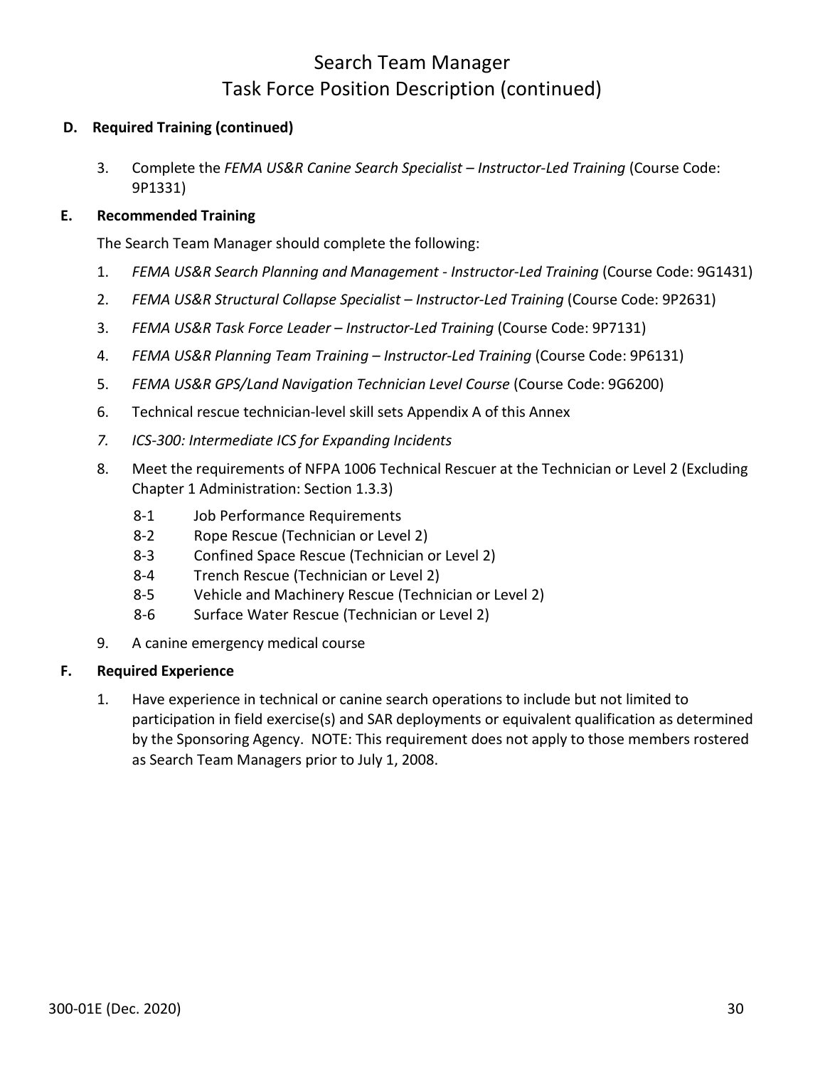# Search Team Manager
## Task Force Position Description (continued)

**D. Required Training (continued)**

3. Complete the *FEMA US&R Canine Search Specialist – Instructor-Led Training* (Course Code: 9P1331)

**E. Recommended Training**

The Search Team Manager should complete the following:

1. *FEMA US&R Search Planning and Management - Instructor-Led Training* (Course Code: 9G1431)
2. *FEMA US&R Structural Collapse Specialist – Instructor-Led Training* (Course Code: 9P2631)
3. *FEMA US&R Task Force Leader – Instructor-Led Training* (Course Code: 9P7131)
4. *FEMA US&R Planning Team Training – Instructor-Led Training* (Course Code: 9P6131)
5. *FEMA US&R GPS/Land Navigation Technician Level Course* (Course Code: 9G6200)
6. Technical rescue technician-level skill sets Appendix A of this Annex
7. *ICS-300: Intermediate ICS for Expanding Incidents*
8. Meet the requirements of NFPA 1006 Technical Rescuer at the Technician or Level 2 (Excluding Chapter 1 Administration: Section 1.3.3)
   - 8-1 Job Performance Requirements
   - 8-2 Rope Rescue (Technician or Level 2)
   - 8-3 Confined Space Rescue (Technician or Level 2)
   - 8-4 Trench Rescue (Technician or Level 2)
   - 8-5 Vehicle and Machinery Rescue (Technician or Level 2)
   - 8-6 Surface Water Rescue (Technician or Level 2)
9. A canine emergency medical course

**F. Required Experience**

1. Have experience in technical or canine search operations to include but not limited to participation in field exercise(s) and SAR deployments or equivalent qualification as determined by the Sponsoring Agency. NOTE: This requirement does not apply to those members rostered as Search Team Managers prior to July 1, 2008.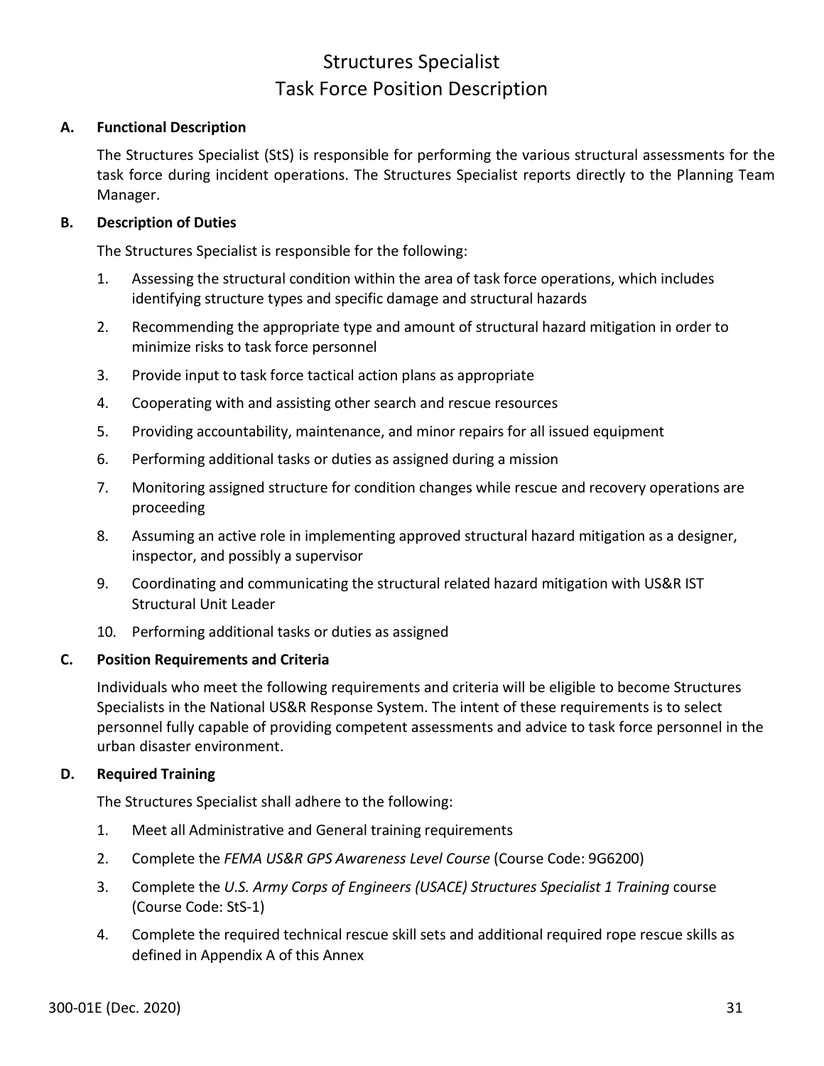# Structures Specialist
# Task Force Position Description

### A. Functional Description

The Structures Specialist (StS) is responsible for performing the various structural assessments for the task force during incident operations. The Structures Specialist reports directly to the Planning Team Manager.

### B. Description of Duties

The Structures Specialist is responsible for the following:

1. Assessing the structural condition within the area of task force operations, which includes identifying structure types and specific damage and structural hazards
2. Recommending the appropriate type and amount of structural hazard mitigation in order to minimize risks to task force personnel
3. Provide input to task force tactical action plans as appropriate
4. Cooperating with and assisting other search and rescue resources
5. Providing accountability, maintenance, and minor repairs for all issued equipment
6. Performing additional tasks or duties as assigned during a mission
7. Monitoring assigned structure for condition changes while rescue and recovery operations are proceeding
8. Assuming an active role in implementing approved structural hazard mitigation as a designer, inspector, and possibly a supervisor
9. Coordinating and communicating the structural related hazard mitigation with US&R IST Structural Unit Leader
10. Performing additional tasks or duties as assigned

### C. Position Requirements and Criteria

Individuals who meet the following requirements and criteria will be eligible to become Structures Specialists in the National US&R Response System. The intent of these requirements is to select personnel fully capable of providing competent assessments and advice to task force personnel in the urban disaster environment.

### D. Required Training

The Structures Specialist shall adhere to the following:

1. Meet all Administrative and General training requirements
2. Complete the *FEMA US&R GPS Awareness Level Course* (Course Code: 9G6200)
3. Complete the *U.S. Army Corps of Engineers (USACE) Structures Specialist 1 Training* course (Course Code: StS-1)
4. Complete the required technical rescue skill sets and additional required rope rescue skills as defined in Appendix A of this Annex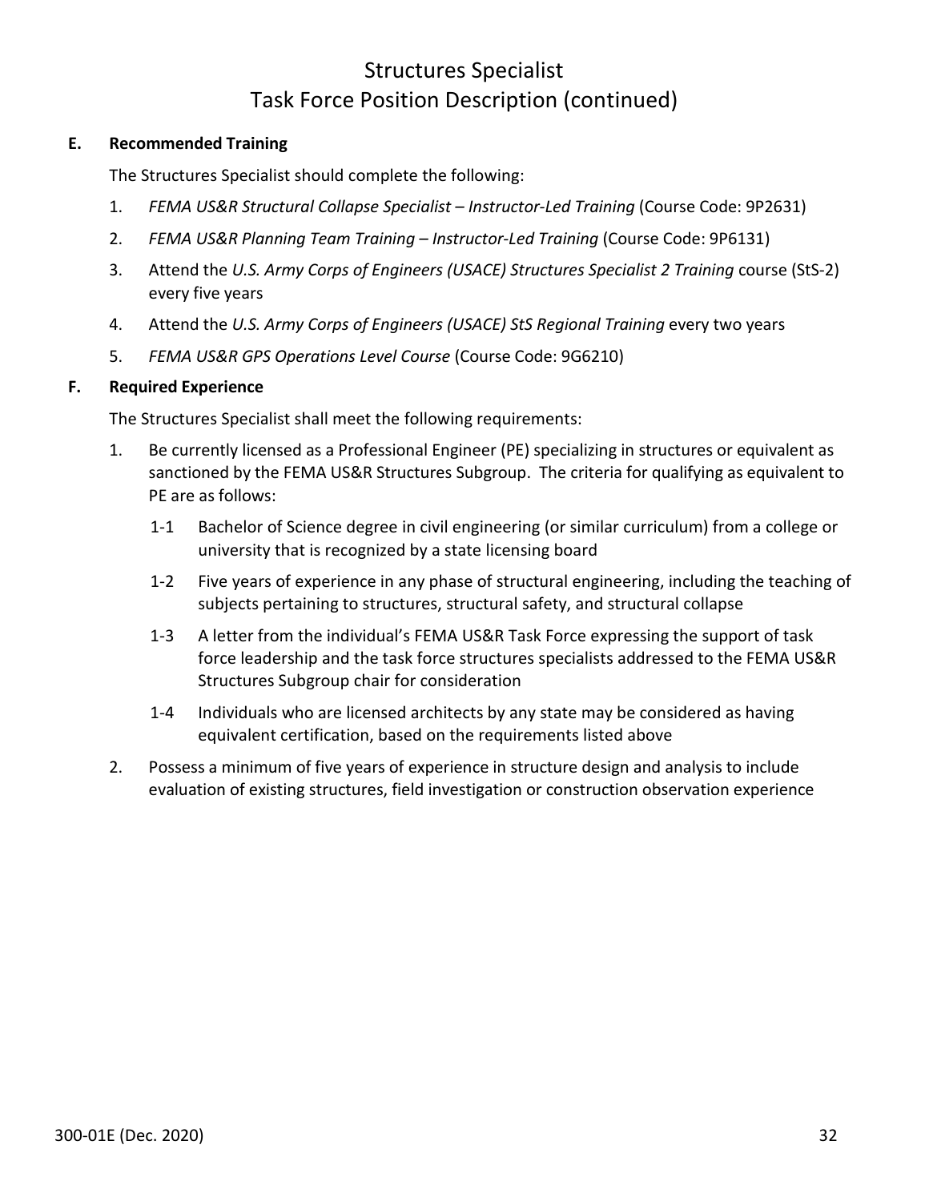# Structures Specialist
# Task Force Position Description (continued)

**E. Recommended Training**

The Structures Specialist should complete the following:

1. *FEMA US&R Structural Collapse Specialist – Instructor-Led Training* (Course Code: 9P2631)
2. *FEMA US&R Planning Team Training – Instructor-Led Training* (Course Code: 9P6131)
3. Attend the *U.S. Army Corps of Engineers (USACE) Structures Specialist 2 Training* course (StS-2) every five years
4. Attend the *U.S. Army Corps of Engineers (USACE) StS Regional Training* every two years
5. *FEMA US&R GPS Operations Level Course* (Course Code: 9G6210)

**F. Required Experience**

The Structures Specialist shall meet the following requirements:

1. Be currently licensed as a Professional Engineer (PE) specializing in structures or equivalent as sanctioned by the FEMA US&R Structures Subgroup. The criteria for qualifying as equivalent to PE are as follows:
   - 1-1 Bachelor of Science degree in civil engineering (or similar curriculum) from a college or university that is recognized by a state licensing board
   - 1-2 Five years of experience in any phase of structural engineering, including the teaching of subjects pertaining to structures, structural safety, and structural collapse
   - 1-3 A letter from the individual's FEMA US&R Task Force expressing the support of task force leadership and the task force structures specialists addressed to the FEMA US&R Structures Subgroup chair for consideration
   - 1-4 Individuals who are licensed architects by any state may be considered as having equivalent certification, based on the requirements listed above
2. Possess a minimum of five years of experience in structure design and analysis to include evaluation of existing structures, field investigation or construction observation experience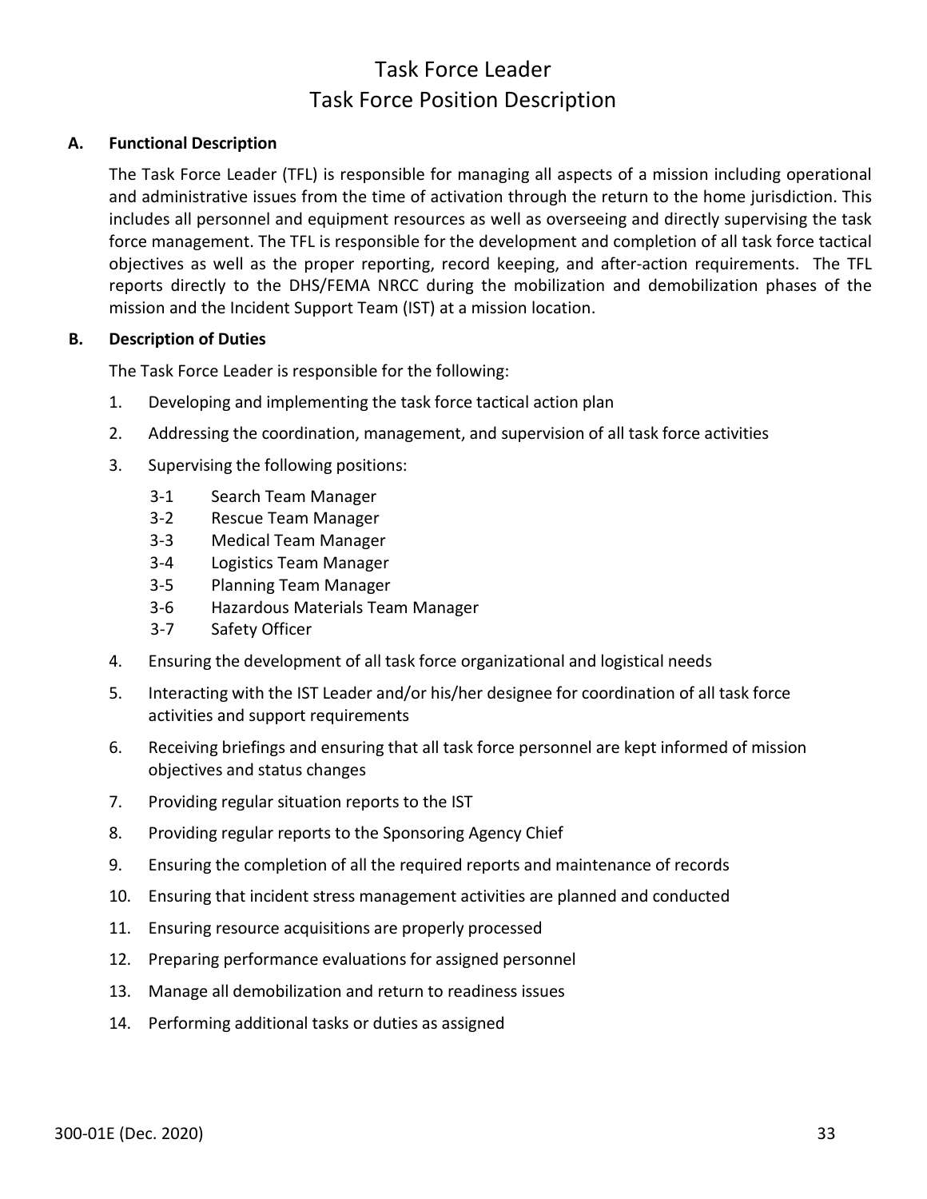# Task Force Leader
# Task Force Position Description

## A. Functional Description

The Task Force Leader (TFL) is responsible for managing all aspects of a mission including operational and administrative issues from the time of activation through the return to the home jurisdiction. This includes all personnel and equipment resources as well as overseeing and directly supervising the task force management. The TFL is responsible for the development and completion of all task force tactical objectives as well as the proper reporting, record keeping, and after-action requirements. The TFL reports directly to the DHS/FEMA NRCC during the mobilization and demobilization phases of the mission and the Incident Support Team (IST) at a mission location.

## B. Description of Duties

The Task Force Leader is responsible for the following:

1. Developing and implementing the task force tactical action plan
2. Addressing the coordination, management, and supervision of all task force activities
3. Supervising the following positions:
   - 3-1 Search Team Manager
   - 3-2 Rescue Team Manager
   - 3-3 Medical Team Manager
   - 3-4 Logistics Team Manager
   - 3-5 Planning Team Manager
   - 3-6 Hazardous Materials Team Manager
   - 3-7 Safety Officer
4. Ensuring the development of all task force organizational and logistical needs
5. Interacting with the IST Leader and/or his/her designee for coordination of all task force activities and support requirements
6. Receiving briefings and ensuring that all task force personnel are kept informed of mission objectives and status changes
7. Providing regular situation reports to the IST
8. Providing regular reports to the Sponsoring Agency Chief
9. Ensuring the completion of all the required reports and maintenance of records
10. Ensuring that incident stress management activities are planned and conducted
11. Ensuring resource acquisitions are properly processed
12. Preparing performance evaluations for assigned personnel
13. Manage all demobilization and return to readiness issues
14. Performing additional tasks or duties as assigned

300-01E (Dec. 2020)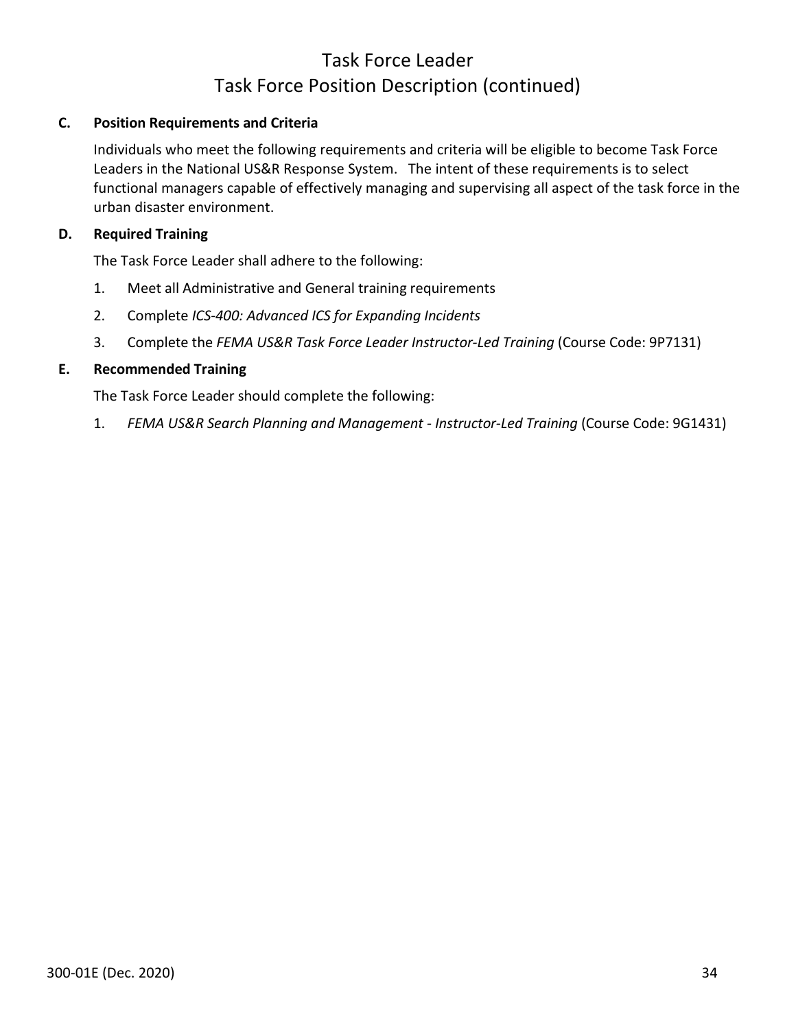# Task Force Leader
## Task Force Position Description (continued)

**C. Position Requirements and Criteria**

Individuals who meet the following requirements and criteria will be eligible to become Task Force Leaders in the National US&R Response System. The intent of these requirements is to select functional managers capable of effectively managing and supervising all aspect of the task force in the urban disaster environment.

**D. Required Training**

The Task Force Leader shall adhere to the following:

1. Meet all Administrative and General training requirements
2. Complete *ICS-400: Advanced ICS for Expanding Incidents*
3. Complete the *FEMA US&R Task Force Leader Instructor-Led Training* (Course Code: 9P7131)

**E. Recommended Training**

The Task Force Leader should complete the following:

1. *FEMA US&R Search Planning and Management - Instructor-Led Training* (Course Code: 9G1431)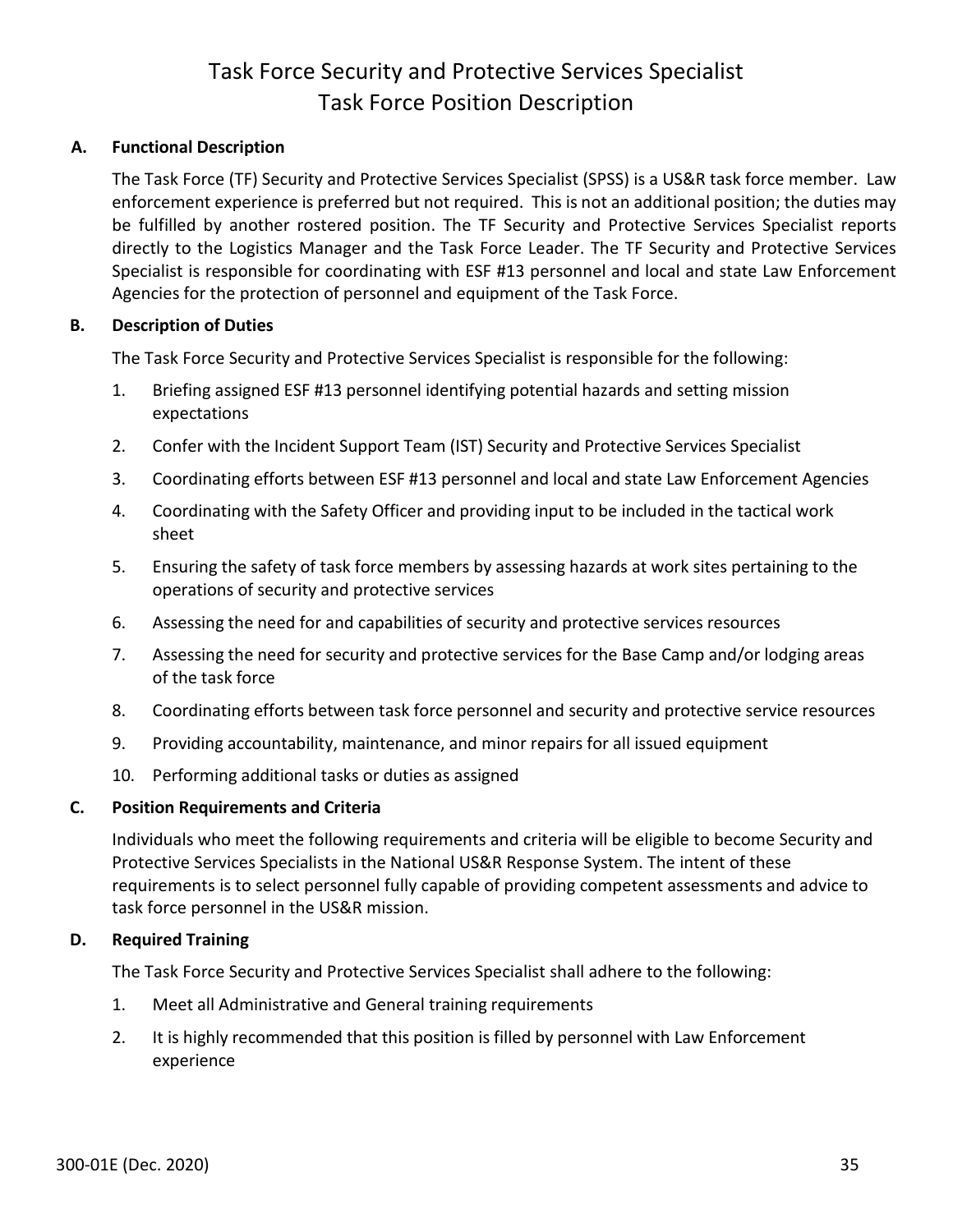# Task Force Security and Protective Services Specialist
# Task Force Position Description

## A. Functional Description

The Task Force (TF) Security and Protective Services Specialist (SPSS) is a US&R task force member. Law enforcement experience is preferred but not required. This is not an additional position; the duties may be fulfilled by another rostered position. The TF Security and Protective Services Specialist reports directly to the Logistics Manager and the Task Force Leader. The TF Security and Protective Services Specialist is responsible for coordinating with ESF #13 personnel and local and state Law Enforcement Agencies for the protection of personnel and equipment of the Task Force.

## B. Description of Duties

The Task Force Security and Protective Services Specialist is responsible for the following:

1. Briefing assigned ESF #13 personnel identifying potential hazards and setting mission expectations
2. Confer with the Incident Support Team (IST) Security and Protective Services Specialist
3. Coordinating efforts between ESF #13 personnel and local and state Law Enforcement Agencies
4. Coordinating with the Safety Officer and providing input to be included in the tactical work sheet
5. Ensuring the safety of task force members by assessing hazards at work sites pertaining to the operations of security and protective services
6. Assessing the need for and capabilities of security and protective services resources
7. Assessing the need for security and protective services for the Base Camp and/or lodging areas of the task force
8. Coordinating efforts between task force personnel and security and protective service resources
9. Providing accountability, maintenance, and minor repairs for all issued equipment
10. Performing additional tasks or duties as assigned

## C. Position Requirements and Criteria

Individuals who meet the following requirements and criteria will be eligible to become Security and Protective Services Specialists in the National US&R Response System. The intent of these requirements is to select personnel fully capable of providing competent assessments and advice to task force personnel in the US&R mission.

## D. Required Training

The Task Force Security and Protective Services Specialist shall adhere to the following:

1. Meet all Administrative and General training requirements
2. It is highly recommended that this position is filled by personnel with Law Enforcement experience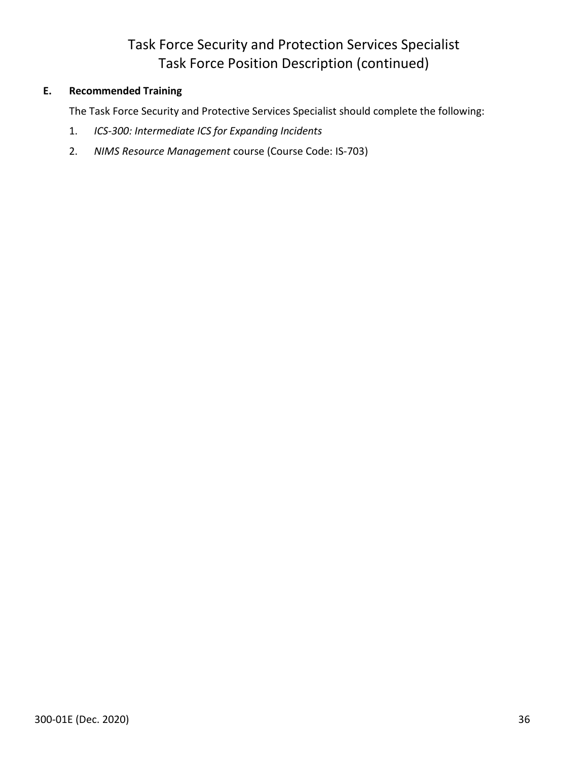# Task Force Security and Protection Services Specialist
# Task Force Position Description (continued)

**E. Recommended Training**

The Task Force Security and Protective Services Specialist should complete the following:

1. *ICS-300: Intermediate ICS for Expanding Incidents*
2. *NIMS Resource Management* course (Course Code: IS-703)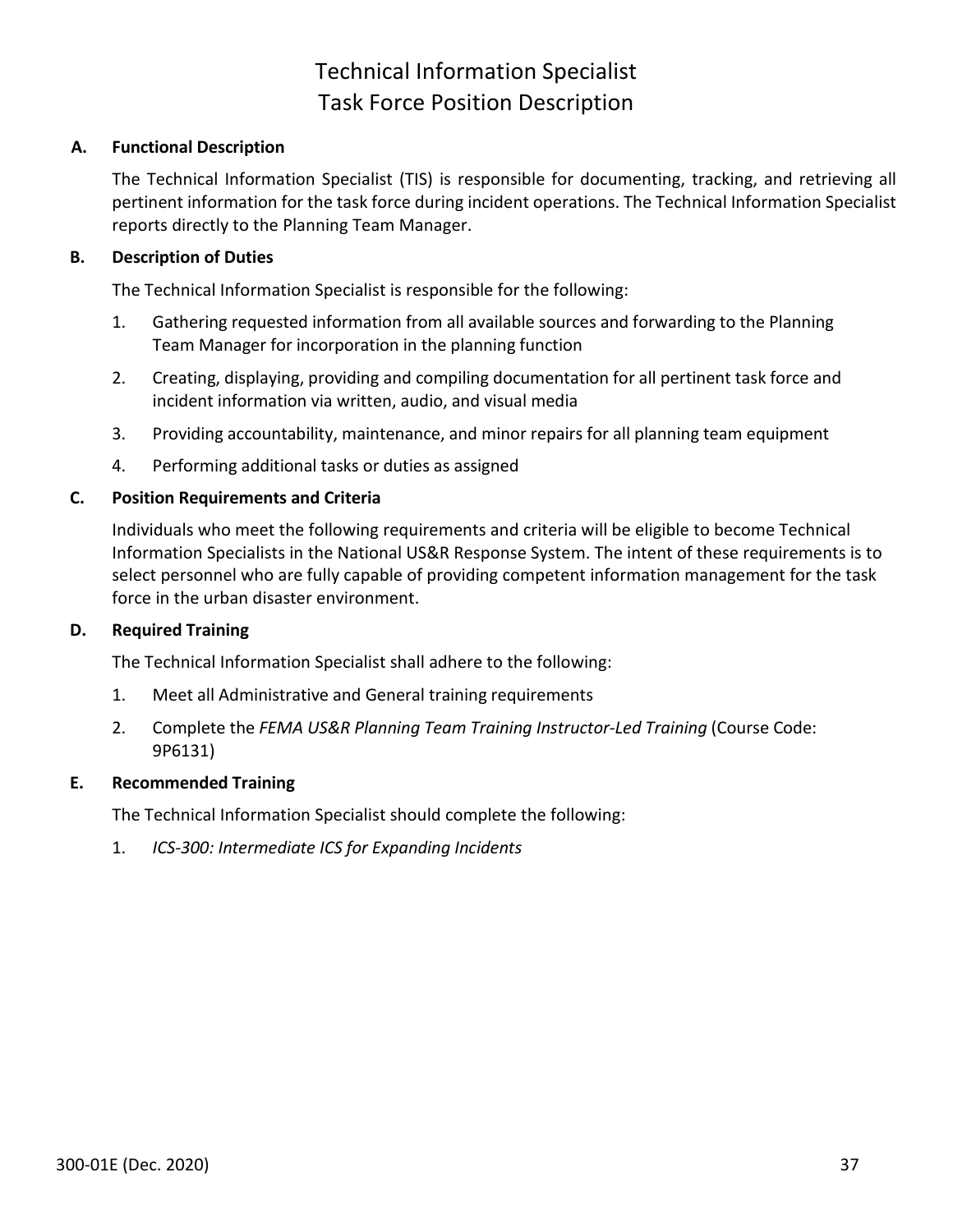# Technical Information Specialist
# Task Force Position Description

**A. Functional Description**

The Technical Information Specialist (TIS) is responsible for documenting, tracking, and retrieving all pertinent information for the task force during incident operations. The Technical Information Specialist reports directly to the Planning Team Manager.

**B. Description of Duties**

The Technical Information Specialist is responsible for the following:

1. Gathering requested information from all available sources and forwarding to the Planning Team Manager for incorporation in the planning function
2. Creating, displaying, providing and compiling documentation for all pertinent task force and incident information via written, audio, and visual media
3. Providing accountability, maintenance, and minor repairs for all planning team equipment
4. Performing additional tasks or duties as assigned

**C. Position Requirements and Criteria**

Individuals who meet the following requirements and criteria will be eligible to become Technical Information Specialists in the National US&R Response System. The intent of these requirements is to select personnel who are fully capable of providing competent information management for the task force in the urban disaster environment.

**D. Required Training**

The Technical Information Specialist shall adhere to the following:

1. Meet all Administrative and General training requirements
2. Complete the *FEMA US&R Planning Team Training Instructor-Led Training* (Course Code: 9P6131)

**E. Recommended Training**

The Technical Information Specialist should complete the following:

1. *ICS-300: Intermediate ICS for Expanding Incidents*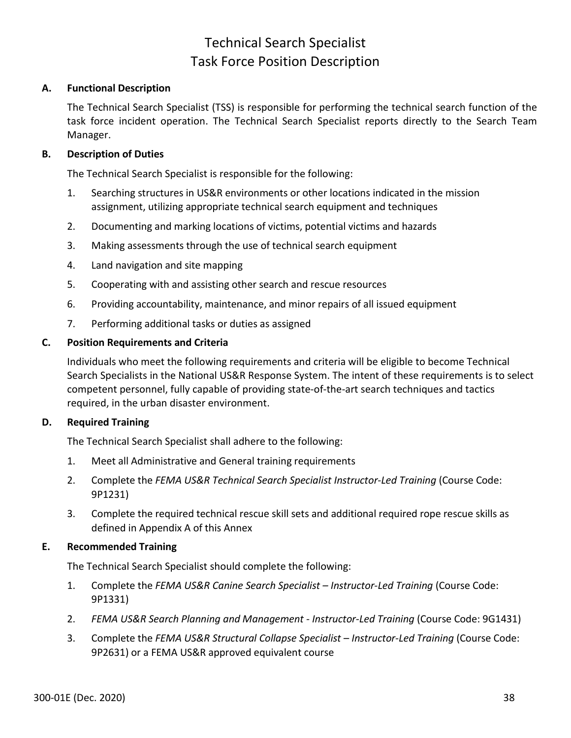# Technical Search Specialist
# Task Force Position Description

**A. Functional Description**

The Technical Search Specialist (TSS) is responsible for performing the technical search function of the task force incident operation. The Technical Search Specialist reports directly to the Search Team Manager.

**B. Description of Duties**

The Technical Search Specialist is responsible for the following:

1. Searching structures in US&R environments or other locations indicated in the mission assignment, utilizing appropriate technical search equipment and techniques
2. Documenting and marking locations of victims, potential victims and hazards
3. Making assessments through the use of technical search equipment
4. Land navigation and site mapping
5. Cooperating with and assisting other search and rescue resources
6. Providing accountability, maintenance, and minor repairs of all issued equipment
7. Performing additional tasks or duties as assigned

**C. Position Requirements and Criteria**

Individuals who meet the following requirements and criteria will be eligible to become Technical Search Specialists in the National US&R Response System. The intent of these requirements is to select competent personnel, fully capable of providing state-of-the-art search techniques and tactics required, in the urban disaster environment.

**D. Required Training**

The Technical Search Specialist shall adhere to the following:

1. Meet all Administrative and General training requirements
2. Complete the *FEMA US&R Technical Search Specialist Instructor-Led Training* (Course Code: 9P1231)
3. Complete the required technical rescue skill sets and additional required rope rescue skills as defined in Appendix A of this Annex

**E. Recommended Training**

The Technical Search Specialist should complete the following:

1. Complete the *FEMA US&R Canine Search Specialist – Instructor-Led Training* (Course Code: 9P1331)
2. *FEMA US&R Search Planning and Management - Instructor-Led Training* (Course Code: 9G1431)
3. Complete the *FEMA US&R Structural Collapse Specialist – Instructor-Led Training* (Course Code: 9P2631) or a FEMA US&R approved equivalent course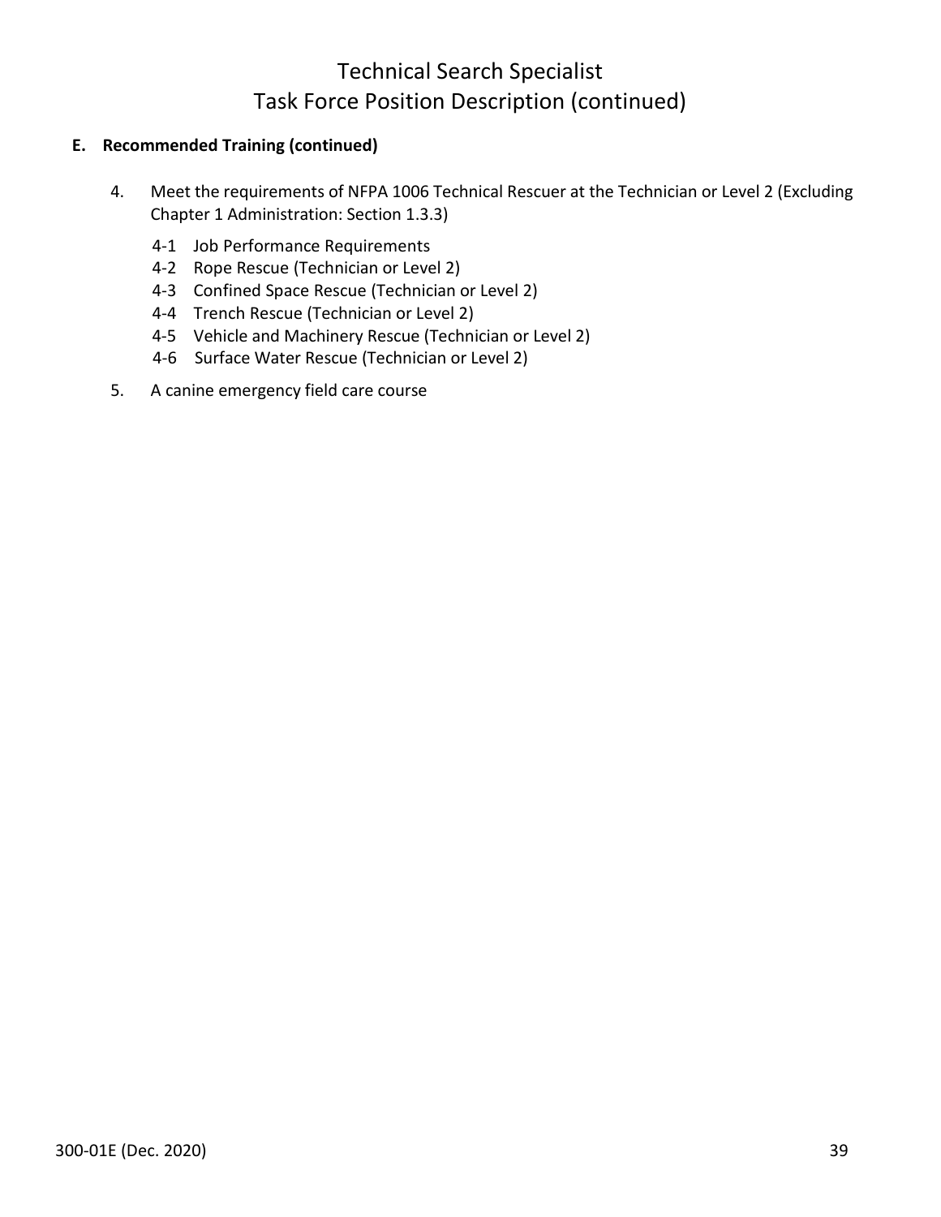# Technical Search Specialist
# Task Force Position Description (continued)

**E. Recommended Training (continued)**

4. Meet the requirements of NFPA 1006 Technical Rescuer at the Technician or Level 2 (Excluding Chapter 1 Administration: Section 1.3.3)

   4-1 Job Performance Requirements
   4-2 Rope Rescue (Technician or Level 2)
   4-3 Confined Space Rescue (Technician or Level 2)
   4-4 Trench Rescue (Technician or Level 2)
   4-5 Vehicle and Machinery Rescue (Technician or Level 2)
   4-6 Surface Water Rescue (Technician or Level 2)

5. A canine emergency field care course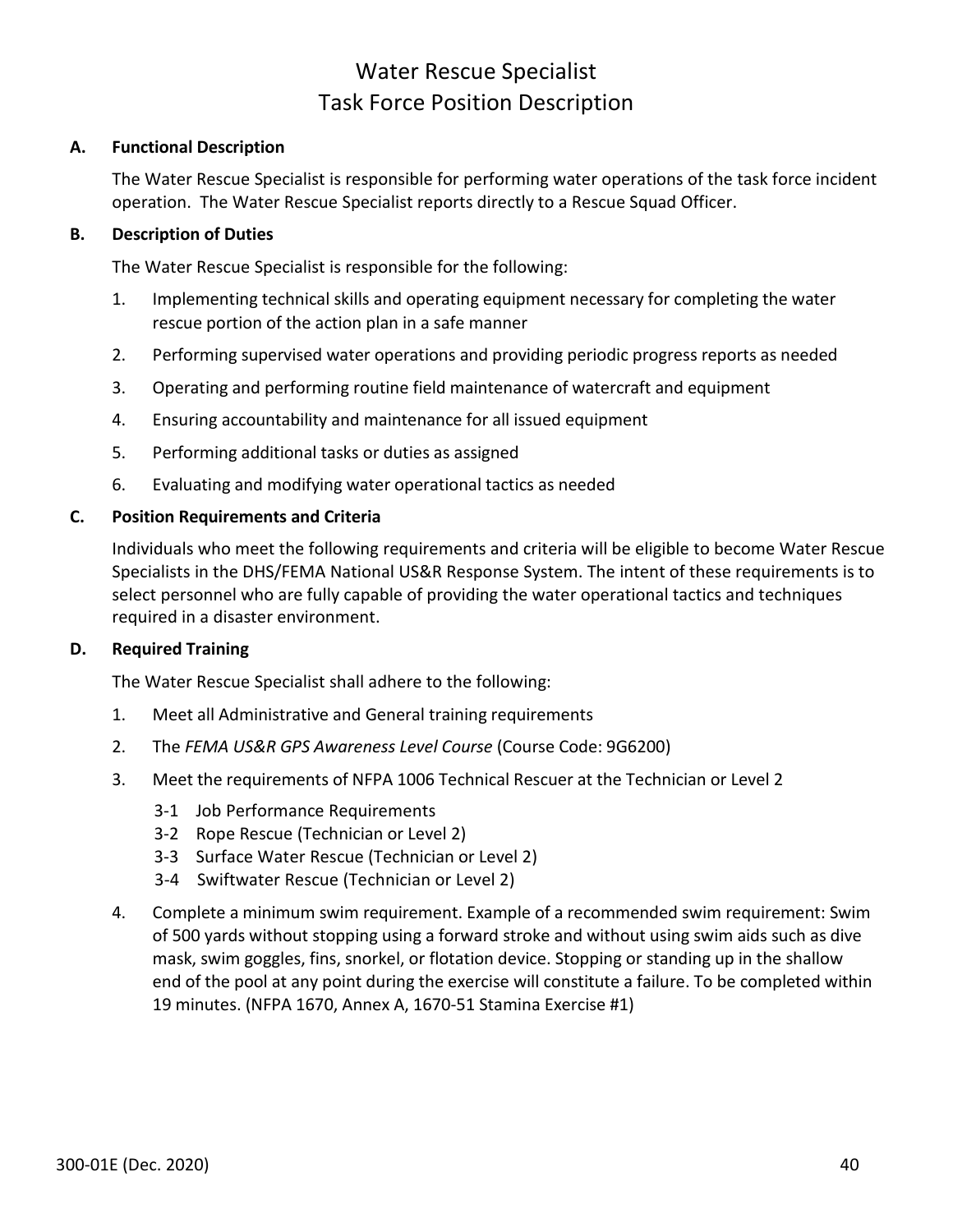# Water Rescue Specialist
# Task Force Position Description

## A. Functional Description

The Water Rescue Specialist is responsible for performing water operations of the task force incident operation. The Water Rescue Specialist reports directly to a Rescue Squad Officer.

## B. Description of Duties

The Water Rescue Specialist is responsible for the following:

1. Implementing technical skills and operating equipment necessary for completing the water rescue portion of the action plan in a safe manner
2. Performing supervised water operations and providing periodic progress reports as needed
3. Operating and performing routine field maintenance of watercraft and equipment
4. Ensuring accountability and maintenance for all issued equipment
5. Performing additional tasks or duties as assigned
6. Evaluating and modifying water operational tactics as needed

## C. Position Requirements and Criteria

Individuals who meet the following requirements and criteria will be eligible to become Water Rescue Specialists in the DHS/FEMA National US&R Response System. The intent of these requirements is to select personnel who are fully capable of providing the water operational tactics and techniques required in a disaster environment.

## D. Required Training

The Water Rescue Specialist shall adhere to the following:

1. Meet all Administrative and General training requirements
2. The *FEMA US&R GPS Awareness Level Course* (Course Code: 9G6200)
3. Meet the requirements of NFPA 1006 Technical Rescuer at the Technician or Level 2
   - 3-1 Job Performance Requirements
   - 3-2 Rope Rescue (Technician or Level 2)
   - 3-3 Surface Water Rescue (Technician or Level 2)
   - 3-4 Swiftwater Rescue (Technician or Level 2)
4. Complete a minimum swim requirement. Example of a recommended swim requirement: Swim of 500 yards without stopping using a forward stroke and without using swim aids such as dive mask, swim goggles, fins, snorkel, or flotation device. Stopping or standing up in the shallow end of the pool at any point during the exercise will constitute a failure. To be completed within 19 minutes. (NFPA 1670, Annex A, 1670-51 Stamina Exercise #1)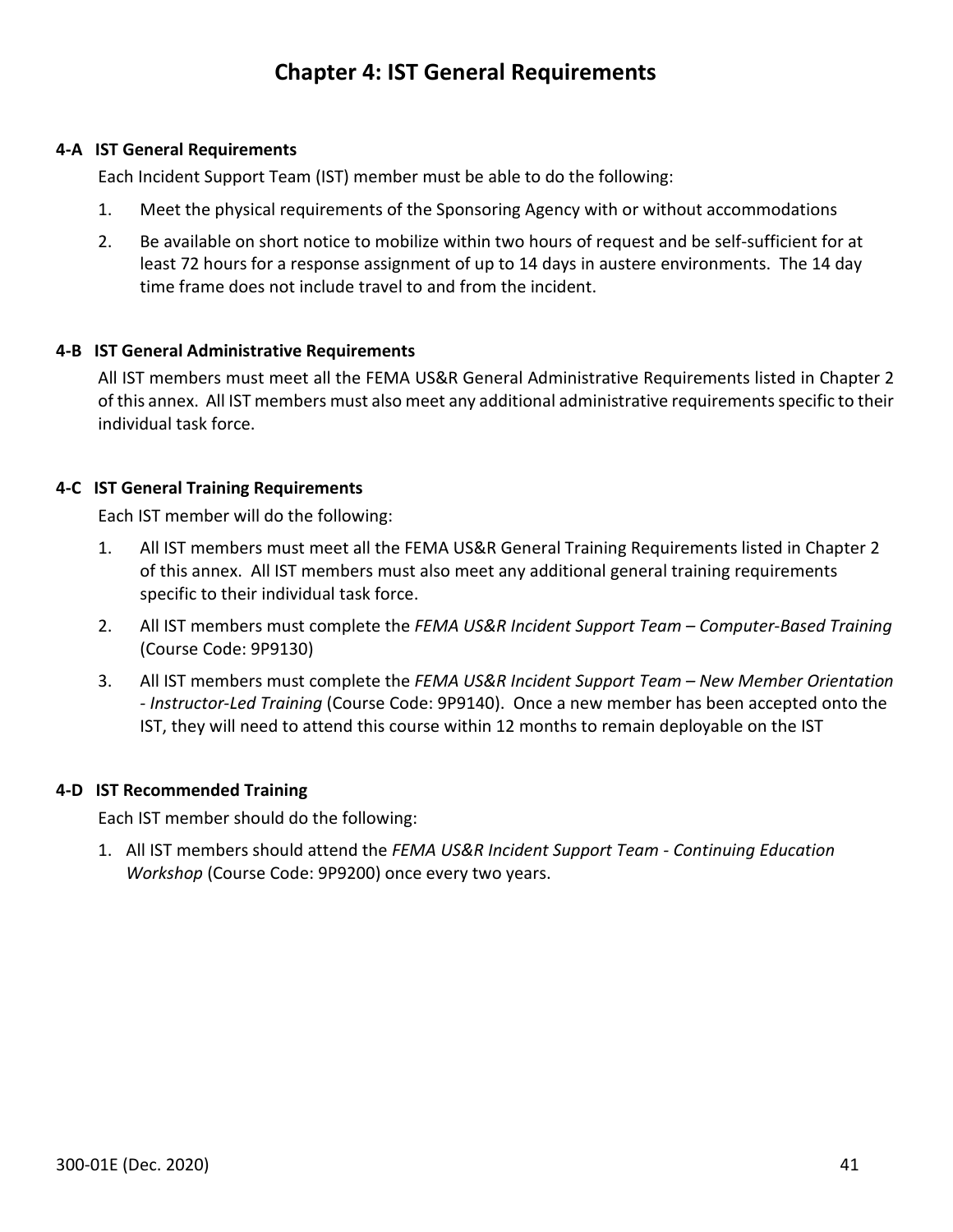# Chapter 4: IST General Requirements

### 4-A IST General Requirements

Each Incident Support Team (IST) member must be able to do the following:

1. Meet the physical requirements of the Sponsoring Agency with or without accommodations
2. Be available on short notice to mobilize within two hours of request and be self-sufficient for at least 72 hours for a response assignment of up to 14 days in austere environments. The 14 day time frame does not include travel to and from the incident.

### 4-B IST General Administrative Requirements

All IST members must meet all the FEMA US&R General Administrative Requirements listed in Chapter 2 of this annex. All IST members must also meet any additional administrative requirements specific to their individual task force.

### 4-C IST General Training Requirements

Each IST member will do the following:

1. All IST members must meet all the FEMA US&R General Training Requirements listed in Chapter 2 of this annex. All IST members must also meet any additional general training requirements specific to their individual task force.
2. All IST members must complete the *FEMA US&R Incident Support Team – Computer-Based Training* (Course Code: 9P9130)
3. All IST members must complete the *FEMA US&R Incident Support Team – New Member Orientation - Instructor-Led Training* (Course Code: 9P9140). Once a new member has been accepted onto the IST, they will need to attend this course within 12 months to remain deployable on the IST

### 4-D IST Recommended Training

Each IST member should do the following:

1. All IST members should attend the *FEMA US&R Incident Support Team - Continuing Education Workshop* (Course Code: 9P9200) once every two years.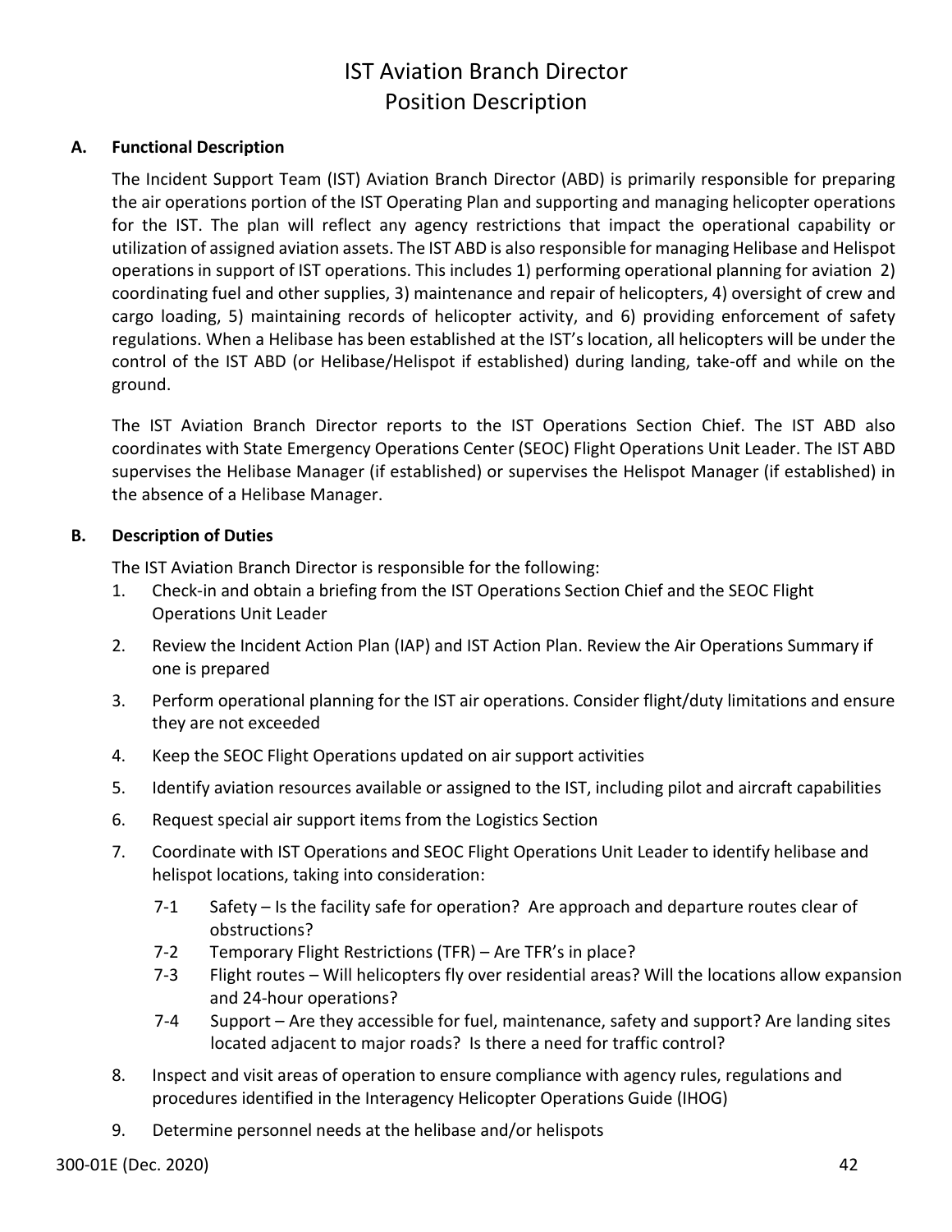# IST Aviation Branch Director
# Position Description

## A. Functional Description

The Incident Support Team (IST) Aviation Branch Director (ABD) is primarily responsible for preparing the air operations portion of the IST Operating Plan and supporting and managing helicopter operations for the IST. The plan will reflect any agency restrictions that impact the operational capability or utilization of assigned aviation assets. The IST ABD is also responsible for managing Helibase and Helispot operations in support of IST operations. This includes 1) performing operational planning for aviation 2) coordinating fuel and other supplies, 3) maintenance and repair of helicopters, 4) oversight of crew and cargo loading, 5) maintaining records of helicopter activity, and 6) providing enforcement of safety regulations. When a Helibase has been established at the IST's location, all helicopters will be under the control of the IST ABD (or Helibase/Helispot if established) during landing, take-off and while on the ground.

The IST Aviation Branch Director reports to the IST Operations Section Chief. The IST ABD also coordinates with State Emergency Operations Center (SEOC) Flight Operations Unit Leader. The IST ABD supervises the Helibase Manager (if established) or supervises the Helispot Manager (if established) in the absence of a Helibase Manager.

## B. Description of Duties

The IST Aviation Branch Director is responsible for the following:

1. Check-in and obtain a briefing from the IST Operations Section Chief and the SEOC Flight Operations Unit Leader
2. Review the Incident Action Plan (IAP) and IST Action Plan. Review the Air Operations Summary if one is prepared
3. Perform operational planning for the IST air operations. Consider flight/duty limitations and ensure they are not exceeded
4. Keep the SEOC Flight Operations updated on air support activities
5. Identify aviation resources available or assigned to the IST, including pilot and aircraft capabilities
6. Request special air support items from the Logistics Section
7. Coordinate with IST Operations and SEOC Flight Operations Unit Leader to identify helibase and helispot locations, taking into consideration:
   - 7-1 Safety – Is the facility safe for operation? Are approach and departure routes clear of obstructions?
   - 7-2 Temporary Flight Restrictions (TFR) – Are TFR's in place?
   - 7-3 Flight routes – Will helicopters fly over residential areas? Will the locations allow expansion and 24-hour operations?
   - 7-4 Support – Are they accessible for fuel, maintenance, safety and support? Are landing sites located adjacent to major roads? Is there a need for traffic control?
8. Inspect and visit areas of operation to ensure compliance with agency rules, regulations and procedures identified in the Interagency Helicopter Operations Guide (IHOG)
9. Determine personnel needs at the helibase and/or helispots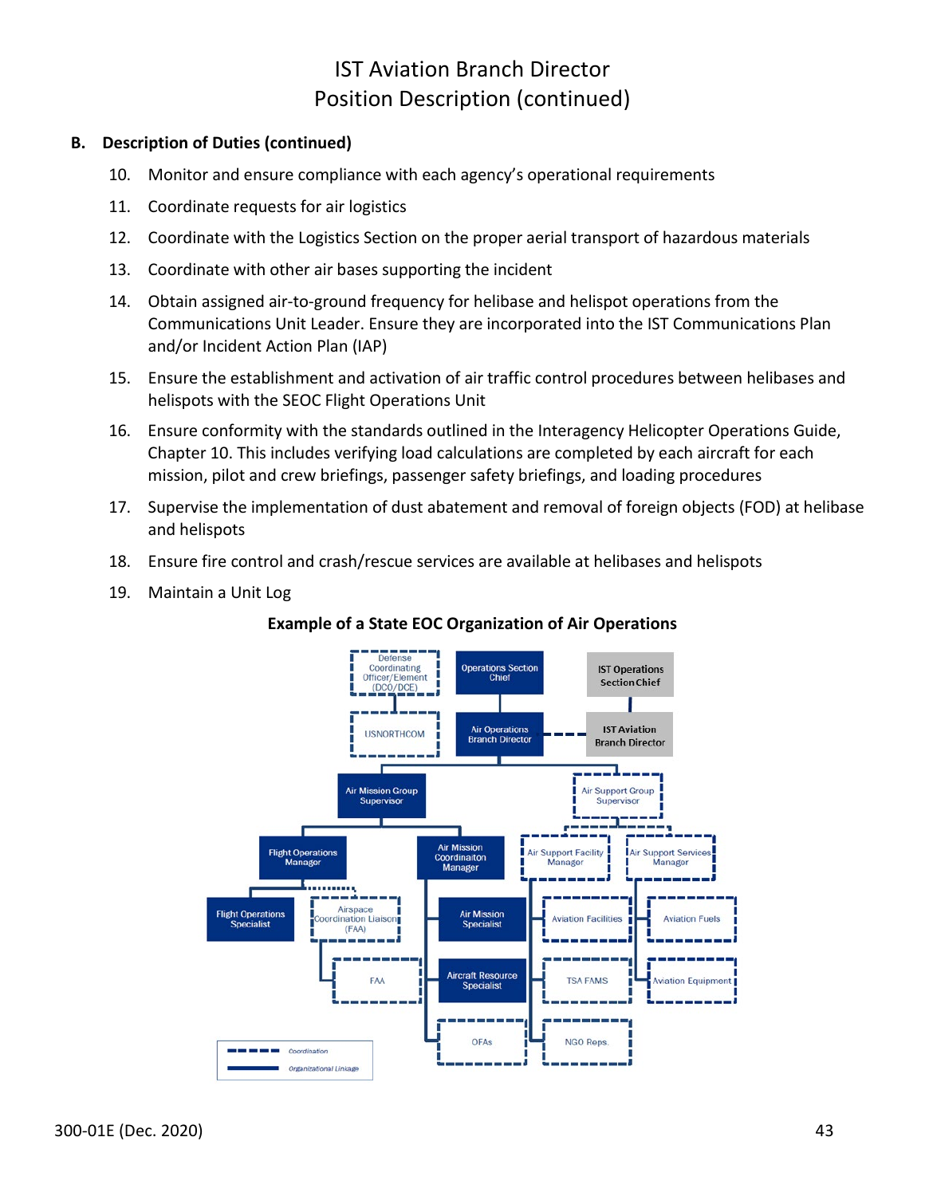# IST Aviation Branch Director Position Description (continued)

**B. Description of Duties (continued)**

10. Monitor and ensure compliance with each agency's operational requirements
11. Coordinate requests for air logistics
12. Coordinate with the Logistics Section on the proper aerial transport of hazardous materials
13. Coordinate with other air bases supporting the incident
14. Obtain assigned air-to-ground frequency for helibase and helispot operations from the Communications Unit Leader. Ensure they are incorporated into the IST Communications Plan and/or Incident Action Plan (IAP)
15. Ensure the establishment and activation of air traffic control procedures between helibases and helispots with the SEOC Flight Operations Unit
16. Ensure conformity with the standards outlined in the Interagency Helicopter Operations Guide, Chapter 10. This includes verifying load calculations are completed by each aircraft for each mission, pilot and crew briefings, passenger safety briefings, and loading procedures
17. Supervise the implementation of dust abatement and removal of foreign objects (FOD) at helibase and helispots
18. Ensure fire control and crash/rescue services are available at helibases and helispots
19. Maintain a Unit Log

**Example of a State EOC Organization of Air Operations**

Defense Coordinating Officer/Element (DCO/DCE)

USNORTHCOM

Operations Section Chief

Air Operations Branch Director

IST Operations Section Chief

IST Aviation Branch Director

Air Mission Group Supervisor

Air Support Group Supervisor

Flight Operations Manager

Air Mission Coordinaiton Manager

Air Support Facility Manager

Air Support Services Manager

Flight Operations Specialist

Airspace Coordination Liaison (FAA)

FAA

Air Mission Specialist

Aircraft Resource Specialist

OFAs

Aviation Facilities

TSA FAMS

NGO Reps.

Aviation Fuels

Aviation Equipment

Coordination

Organizational Linkage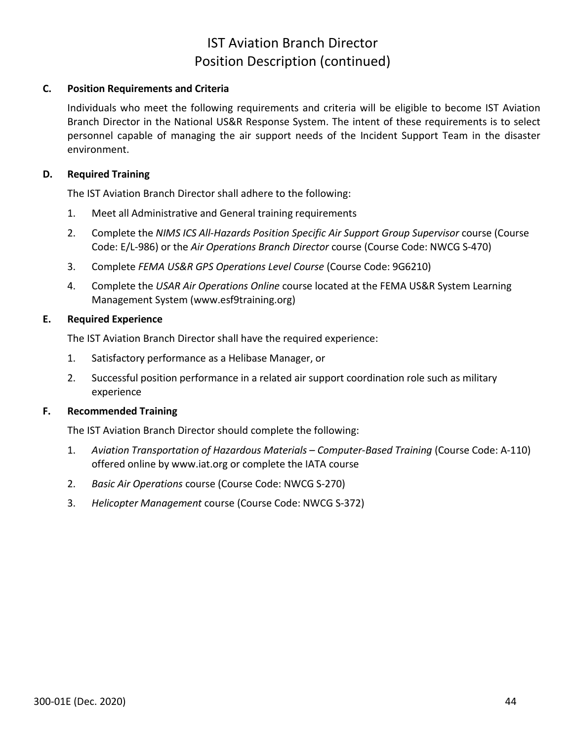# IST Aviation Branch Director
# Position Description (continued)

## C. Position Requirements and Criteria

Individuals who meet the following requirements and criteria will be eligible to become IST Aviation Branch Director in the National US&R Response System. The intent of these requirements is to select personnel capable of managing the air support needs of the Incident Support Team in the disaster environment.

## D. Required Training

The IST Aviation Branch Director shall adhere to the following:

1. Meet all Administrative and General training requirements
2. Complete the *NIMS ICS All-Hazards Position Specific Air Support Group Supervisor* course (Course Code: E/L-986) or the *Air Operations Branch Director* course (Course Code: NWCG S-470)
3. Complete *FEMA US&R GPS Operations Level Course* (Course Code: 9G6210)
4. Complete the *USAR Air Operations Online* course located at the FEMA US&R System Learning Management System (www.esf9training.org)

## E. Required Experience

The IST Aviation Branch Director shall have the required experience:

1. Satisfactory performance as a Helibase Manager, or
2. Successful position performance in a related air support coordination role such as military experience

## F. Recommended Training

The IST Aviation Branch Director should complete the following:

1. *Aviation Transportation of Hazardous Materials – Computer-Based Training* (Course Code: A-110) offered online by www.iat.org or complete the IATA course
2. *Basic Air Operations* course (Course Code: NWCG S-270)
3. *Helicopter Management* course (Course Code: NWCG S-372)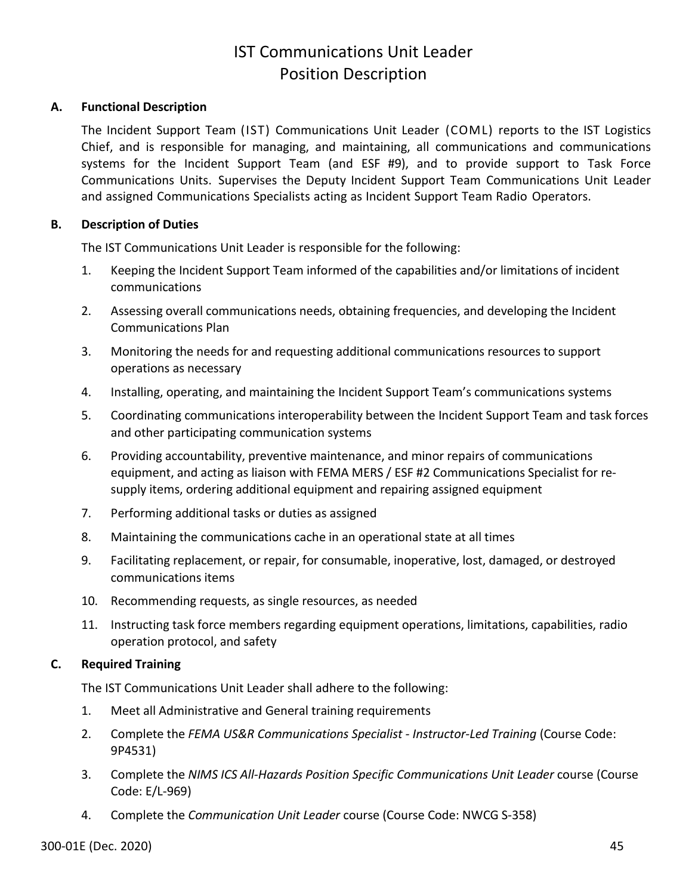# IST Communications Unit Leader Position Description

**A. Functional Description**

The Incident Support Team (IST) Communications Unit Leader (COML) reports to the IST Logistics Chief, and is responsible for managing, and maintaining, all communications and communications systems for the Incident Support Team (and ESF #9), and to provide support to Task Force Communications Units. Supervises the Deputy Incident Support Team Communications Unit Leader and assigned Communications Specialists acting as Incident Support Team Radio Operators.

**B. Description of Duties**

The IST Communications Unit Leader is responsible for the following:

1. Keeping the Incident Support Team informed of the capabilities and/or limitations of incident communications
2. Assessing overall communications needs, obtaining frequencies, and developing the Incident Communications Plan
3. Monitoring the needs for and requesting additional communications resources to support operations as necessary
4. Installing, operating, and maintaining the Incident Support Team's communications systems
5. Coordinating communications interoperability between the Incident Support Team and task forces and other participating communication systems
6. Providing accountability, preventive maintenance, and minor repairs of communications equipment, and acting as liaison with FEMA MERS / ESF #2 Communications Specialist for re-supply items, ordering additional equipment and repairing assigned equipment
7. Performing additional tasks or duties as assigned
8. Maintaining the communications cache in an operational state at all times
9. Facilitating replacement, or repair, for consumable, inoperative, lost, damaged, or destroyed communications items
10. Recommending requests, as single resources, as needed
11. Instructing task force members regarding equipment operations, limitations, capabilities, radio operation protocol, and safety

**C. Required Training**

The IST Communications Unit Leader shall adhere to the following:

1. Meet all Administrative and General training requirements
2. Complete the *FEMA US&R Communications Specialist - Instructor-Led Training* (Course Code: 9P4531)
3. Complete the *NIMS ICS All-Hazards Position Specific Communications Unit Leader* course (Course Code: E/L-969)
4. Complete the *Communication Unit Leader* course (Course Code: NWCG S-358)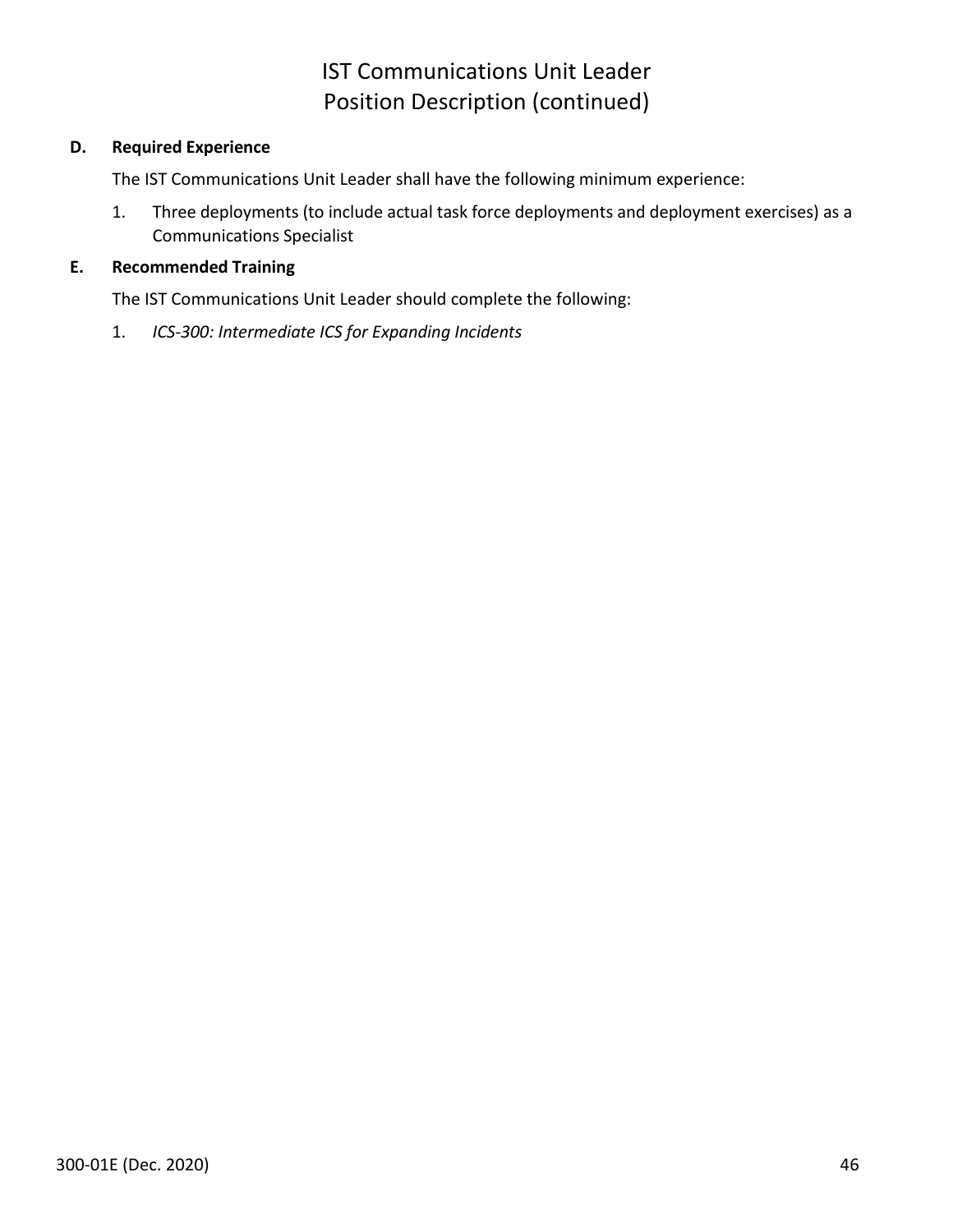# IST Communications Unit Leader
# Position Description (continued)

**D. Required Experience**

The IST Communications Unit Leader shall have the following minimum experience:

1. Three deployments (to include actual task force deployments and deployment exercises) as a Communications Specialist

**E. Recommended Training**

The IST Communications Unit Leader should complete the following:

1. *ICS-300: Intermediate ICS for Expanding Incidents*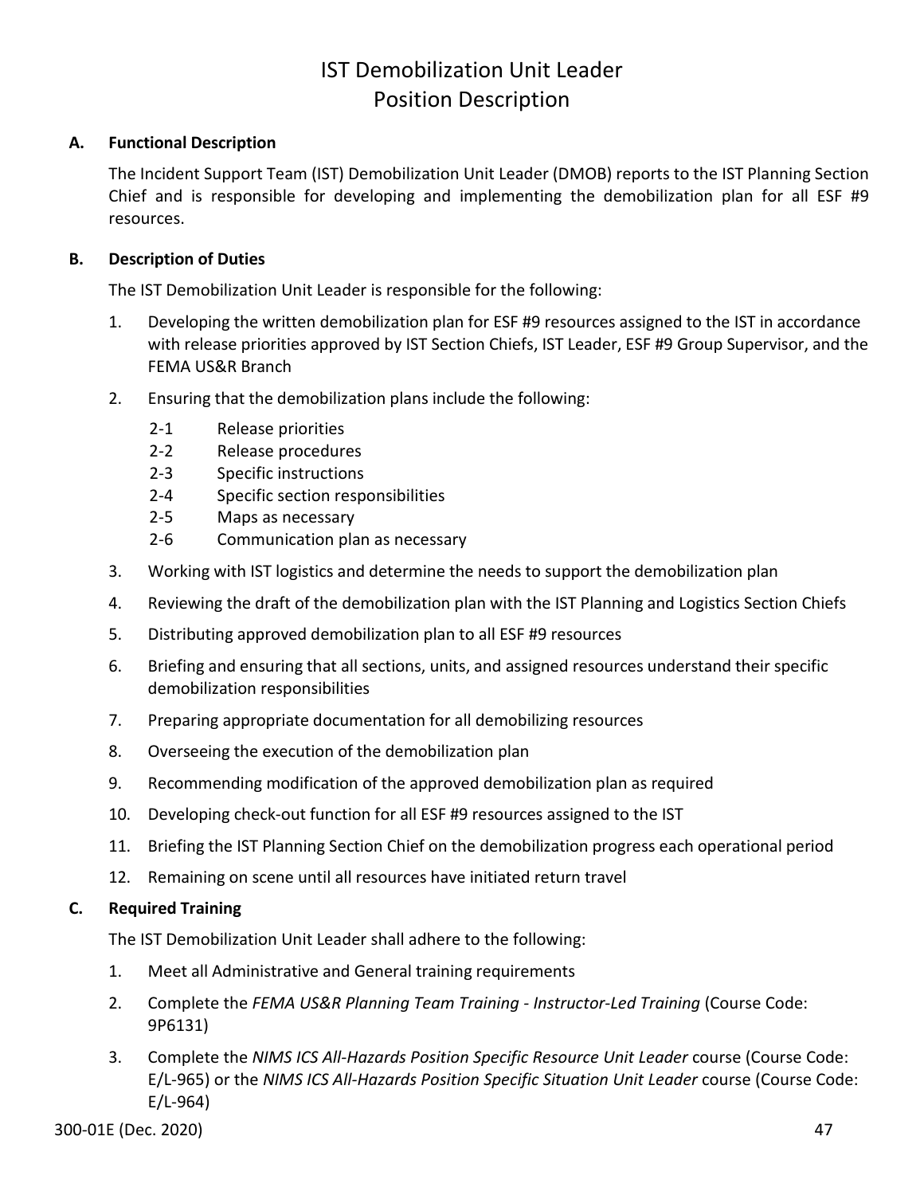# IST Demobilization Unit Leader Position Description

## A. Functional Description

The Incident Support Team (IST) Demobilization Unit Leader (DMOB) reports to the IST Planning Section Chief and is responsible for developing and implementing the demobilization plan for all ESF #9 resources.

## B. Description of Duties

The IST Demobilization Unit Leader is responsible for the following:

1. Developing the written demobilization plan for ESF #9 resources assigned to the IST in accordance with release priorities approved by IST Section Chiefs, IST Leader, ESF #9 Group Supervisor, and the FEMA US&R Branch
2. Ensuring that the demobilization plans include the following:
   - 2-1 Release priorities
   - 2-2 Release procedures
   - 2-3 Specific instructions
   - 2-4 Specific section responsibilities
   - 2-5 Maps as necessary
   - 2-6 Communication plan as necessary
3. Working with IST logistics and determine the needs to support the demobilization plan
4. Reviewing the draft of the demobilization plan with the IST Planning and Logistics Section Chiefs
5. Distributing approved demobilization plan to all ESF #9 resources
6. Briefing and ensuring that all sections, units, and assigned resources understand their specific demobilization responsibilities
7. Preparing appropriate documentation for all demobilizing resources
8. Overseeing the execution of the demobilization plan
9. Recommending modification of the approved demobilization plan as required
10. Developing check-out function for all ESF #9 resources assigned to the IST
11. Briefing the IST Planning Section Chief on the demobilization progress each operational period
12. Remaining on scene until all resources have initiated return travel

## C. Required Training

The IST Demobilization Unit Leader shall adhere to the following:

1. Meet all Administrative and General training requirements
2. Complete the *FEMA US&R Planning Team Training - Instructor-Led Training* (Course Code: 9P6131)
3. Complete the *NIMS ICS All-Hazards Position Specific Resource Unit Leader* course (Course Code: E/L-965) or the *NIMS ICS All-Hazards Position Specific Situation Unit Leader* course (Course Code: E/L-964)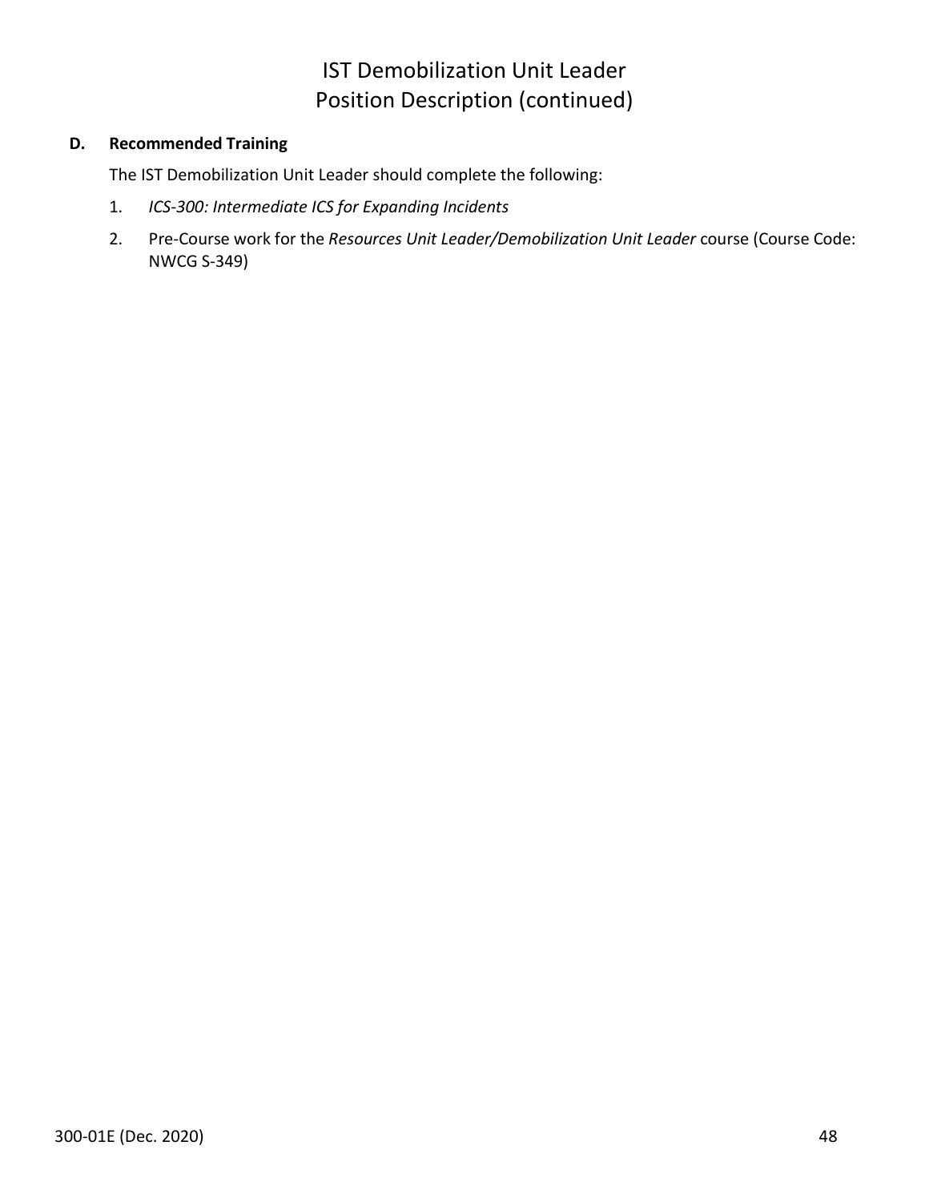# IST Demobilization Unit Leader
# Position Description (continued)

**D. Recommended Training**

The IST Demobilization Unit Leader should complete the following:

1. *ICS-300: Intermediate ICS for Expanding Incidents*
2. Pre-Course work for the *Resources Unit Leader/Demobilization Unit Leader* course (Course Code: NWCG S-349)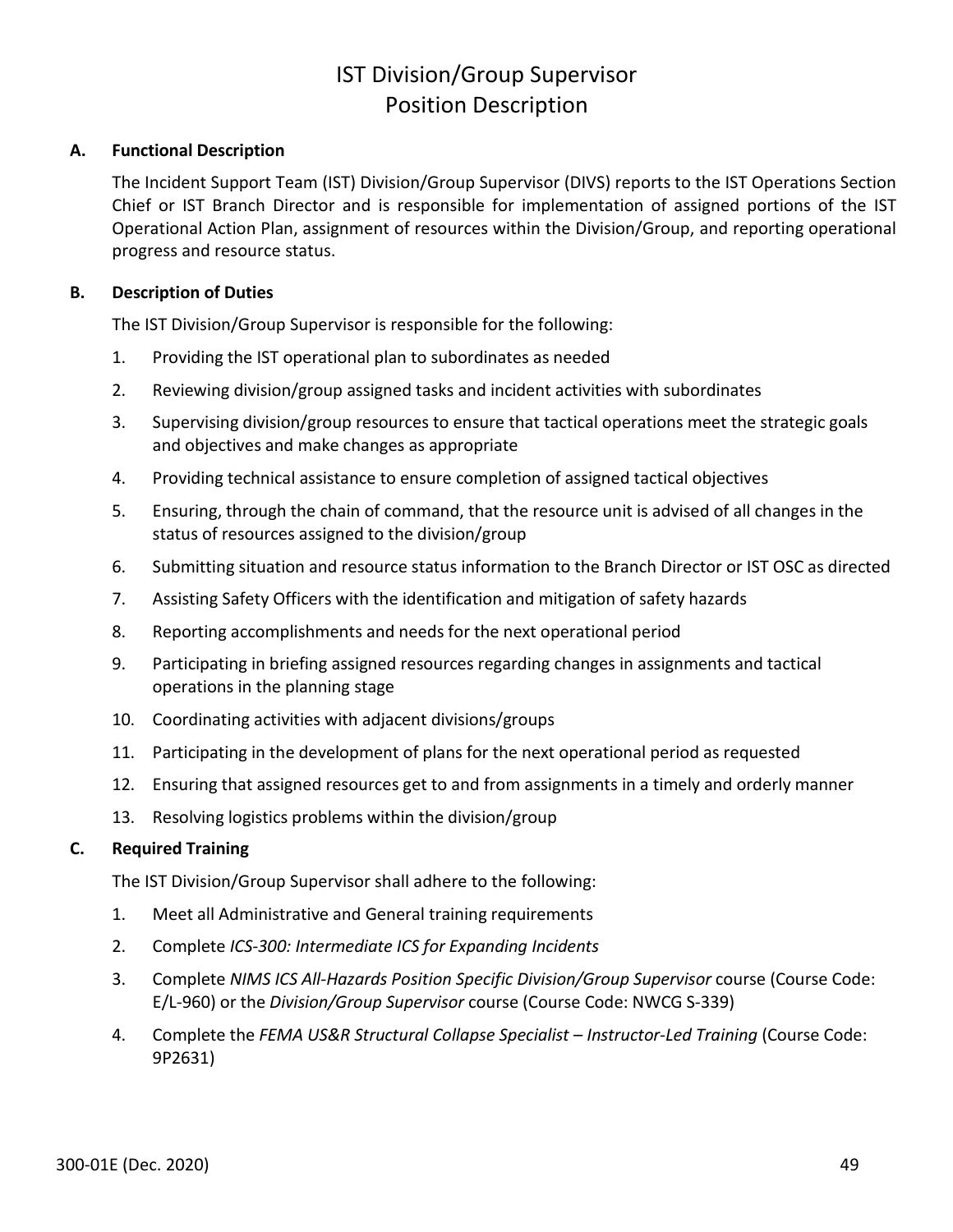# IST Division/Group Supervisor
# Position Description

## A. Functional Description

The Incident Support Team (IST) Division/Group Supervisor (DIVS) reports to the IST Operations Section Chief or IST Branch Director and is responsible for implementation of assigned portions of the IST Operational Action Plan, assignment of resources within the Division/Group, and reporting operational progress and resource status.

## B. Description of Duties

The IST Division/Group Supervisor is responsible for the following:

1. Providing the IST operational plan to subordinates as needed
2. Reviewing division/group assigned tasks and incident activities with subordinates
3. Supervising division/group resources to ensure that tactical operations meet the strategic goals and objectives and make changes as appropriate
4. Providing technical assistance to ensure completion of assigned tactical objectives
5. Ensuring, through the chain of command, that the resource unit is advised of all changes in the status of resources assigned to the division/group
6. Submitting situation and resource status information to the Branch Director or IST OSC as directed
7. Assisting Safety Officers with the identification and mitigation of safety hazards
8. Reporting accomplishments and needs for the next operational period
9. Participating in briefing assigned resources regarding changes in assignments and tactical operations in the planning stage
10. Coordinating activities with adjacent divisions/groups
11. Participating in the development of plans for the next operational period as requested
12. Ensuring that assigned resources get to and from assignments in a timely and orderly manner
13. Resolving logistics problems within the division/group

## C. Required Training

The IST Division/Group Supervisor shall adhere to the following:

1. Meet all Administrative and General training requirements
2. Complete *ICS-300: Intermediate ICS for Expanding Incidents*
3. Complete *NIMS ICS All-Hazards Position Specific Division/Group Supervisor* course (Course Code: E/L-960) or the *Division/Group Supervisor* course (Course Code: NWCG S-339)
4. Complete the *FEMA US&R Structural Collapse Specialist – Instructor-Led Training* (Course Code: 9P2631)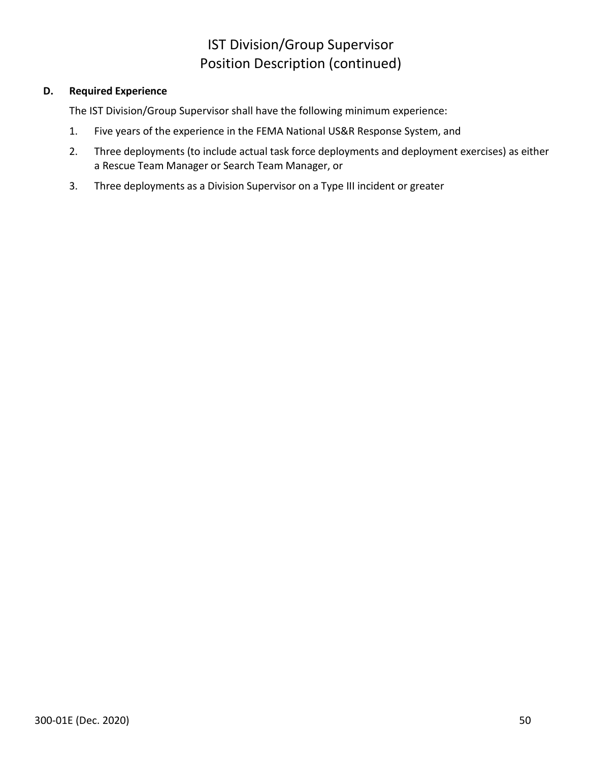# IST Division/Group Supervisor
# Position Description (continued)

**D. Required Experience**

The IST Division/Group Supervisor shall have the following minimum experience:

1. Five years of the experience in the FEMA National US&R Response System, and
2. Three deployments (to include actual task force deployments and deployment exercises) as either a Rescue Team Manager or Search Team Manager, or
3. Three deployments as a Division Supervisor on a Type III incident or greater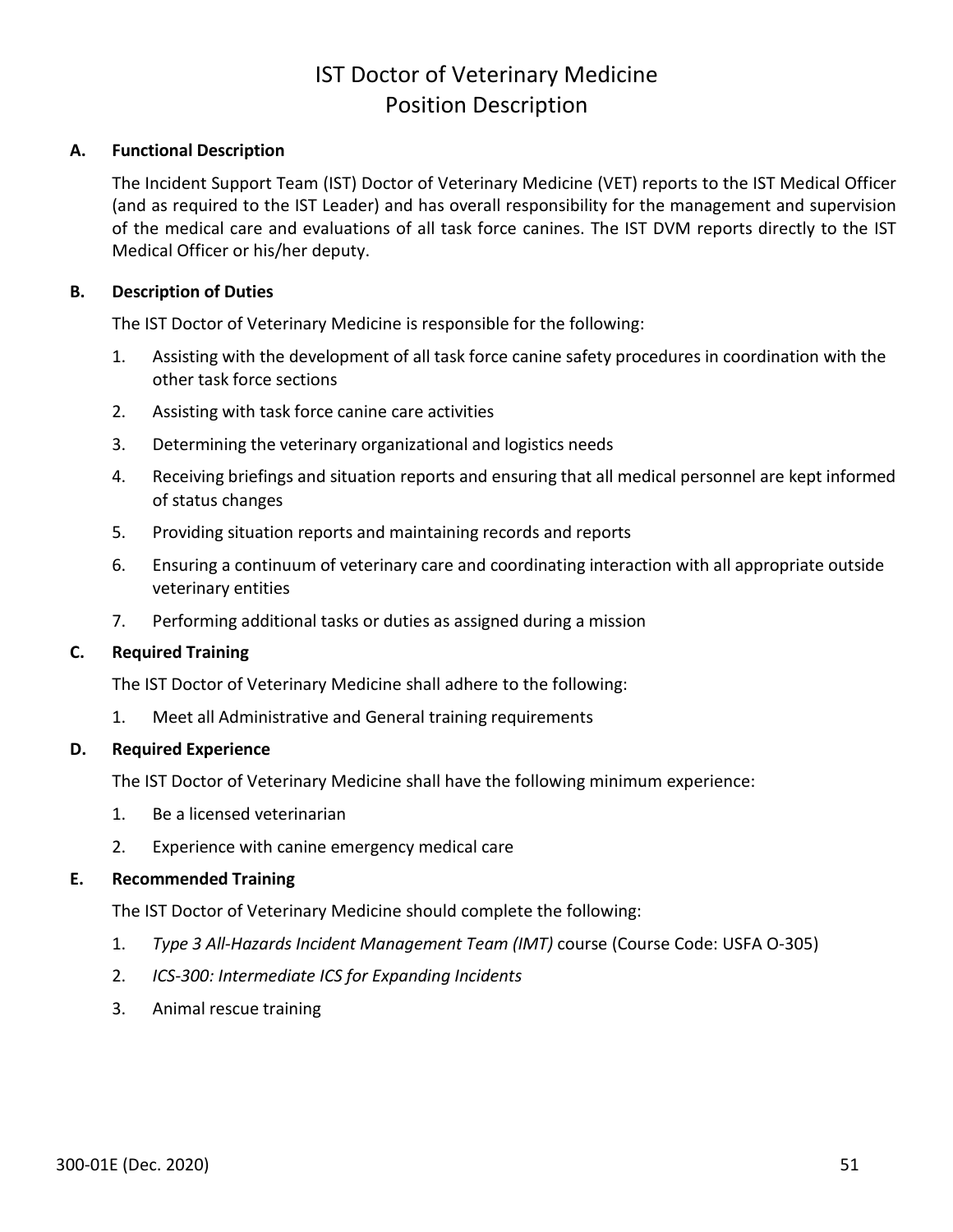# IST Doctor of Veterinary Medicine
# Position Description

**A. Functional Description**

The Incident Support Team (IST) Doctor of Veterinary Medicine (VET) reports to the IST Medical Officer (and as required to the IST Leader) and has overall responsibility for the management and supervision of the medical care and evaluations of all task force canines. The IST DVM reports directly to the IST Medical Officer or his/her deputy.

**B. Description of Duties**

The IST Doctor of Veterinary Medicine is responsible for the following:

1. Assisting with the development of all task force canine safety procedures in coordination with the other task force sections
2. Assisting with task force canine care activities
3. Determining the veterinary organizational and logistics needs
4. Receiving briefings and situation reports and ensuring that all medical personnel are kept informed of status changes
5. Providing situation reports and maintaining records and reports
6. Ensuring a continuum of veterinary care and coordinating interaction with all appropriate outside veterinary entities
7. Performing additional tasks or duties as assigned during a mission

**C. Required Training**

The IST Doctor of Veterinary Medicine shall adhere to the following:

1. Meet all Administrative and General training requirements

**D. Required Experience**

The IST Doctor of Veterinary Medicine shall have the following minimum experience:

1. Be a licensed veterinarian
2. Experience with canine emergency medical care

**E. Recommended Training**

The IST Doctor of Veterinary Medicine should complete the following:

1. *Type 3 All-Hazards Incident Management Team (IMT)* course (Course Code: USFA O-305)
2. *ICS-300: Intermediate ICS for Expanding Incidents*
3. Animal rescue training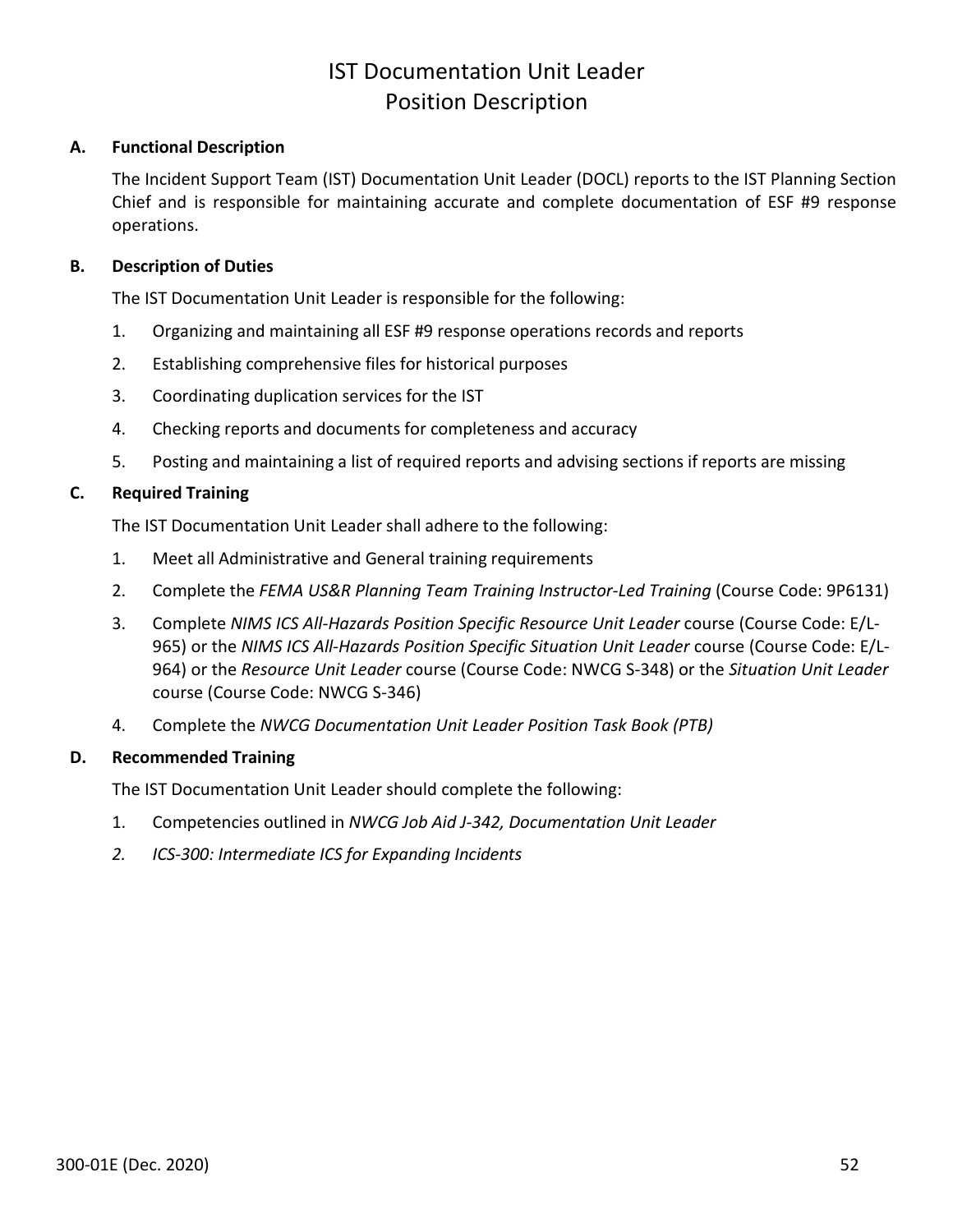# IST Documentation Unit Leader
# Position Description

## A. Functional Description

The Incident Support Team (IST) Documentation Unit Leader (DOCL) reports to the IST Planning Section Chief and is responsible for maintaining accurate and complete documentation of ESF #9 response operations.

## B. Description of Duties

The IST Documentation Unit Leader is responsible for the following:

1. Organizing and maintaining all ESF #9 response operations records and reports
2. Establishing comprehensive files for historical purposes
3. Coordinating duplication services for the IST
4. Checking reports and documents for completeness and accuracy
5. Posting and maintaining a list of required reports and advising sections if reports are missing

## C. Required Training

The IST Documentation Unit Leader shall adhere to the following:

1. Meet all Administrative and General training requirements
2. Complete the *FEMA US&R Planning Team Training Instructor-Led Training* (Course Code: 9P6131)
3. Complete *NIMS ICS All-Hazards Position Specific Resource Unit Leader* course (Course Code: E/L-965) or the *NIMS ICS All-Hazards Position Specific Situation Unit Leader* course (Course Code: E/L-964) or the *Resource Unit Leader* course (Course Code: NWCG S-348) or the *Situation Unit Leader* course (Course Code: NWCG S-346)
4. Complete the *NWCG Documentation Unit Leader Position Task Book (PTB)*

## D. Recommended Training

The IST Documentation Unit Leader should complete the following:

1. Competencies outlined in *NWCG Job Aid J-342, Documentation Unit Leader*
2. *ICS-300: Intermediate ICS for Expanding Incidents*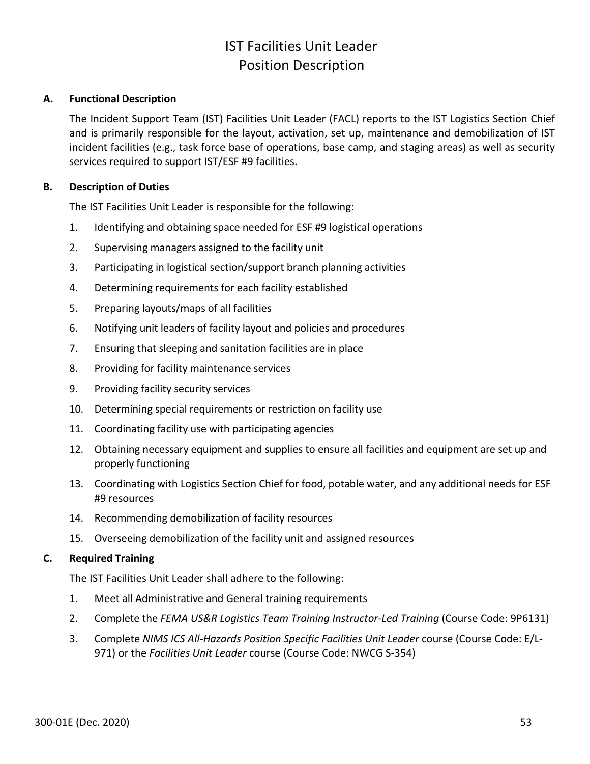# IST Facilities Unit Leader
# Position Description

## A. Functional Description

The Incident Support Team (IST) Facilities Unit Leader (FACL) reports to the IST Logistics Section Chief and is primarily responsible for the layout, activation, set up, maintenance and demobilization of IST incident facilities (e.g., task force base of operations, base camp, and staging areas) as well as security services required to support IST/ESF #9 facilities.

## B. Description of Duties

The IST Facilities Unit Leader is responsible for the following:

1. Identifying and obtaining space needed for ESF #9 logistical operations
2. Supervising managers assigned to the facility unit
3. Participating in logistical section/support branch planning activities
4. Determining requirements for each facility established
5. Preparing layouts/maps of all facilities
6. Notifying unit leaders of facility layout and policies and procedures
7. Ensuring that sleeping and sanitation facilities are in place
8. Providing for facility maintenance services
9. Providing facility security services
10. Determining special requirements or restriction on facility use
11. Coordinating facility use with participating agencies
12. Obtaining necessary equipment and supplies to ensure all facilities and equipment are set up and properly functioning
13. Coordinating with Logistics Section Chief for food, potable water, and any additional needs for ESF #9 resources
14. Recommending demobilization of facility resources
15. Overseeing demobilization of the facility unit and assigned resources

## C. Required Training

The IST Facilities Unit Leader shall adhere to the following:

1. Meet all Administrative and General training requirements
2. Complete the *FEMA US&R Logistics Team Training Instructor-Led Training* (Course Code: 9P6131)
3. Complete *NIMS ICS All-Hazards Position Specific Facilities Unit Leader* course (Course Code: E/L-971) or the *Facilities Unit Leader* course (Course Code: NWCG S-354)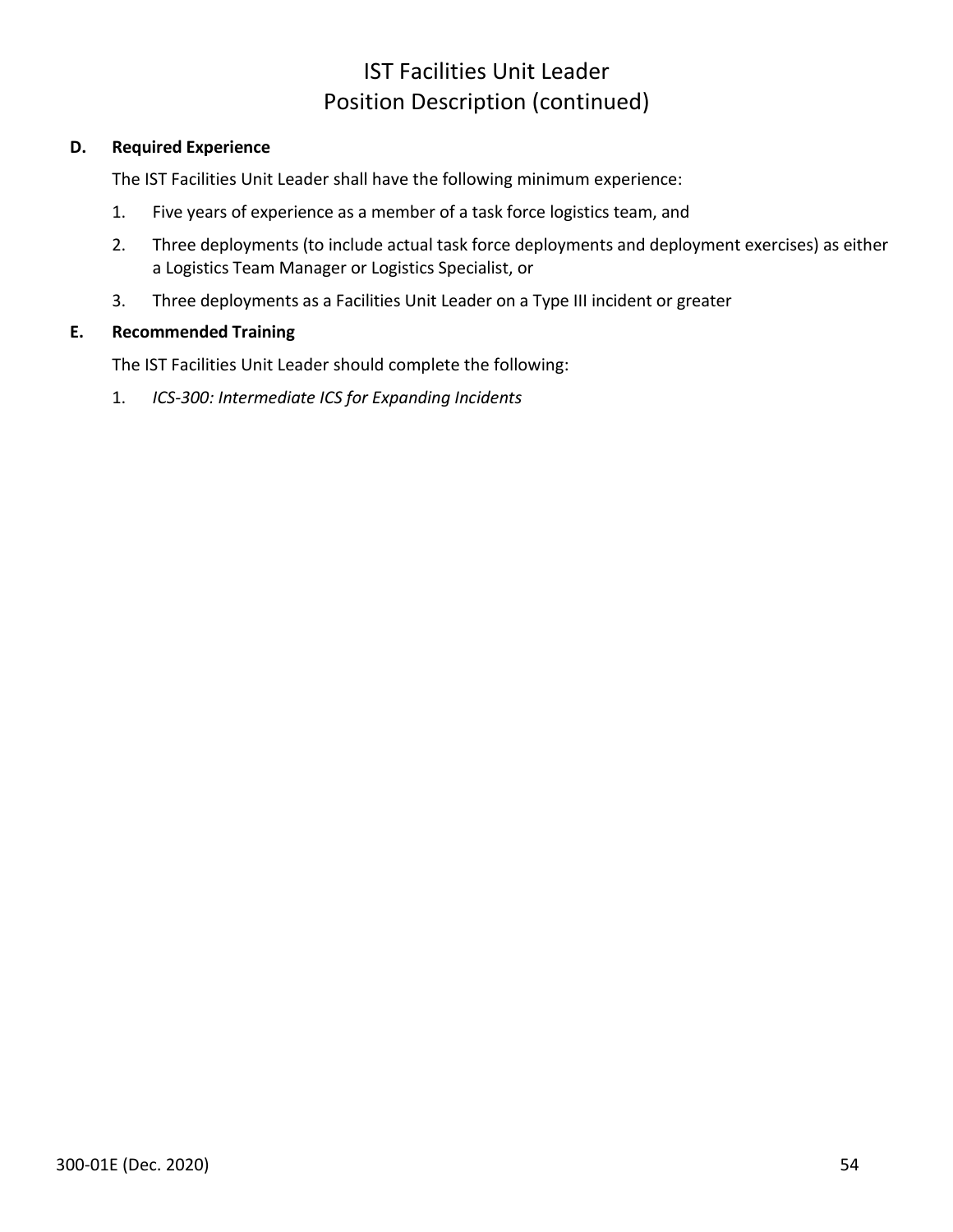# IST Facilities Unit Leader
# Position Description (continued)

**D. Required Experience**

The IST Facilities Unit Leader shall have the following minimum experience:

1. Five years of experience as a member of a task force logistics team, and
2. Three deployments (to include actual task force deployments and deployment exercises) as either a Logistics Team Manager or Logistics Specialist, or
3. Three deployments as a Facilities Unit Leader on a Type III incident or greater

**E. Recommended Training**

The IST Facilities Unit Leader should complete the following:

1. *ICS-300: Intermediate ICS for Expanding Incidents*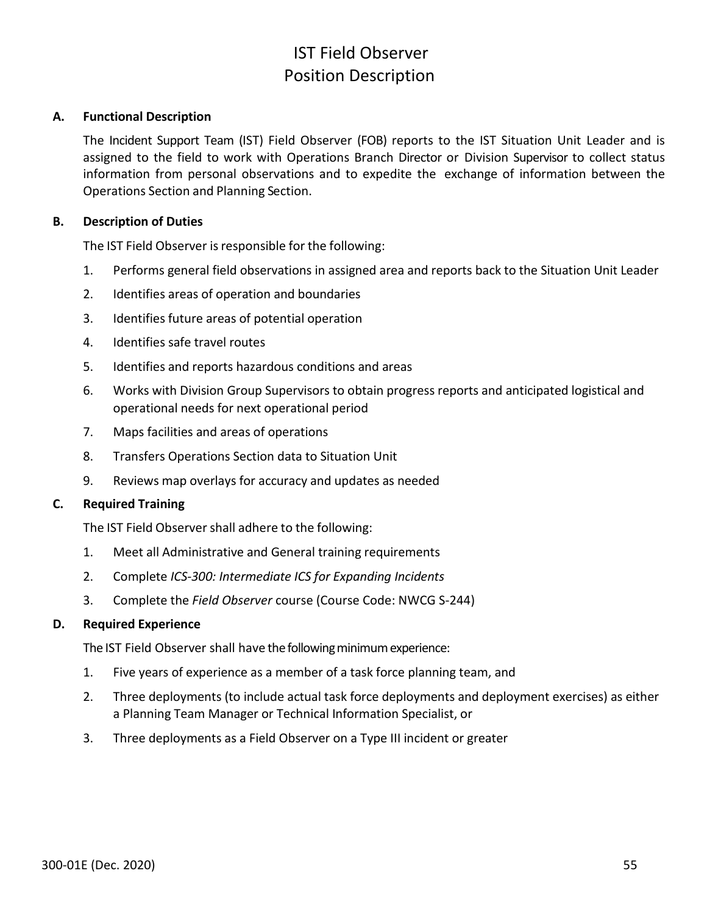# IST Field Observer
# Position Description

## A. Functional Description

The Incident Support Team (IST) Field Observer (FOB) reports to the IST Situation Unit Leader and is assigned to the field to work with Operations Branch Director or Division Supervisor to collect status information from personal observations and to expedite the exchange of information between the Operations Section and Planning Section.

## B. Description of Duties

The IST Field Observer is responsible for the following:

1. Performs general field observations in assigned area and reports back to the Situation Unit Leader
2. Identifies areas of operation and boundaries
3. Identifies future areas of potential operation
4. Identifies safe travel routes
5. Identifies and reports hazardous conditions and areas
6. Works with Division Group Supervisors to obtain progress reports and anticipated logistical and operational needs for next operational period
7. Maps facilities and areas of operations
8. Transfers Operations Section data to Situation Unit
9. Reviews map overlays for accuracy and updates as needed

## C. Required Training

The IST Field Observer shall adhere to the following:

1. Meet all Administrative and General training requirements
2. Complete *ICS-300: Intermediate ICS for Expanding Incidents*
3. Complete the *Field Observer* course (Course Code: NWCG S-244)

## D. Required Experience

The IST Field Observer shall have the following minimum experience:

1. Five years of experience as a member of a task force planning team, and
2. Three deployments (to include actual task force deployments and deployment exercises) as either a Planning Team Manager or Technical Information Specialist, or
3. Three deployments as a Field Observer on a Type III incident or greater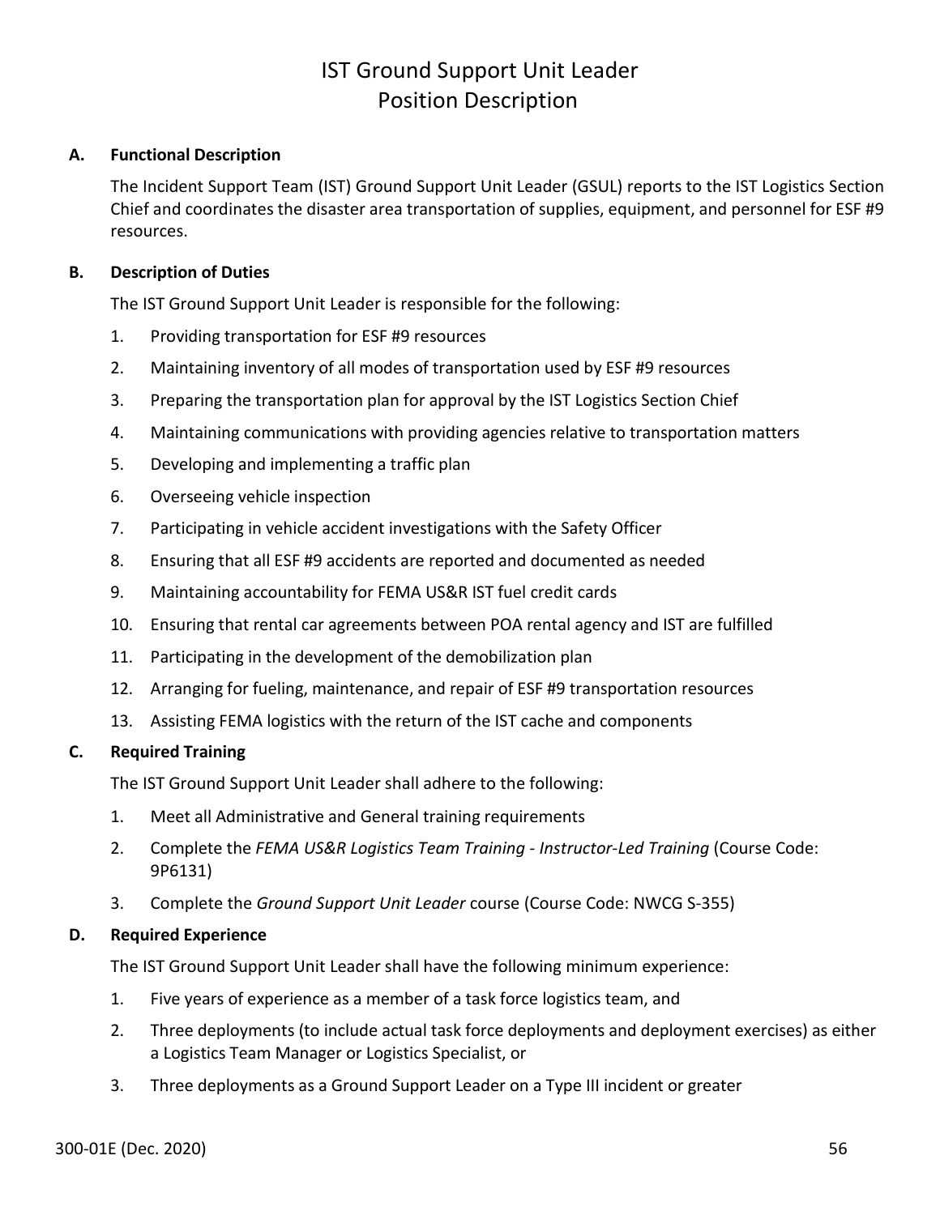# IST Ground Support Unit Leader
# Position Description

## A. Functional Description

The Incident Support Team (IST) Ground Support Unit Leader (GSUL) reports to the IST Logistics Section Chief and coordinates the disaster area transportation of supplies, equipment, and personnel for ESF #9 resources.

## B. Description of Duties

The IST Ground Support Unit Leader is responsible for the following:

1. Providing transportation for ESF #9 resources
2. Maintaining inventory of all modes of transportation used by ESF #9 resources
3. Preparing the transportation plan for approval by the IST Logistics Section Chief
4. Maintaining communications with providing agencies relative to transportation matters
5. Developing and implementing a traffic plan
6. Overseeing vehicle inspection
7. Participating in vehicle accident investigations with the Safety Officer
8. Ensuring that all ESF #9 accidents are reported and documented as needed
9. Maintaining accountability for FEMA US&R IST fuel credit cards
10. Ensuring that rental car agreements between POA rental agency and IST are fulfilled
11. Participating in the development of the demobilization plan
12. Arranging for fueling, maintenance, and repair of ESF #9 transportation resources
13. Assisting FEMA logistics with the return of the IST cache and components

## C. Required Training

The IST Ground Support Unit Leader shall adhere to the following:

1. Meet all Administrative and General training requirements
2. Complete the *FEMA US&R Logistics Team Training - Instructor-Led Training* (Course Code: 9P6131)
3. Complete the *Ground Support Unit Leader* course (Course Code: NWCG S-355)

## D. Required Experience

The IST Ground Support Unit Leader shall have the following minimum experience:

1. Five years of experience as a member of a task force logistics team, and
2. Three deployments (to include actual task force deployments and deployment exercises) as either a Logistics Team Manager or Logistics Specialist, or
3. Three deployments as a Ground Support Leader on a Type III incident or greater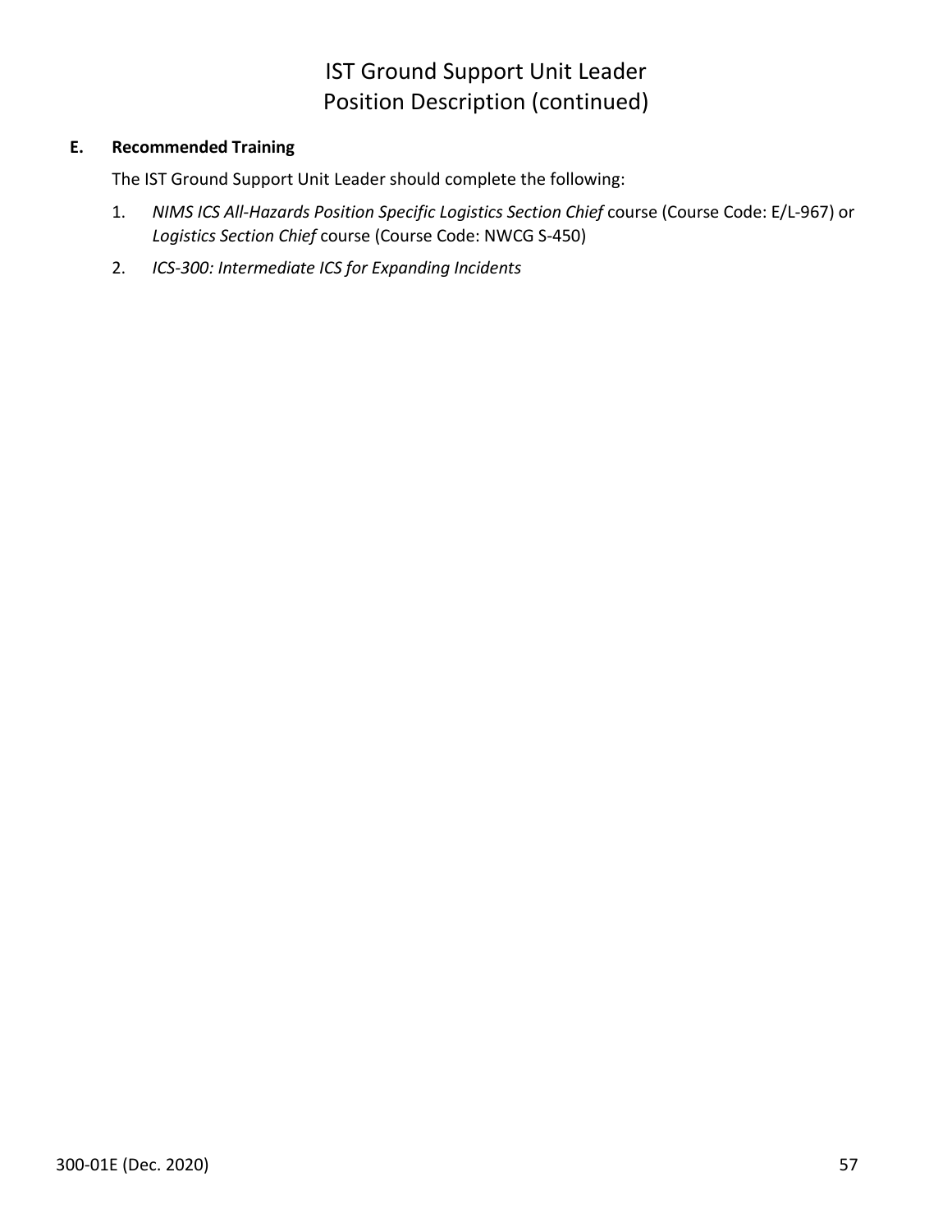# IST Ground Support Unit Leader
# Position Description (continued)

**E. Recommended Training**

The IST Ground Support Unit Leader should complete the following:

1. *NIMS ICS All-Hazards Position Specific Logistics Section Chief* course (Course Code: E/L-967) or *Logistics Section Chief* course (Course Code: NWCG S-450)
2. *ICS-300: Intermediate ICS for Expanding Incidents*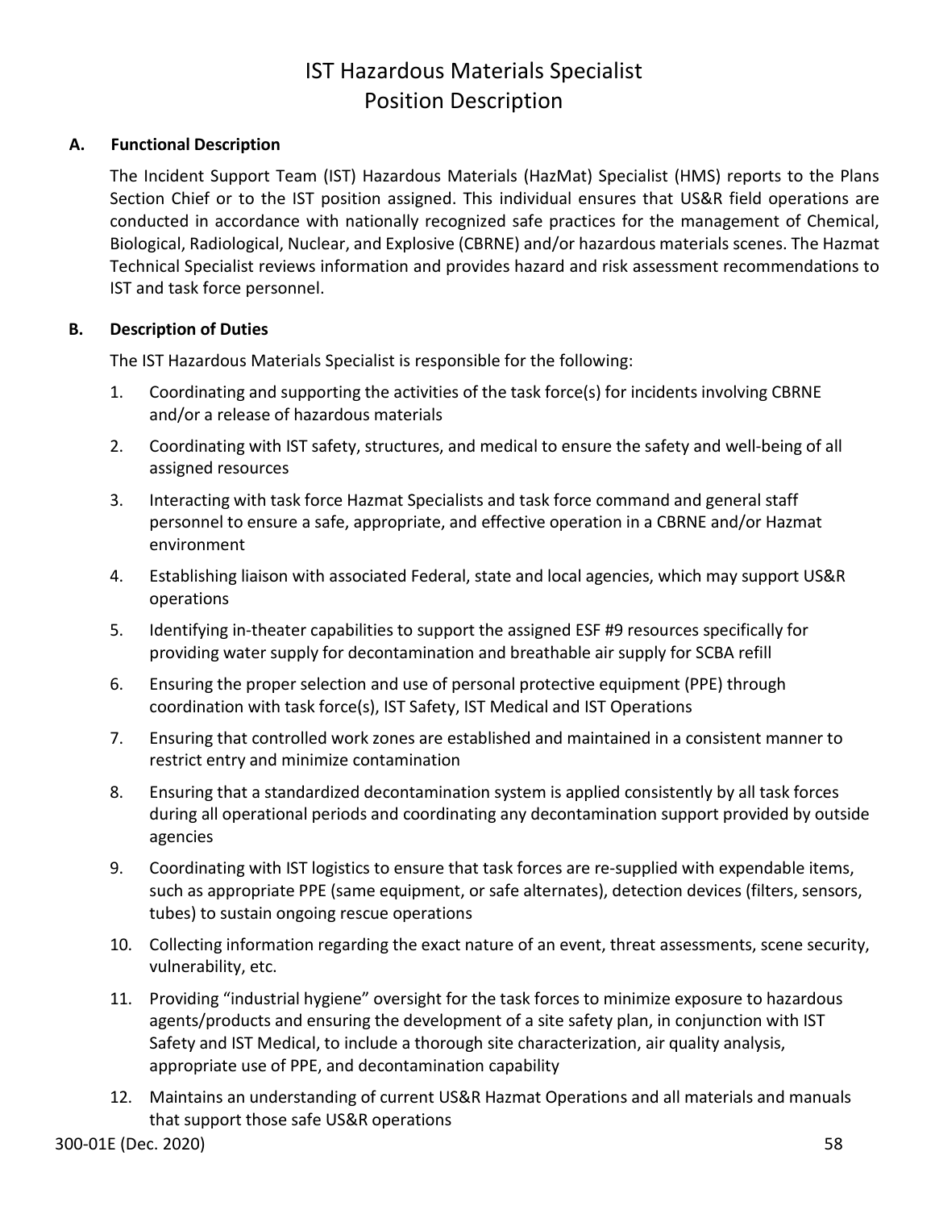# IST Hazardous Materials Specialist Position Description

## A. Functional Description

The Incident Support Team (IST) Hazardous Materials (HazMat) Specialist (HMS) reports to the Plans Section Chief or to the IST position assigned. This individual ensures that US&R field operations are conducted in accordance with nationally recognized safe practices for the management of Chemical, Biological, Radiological, Nuclear, and Explosive (CBRNE) and/or hazardous materials scenes. The Hazmat Technical Specialist reviews information and provides hazard and risk assessment recommendations to IST and task force personnel.

## B. Description of Duties

The IST Hazardous Materials Specialist is responsible for the following:

1. Coordinating and supporting the activities of the task force(s) for incidents involving CBRNE and/or a release of hazardous materials
2. Coordinating with IST safety, structures, and medical to ensure the safety and well-being of all assigned resources
3. Interacting with task force Hazmat Specialists and task force command and general staff personnel to ensure a safe, appropriate, and effective operation in a CBRNE and/or Hazmat environment
4. Establishing liaison with associated Federal, state and local agencies, which may support US&R operations
5. Identifying in-theater capabilities to support the assigned ESF #9 resources specifically for providing water supply for decontamination and breathable air supply for SCBA refill
6. Ensuring the proper selection and use of personal protective equipment (PPE) through coordination with task force(s), IST Safety, IST Medical and IST Operations
7. Ensuring that controlled work zones are established and maintained in a consistent manner to restrict entry and minimize contamination
8. Ensuring that a standardized decontamination system is applied consistently by all task forces during all operational periods and coordinating any decontamination support provided by outside agencies
9. Coordinating with IST logistics to ensure that task forces are re-supplied with expendable items, such as appropriate PPE (same equipment, or safe alternates), detection devices (filters, sensors, tubes) to sustain ongoing rescue operations
10. Collecting information regarding the exact nature of an event, threat assessments, scene security, vulnerability, etc.
11. Providing "industrial hygiene" oversight for the task forces to minimize exposure to hazardous agents/products and ensuring the development of a site safety plan, in conjunction with IST Safety and IST Medical, to include a thorough site characterization, air quality analysis, appropriate use of PPE, and decontamination capability
12. Maintains an understanding of current US&R Hazmat Operations and all materials and manuals that support those safe US&R operations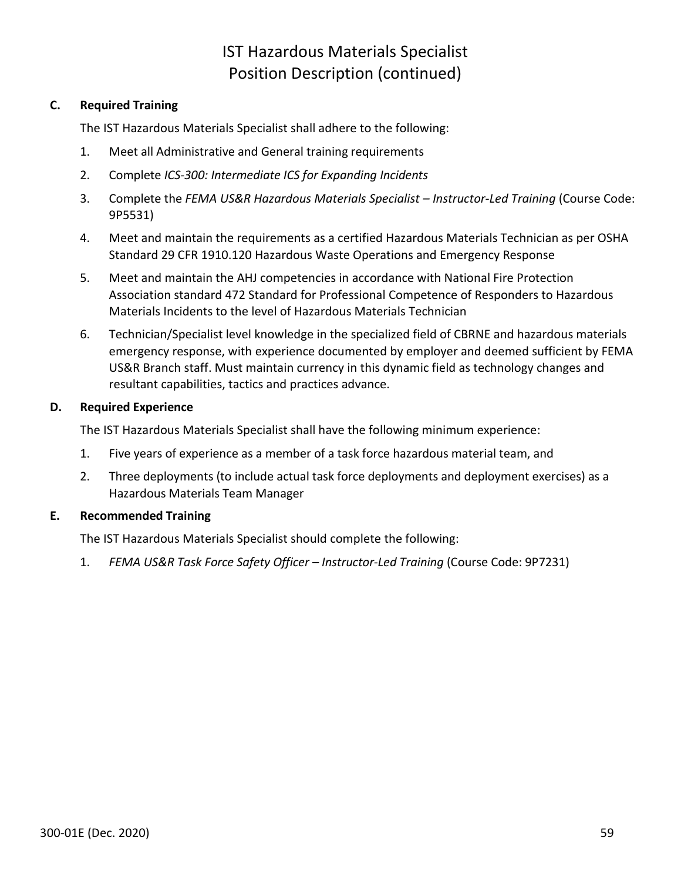# IST Hazardous Materials Specialist Position Description (continued)

**C. Required Training**

The IST Hazardous Materials Specialist shall adhere to the following:

1. Meet all Administrative and General training requirements
2. Complete *ICS-300: Intermediate ICS for Expanding Incidents*
3. Complete the *FEMA US&R Hazardous Materials Specialist – Instructor-Led Training* (Course Code: 9P5531)
4. Meet and maintain the requirements as a certified Hazardous Materials Technician as per OSHA Standard 29 CFR 1910.120 Hazardous Waste Operations and Emergency Response
5. Meet and maintain the AHJ competencies in accordance with National Fire Protection Association standard 472 Standard for Professional Competence of Responders to Hazardous Materials Incidents to the level of Hazardous Materials Technician
6. Technician/Specialist level knowledge in the specialized field of CBRNE and hazardous materials emergency response, with experience documented by employer and deemed sufficient by FEMA US&R Branch staff. Must maintain currency in this dynamic field as technology changes and resultant capabilities, tactics and practices advance.

**D. Required Experience**

The IST Hazardous Materials Specialist shall have the following minimum experience:

1. Five years of experience as a member of a task force hazardous material team, and
2. Three deployments (to include actual task force deployments and deployment exercises) as a Hazardous Materials Team Manager

**E. Recommended Training**

The IST Hazardous Materials Specialist should complete the following:

1. *FEMA US&R Task Force Safety Officer – Instructor-Led Training* (Course Code: 9P7231)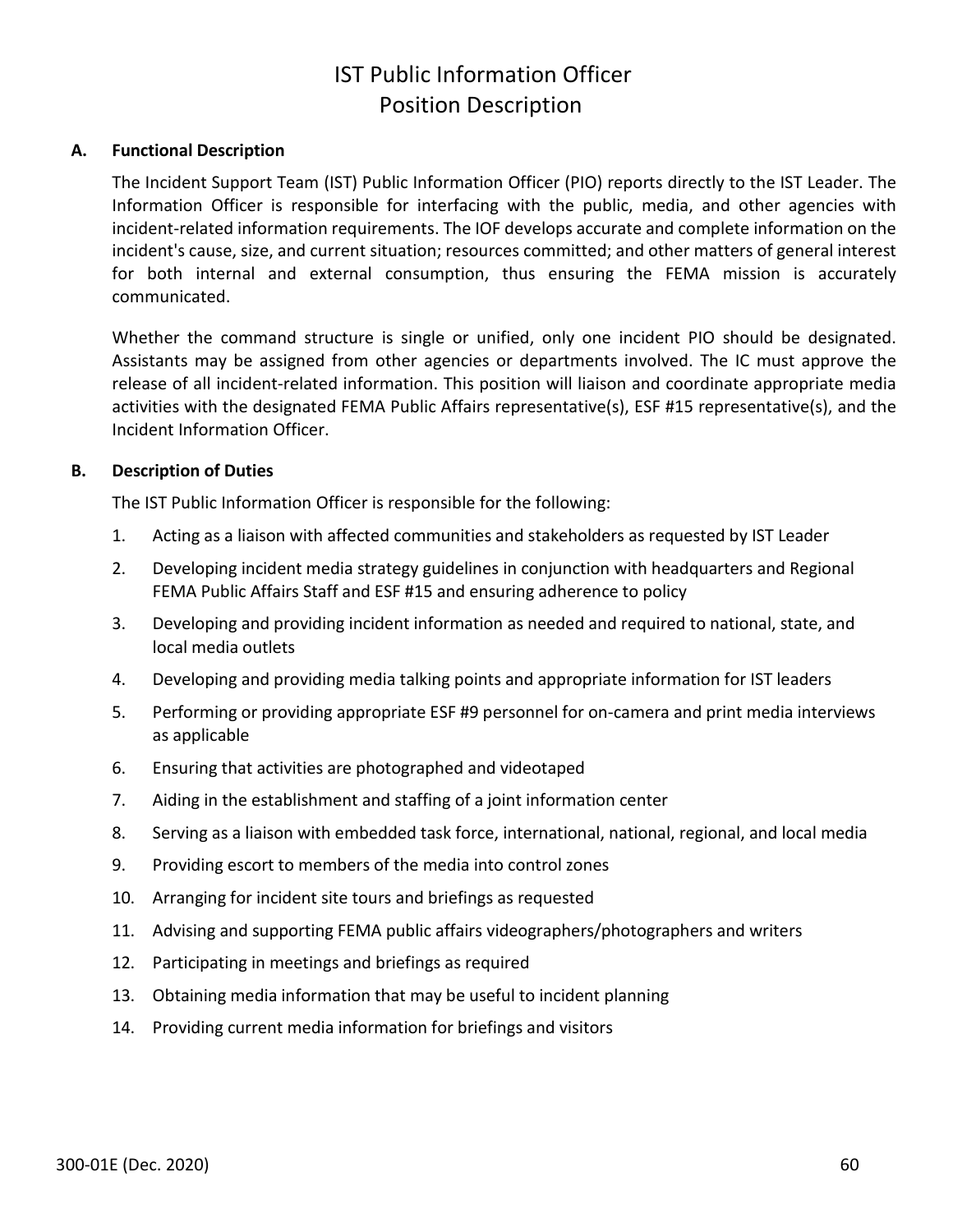# IST Public Information Officer Position Description

## A. Functional Description

The Incident Support Team (IST) Public Information Officer (PIO) reports directly to the IST Leader. The Information Officer is responsible for interfacing with the public, media, and other agencies with incident-related information requirements. The IOF develops accurate and complete information on the incident's cause, size, and current situation; resources committed; and other matters of general interest for both internal and external consumption, thus ensuring the FEMA mission is accurately communicated.

Whether the command structure is single or unified, only one incident PIO should be designated. Assistants may be assigned from other agencies or departments involved. The IC must approve the release of all incident-related information. This position will liaison and coordinate appropriate media activities with the designated FEMA Public Affairs representative(s), ESF #15 representative(s), and the Incident Information Officer.

## B. Description of Duties

The IST Public Information Officer is responsible for the following:

1. Acting as a liaison with affected communities and stakeholders as requested by IST Leader
2. Developing incident media strategy guidelines in conjunction with headquarters and Regional FEMA Public Affairs Staff and ESF #15 and ensuring adherence to policy
3. Developing and providing incident information as needed and required to national, state, and local media outlets
4. Developing and providing media talking points and appropriate information for IST leaders
5. Performing or providing appropriate ESF #9 personnel for on-camera and print media interviews as applicable
6. Ensuring that activities are photographed and videotaped
7. Aiding in the establishment and staffing of a joint information center
8. Serving as a liaison with embedded task force, international, national, regional, and local media
9. Providing escort to members of the media into control zones
10. Arranging for incident site tours and briefings as requested
11. Advising and supporting FEMA public affairs videographers/photographers and writers
12. Participating in meetings and briefings as required
13. Obtaining media information that may be useful to incident planning
14. Providing current media information for briefings and visitors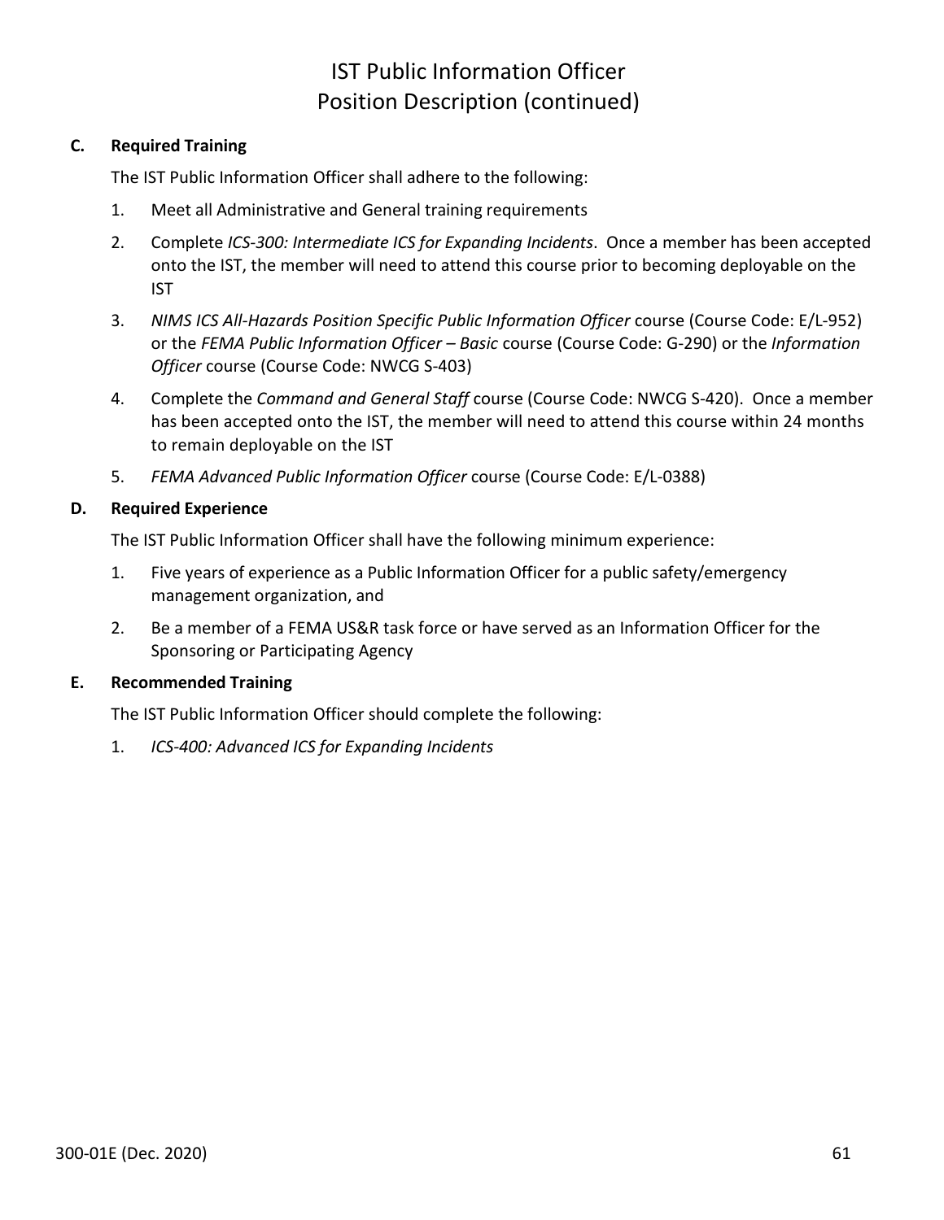# IST Public Information Officer
# Position Description (continued)

**C. Required Training**

The IST Public Information Officer shall adhere to the following:

1. Meet all Administrative and General training requirements
2. Complete *ICS-300: Intermediate ICS for Expanding Incidents*. Once a member has been accepted onto the IST, the member will need to attend this course prior to becoming deployable on the IST
3. *NIMS ICS All-Hazards Position Specific Public Information Officer* course (Course Code: E/L-952) or the *FEMA Public Information Officer – Basic* course (Course Code: G-290) or the *Information Officer* course (Course Code: NWCG S-403)
4. Complete the *Command and General Staff* course (Course Code: NWCG S-420). Once a member has been accepted onto the IST, the member will need to attend this course within 24 months to remain deployable on the IST
5. *FEMA Advanced Public Information Officer* course (Course Code: E/L-0388)

**D. Required Experience**

The IST Public Information Officer shall have the following minimum experience:

1. Five years of experience as a Public Information Officer for a public safety/emergency management organization, and
2. Be a member of a FEMA US&R task force or have served as an Information Officer for the Sponsoring or Participating Agency

**E. Recommended Training**

The IST Public Information Officer should complete the following:

1. *ICS-400: Advanced ICS for Expanding Incidents*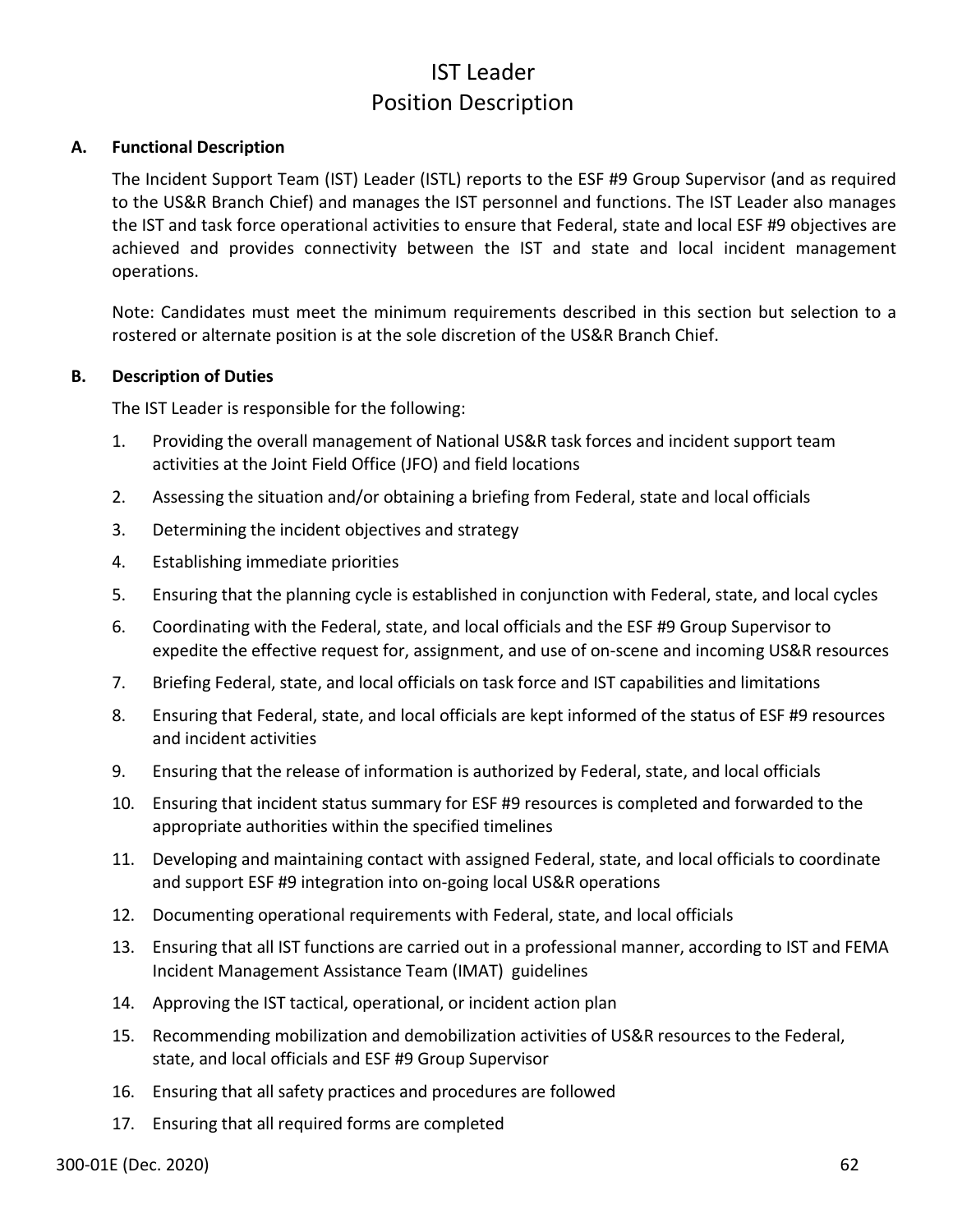# IST Leader
# Position Description

## A. Functional Description

The Incident Support Team (IST) Leader (ISTL) reports to the ESF #9 Group Supervisor (and as required to the US&R Branch Chief) and manages the IST personnel and functions. The IST Leader also manages the IST and task force operational activities to ensure that Federal, state and local ESF #9 objectives are achieved and provides connectivity between the IST and state and local incident management operations.

Note: Candidates must meet the minimum requirements described in this section but selection to a rostered or alternate position is at the sole discretion of the US&R Branch Chief.

## B. Description of Duties

The IST Leader is responsible for the following:

1. Providing the overall management of National US&R task forces and incident support team activities at the Joint Field Office (JFO) and field locations
2. Assessing the situation and/or obtaining a briefing from Federal, state and local officials
3. Determining the incident objectives and strategy
4. Establishing immediate priorities
5. Ensuring that the planning cycle is established in conjunction with Federal, state, and local cycles
6. Coordinating with the Federal, state, and local officials and the ESF #9 Group Supervisor to expedite the effective request for, assignment, and use of on-scene and incoming US&R resources
7. Briefing Federal, state, and local officials on task force and IST capabilities and limitations
8. Ensuring that Federal, state, and local officials are kept informed of the status of ESF #9 resources and incident activities
9. Ensuring that the release of information is authorized by Federal, state, and local officials
10. Ensuring that incident status summary for ESF #9 resources is completed and forwarded to the appropriate authorities within the specified timelines
11. Developing and maintaining contact with assigned Federal, state, and local officials to coordinate and support ESF #9 integration into on-going local US&R operations
12. Documenting operational requirements with Federal, state, and local officials
13. Ensuring that all IST functions are carried out in a professional manner, according to IST and FEMA Incident Management Assistance Team (IMAT) guidelines
14. Approving the IST tactical, operational, or incident action plan
15. Recommending mobilization and demobilization activities of US&R resources to the Federal, state, and local officials and ESF #9 Group Supervisor
16. Ensuring that all safety practices and procedures are followed
17. Ensuring that all required forms are completed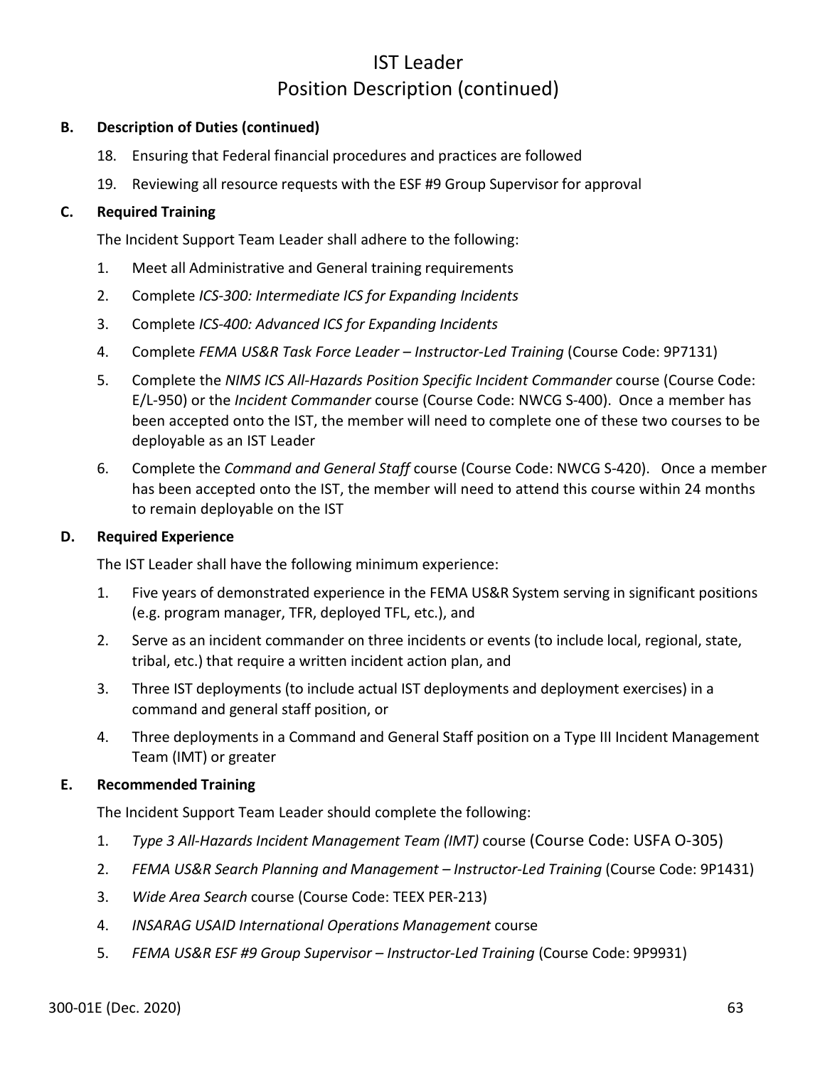# IST Leader
## Position Description (continued)

**B. Description of Duties (continued)**

18. Ensuring that Federal financial procedures and practices are followed
19. Reviewing all resource requests with the ESF #9 Group Supervisor for approval

**C. Required Training**

The Incident Support Team Leader shall adhere to the following:

1. Meet all Administrative and General training requirements
2. Complete *ICS-300: Intermediate ICS for Expanding Incidents*
3. Complete *ICS-400: Advanced ICS for Expanding Incidents*
4. Complete *FEMA US&R Task Force Leader – Instructor-Led Training* (Course Code: 9P7131)
5. Complete the *NIMS ICS All-Hazards Position Specific Incident Commander* course (Course Code: E/L-950) or the *Incident Commander* course (Course Code: NWCG S-400). Once a member has been accepted onto the IST, the member will need to complete one of these two courses to be deployable as an IST Leader
6. Complete the *Command and General Staff* course (Course Code: NWCG S-420). Once a member has been accepted onto the IST, the member will need to attend this course within 24 months to remain deployable on the IST

**D. Required Experience**

The IST Leader shall have the following minimum experience:

1. Five years of demonstrated experience in the FEMA US&R System serving in significant positions (e.g. program manager, TFR, deployed TFL, etc.), and
2. Serve as an incident commander on three incidents or events (to include local, regional, state, tribal, etc.) that require a written incident action plan, and
3. Three IST deployments (to include actual IST deployments and deployment exercises) in a command and general staff position, or
4. Three deployments in a Command and General Staff position on a Type III Incident Management Team (IMT) or greater

**E. Recommended Training**

The Incident Support Team Leader should complete the following:

1. *Type 3 All-Hazards Incident Management Team (IMT)* course (Course Code: USFA O-305)
2. *FEMA US&R Search Planning and Management – Instructor-Led Training* (Course Code: 9P1431)
3. *Wide Area Search* course (Course Code: TEEX PER-213)
4. *INSARAG USAID International Operations Management* course
5. *FEMA US&R ESF #9 Group Supervisor – Instructor-Led Training* (Course Code: 9P9931)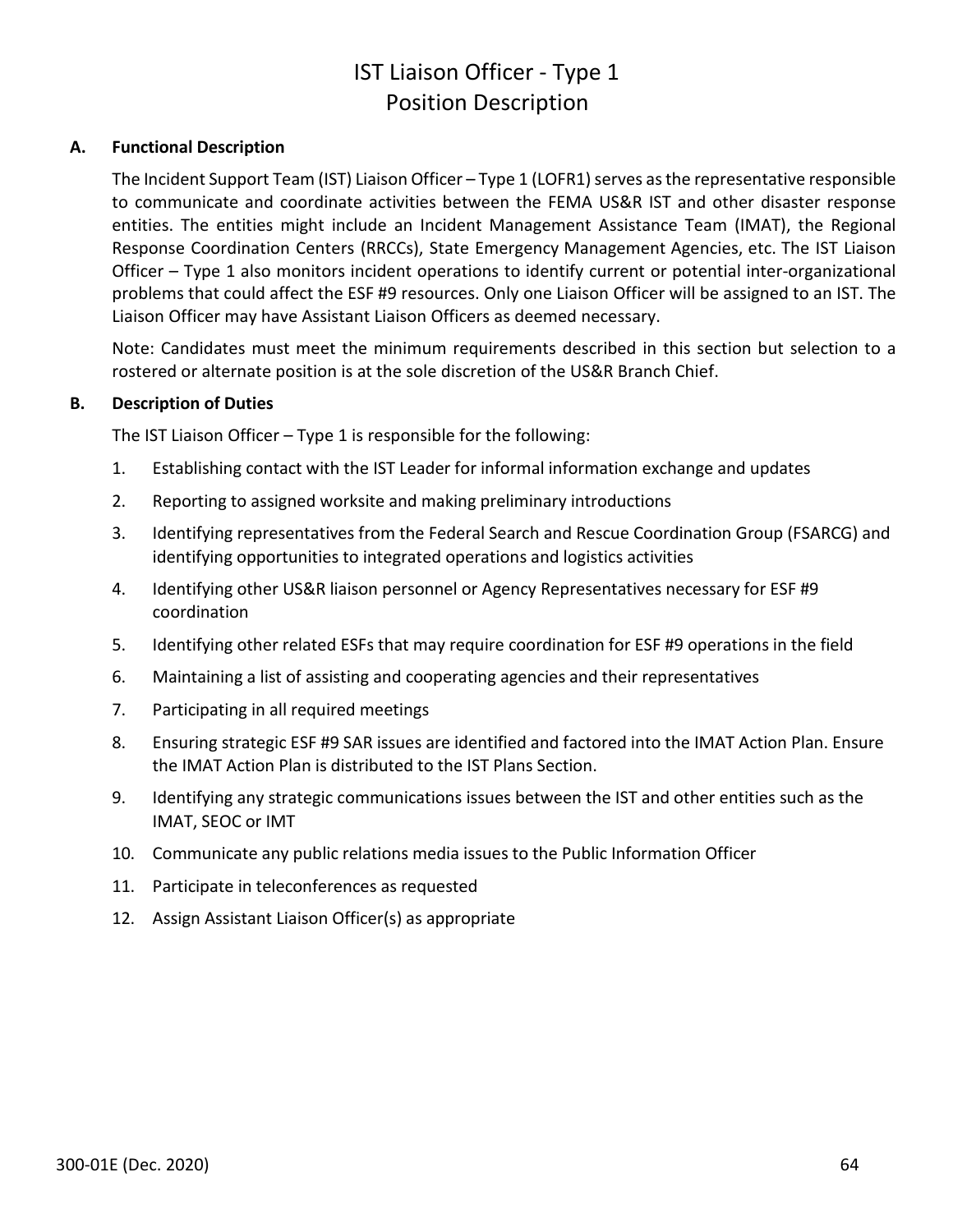# IST Liaison Officer - Type 1 Position Description

**A. Functional Description**

The Incident Support Team (IST) Liaison Officer – Type 1 (LOFR1) serves as the representative responsible to communicate and coordinate activities between the FEMA US&R IST and other disaster response entities. The entities might include an Incident Management Assistance Team (IMAT), the Regional Response Coordination Centers (RRCCs), State Emergency Management Agencies, etc. The IST Liaison Officer – Type 1 also monitors incident operations to identify current or potential inter-organizational problems that could affect the ESF #9 resources. Only one Liaison Officer will be assigned to an IST. The Liaison Officer may have Assistant Liaison Officers as deemed necessary.

Note: Candidates must meet the minimum requirements described in this section but selection to a rostered or alternate position is at the sole discretion of the US&R Branch Chief.

**B. Description of Duties**

The IST Liaison Officer – Type 1 is responsible for the following:

1. Establishing contact with the IST Leader for informal information exchange and updates
2. Reporting to assigned worksite and making preliminary introductions
3. Identifying representatives from the Federal Search and Rescue Coordination Group (FSARCG) and identifying opportunities to integrated operations and logistics activities
4. Identifying other US&R liaison personnel or Agency Representatives necessary for ESF #9 coordination
5. Identifying other related ESFs that may require coordination for ESF #9 operations in the field
6. Maintaining a list of assisting and cooperating agencies and their representatives
7. Participating in all required meetings
8. Ensuring strategic ESF #9 SAR issues are identified and factored into the IMAT Action Plan. Ensure the IMAT Action Plan is distributed to the IST Plans Section.
9. Identifying any strategic communications issues between the IST and other entities such as the IMAT, SEOC or IMT
10. Communicate any public relations media issues to the Public Information Officer
11. Participate in teleconferences as requested
12. Assign Assistant Liaison Officer(s) as appropriate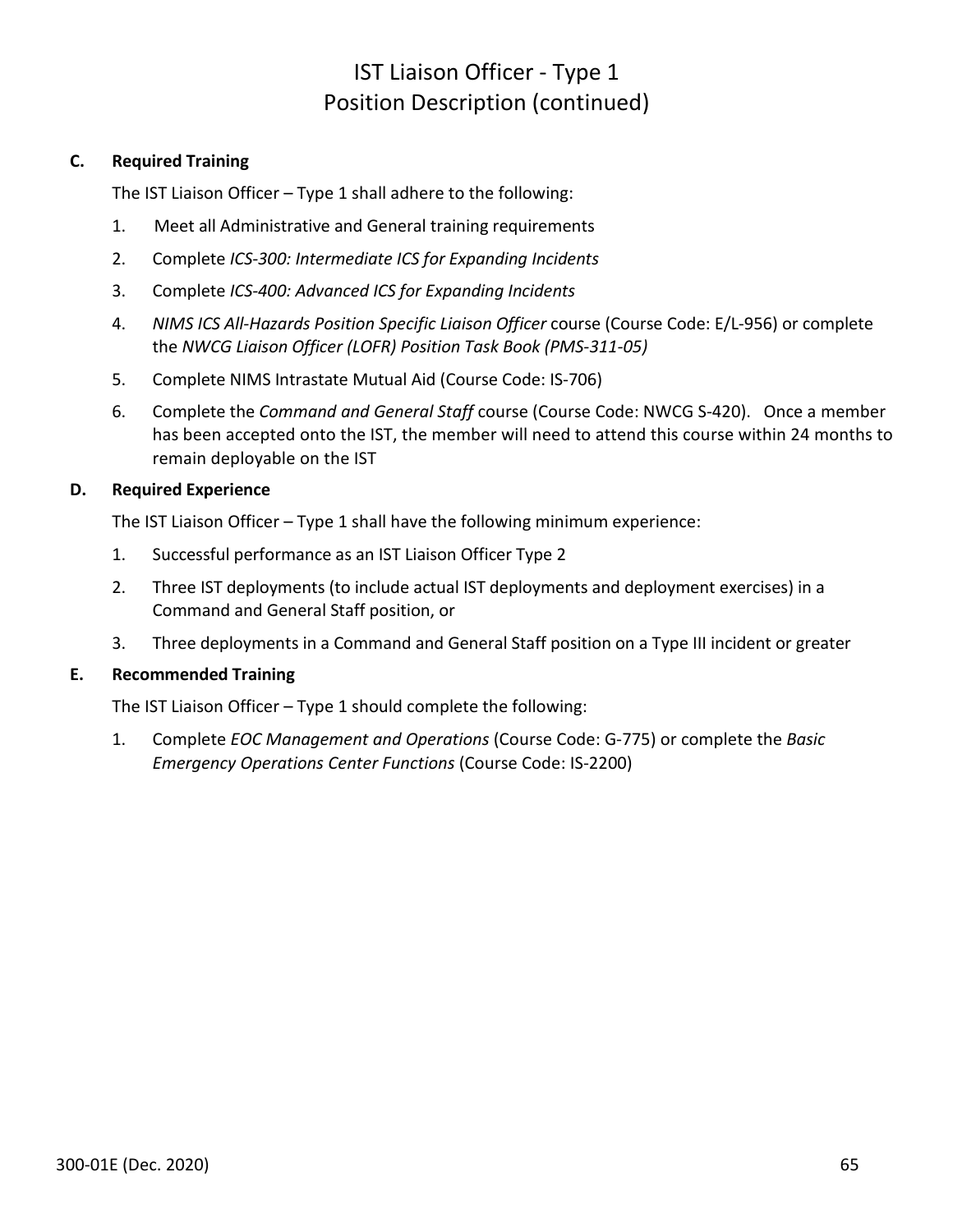# IST Liaison Officer - Type 1
# Position Description (continued)

### C. Required Training

The IST Liaison Officer – Type 1 shall adhere to the following:

1. Meet all Administrative and General training requirements
2. Complete *ICS-300: Intermediate ICS for Expanding Incidents*
3. Complete *ICS-400: Advanced ICS for Expanding Incidents*
4. *NIMS ICS All-Hazards Position Specific Liaison Officer* course (Course Code: E/L-956) or complete the *NWCG Liaison Officer (LOFR) Position Task Book (PMS-311-05)*
5. Complete NIMS Intrastate Mutual Aid (Course Code: IS-706)
6. Complete the *Command and General Staff* course (Course Code: NWCG S-420). Once a member has been accepted onto the IST, the member will need to attend this course within 24 months to remain deployable on the IST

### D. Required Experience

The IST Liaison Officer – Type 1 shall have the following minimum experience:

1. Successful performance as an IST Liaison Officer Type 2
2. Three IST deployments (to include actual IST deployments and deployment exercises) in a Command and General Staff position, or
3. Three deployments in a Command and General Staff position on a Type III incident or greater

### E. Recommended Training

The IST Liaison Officer – Type 1 should complete the following:

1. Complete *EOC Management and Operations* (Course Code: G-775) or complete the *Basic Emergency Operations Center Functions* (Course Code: IS-2200)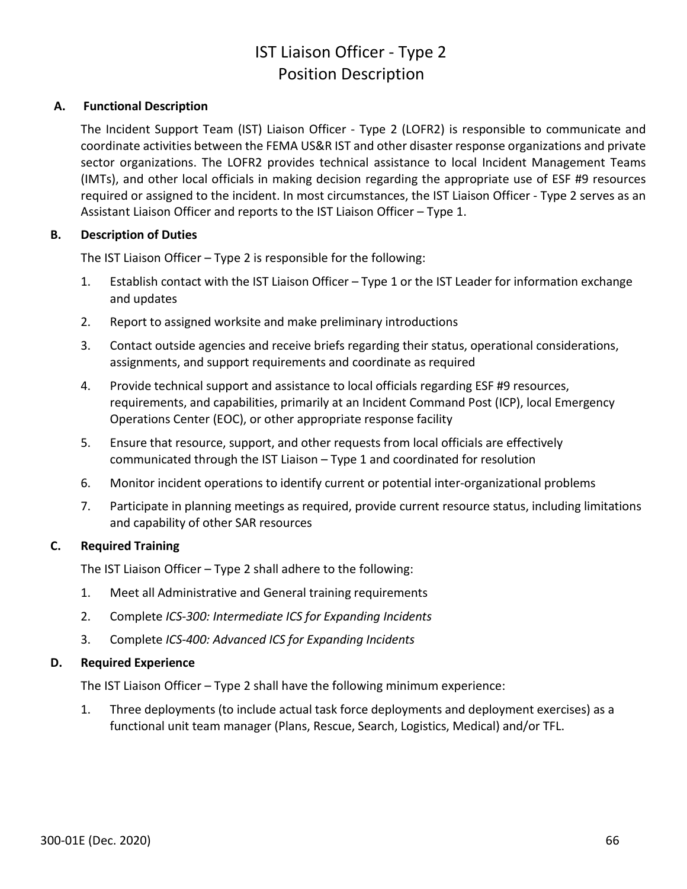# IST Liaison Officer - Type 2
# Position Description

## A. Functional Description

The Incident Support Team (IST) Liaison Officer - Type 2 (LOFR2) is responsible to communicate and coordinate activities between the FEMA US&R IST and other disaster response organizations and private sector organizations. The LOFR2 provides technical assistance to local Incident Management Teams (IMTs), and other local officials in making decision regarding the appropriate use of ESF #9 resources required or assigned to the incident. In most circumstances, the IST Liaison Officer - Type 2 serves as an Assistant Liaison Officer and reports to the IST Liaison Officer – Type 1.

## B. Description of Duties

The IST Liaison Officer – Type 2 is responsible for the following:

1. Establish contact with the IST Liaison Officer – Type 1 or the IST Leader for information exchange and updates
2. Report to assigned worksite and make preliminary introductions
3. Contact outside agencies and receive briefs regarding their status, operational considerations, assignments, and support requirements and coordinate as required
4. Provide technical support and assistance to local officials regarding ESF #9 resources, requirements, and capabilities, primarily at an Incident Command Post (ICP), local Emergency Operations Center (EOC), or other appropriate response facility
5. Ensure that resource, support, and other requests from local officials are effectively communicated through the IST Liaison – Type 1 and coordinated for resolution
6. Monitor incident operations to identify current or potential inter-organizational problems
7. Participate in planning meetings as required, provide current resource status, including limitations and capability of other SAR resources

## C. Required Training

The IST Liaison Officer – Type 2 shall adhere to the following:

1. Meet all Administrative and General training requirements
2. Complete *ICS-300: Intermediate ICS for Expanding Incidents*
3. Complete *ICS-400: Advanced ICS for Expanding Incidents*

## D. Required Experience

The IST Liaison Officer – Type 2 shall have the following minimum experience:

1. Three deployments (to include actual task force deployments and deployment exercises) as a functional unit team manager (Plans, Rescue, Search, Logistics, Medical) and/or TFL.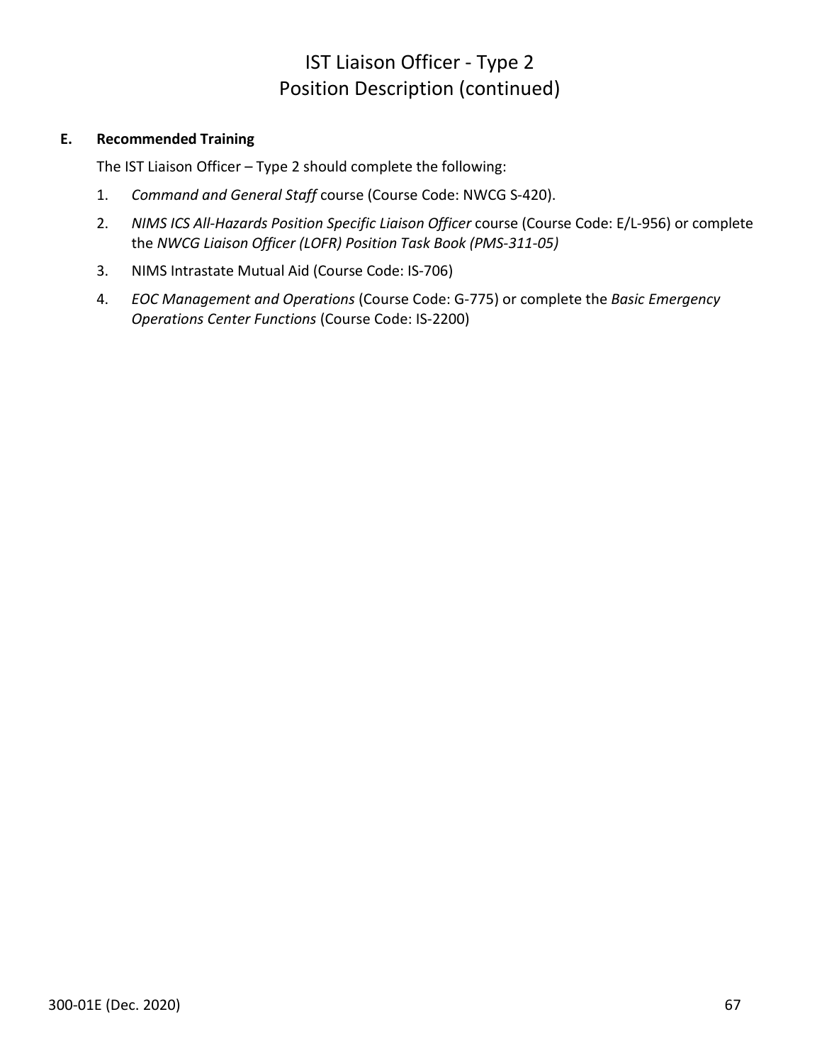# IST Liaison Officer - Type 2
# Position Description (continued)

**E. Recommended Training**

The IST Liaison Officer – Type 2 should complete the following:

1. *Command and General Staff* course (Course Code: NWCG S-420).
2. *NIMS ICS All-Hazards Position Specific Liaison Officer* course (Course Code: E/L-956) or complete the *NWCG Liaison Officer (LOFR) Position Task Book (PMS-311-05)*
3. NIMS Intrastate Mutual Aid (Course Code: IS-706)
4. *EOC Management and Operations* (Course Code: G-775) or complete the *Basic Emergency Operations Center Functions* (Course Code: IS-2200)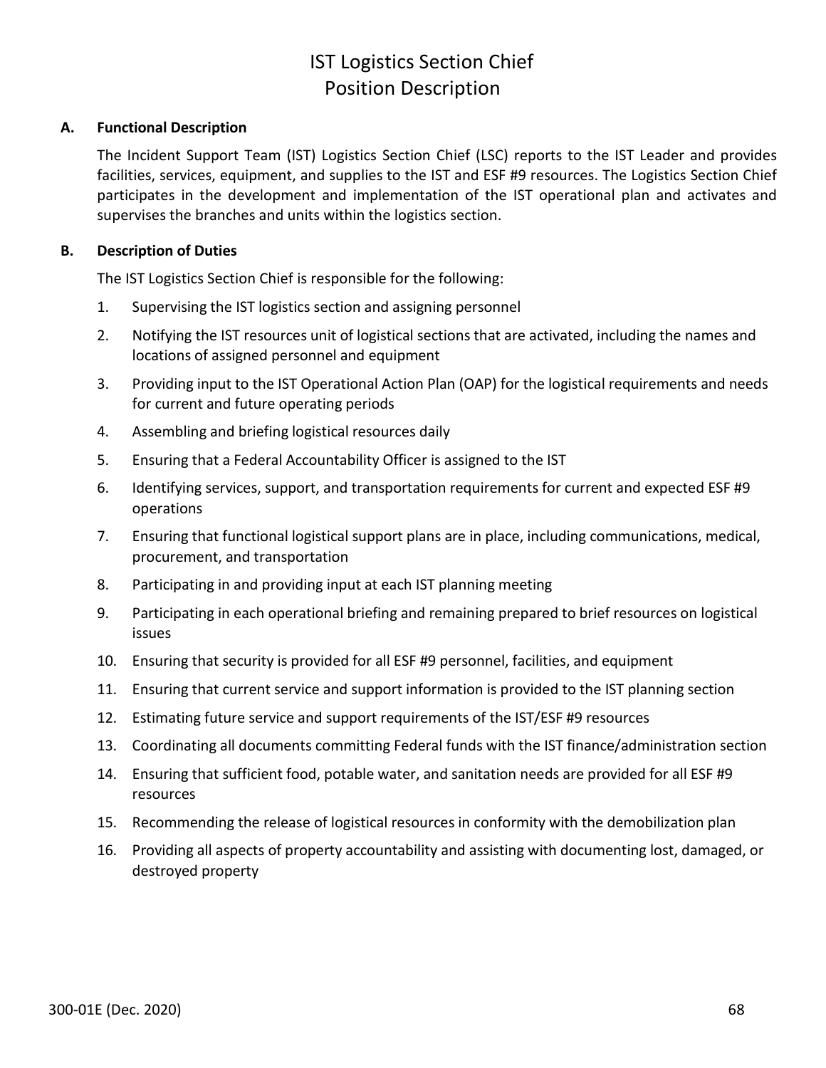# IST Logistics Section Chief
# Position Description

## A. Functional Description

The Incident Support Team (IST) Logistics Section Chief (LSC) reports to the IST Leader and provides facilities, services, equipment, and supplies to the IST and ESF #9 resources. The Logistics Section Chief participates in the development and implementation of the IST operational plan and activates and supervises the branches and units within the logistics section.

## B. Description of Duties

The IST Logistics Section Chief is responsible for the following:

1. Supervising the IST logistics section and assigning personnel
2. Notifying the IST resources unit of logistical sections that are activated, including the names and locations of assigned personnel and equipment
3. Providing input to the IST Operational Action Plan (OAP) for the logistical requirements and needs for current and future operating periods
4. Assembling and briefing logistical resources daily
5. Ensuring that a Federal Accountability Officer is assigned to the IST
6. Identifying services, support, and transportation requirements for current and expected ESF #9 operations
7. Ensuring that functional logistical support plans are in place, including communications, medical, procurement, and transportation
8. Participating in and providing input at each IST planning meeting
9. Participating in each operational briefing and remaining prepared to brief resources on logistical issues
10. Ensuring that security is provided for all ESF #9 personnel, facilities, and equipment
11. Ensuring that current service and support information is provided to the IST planning section
12. Estimating future service and support requirements of the IST/ESF #9 resources
13. Coordinating all documents committing Federal funds with the IST finance/administration section
14. Ensuring that sufficient food, potable water, and sanitation needs are provided for all ESF #9 resources
15. Recommending the release of logistical resources in conformity with the demobilization plan
16. Providing all aspects of property accountability and assisting with documenting lost, damaged, or destroyed property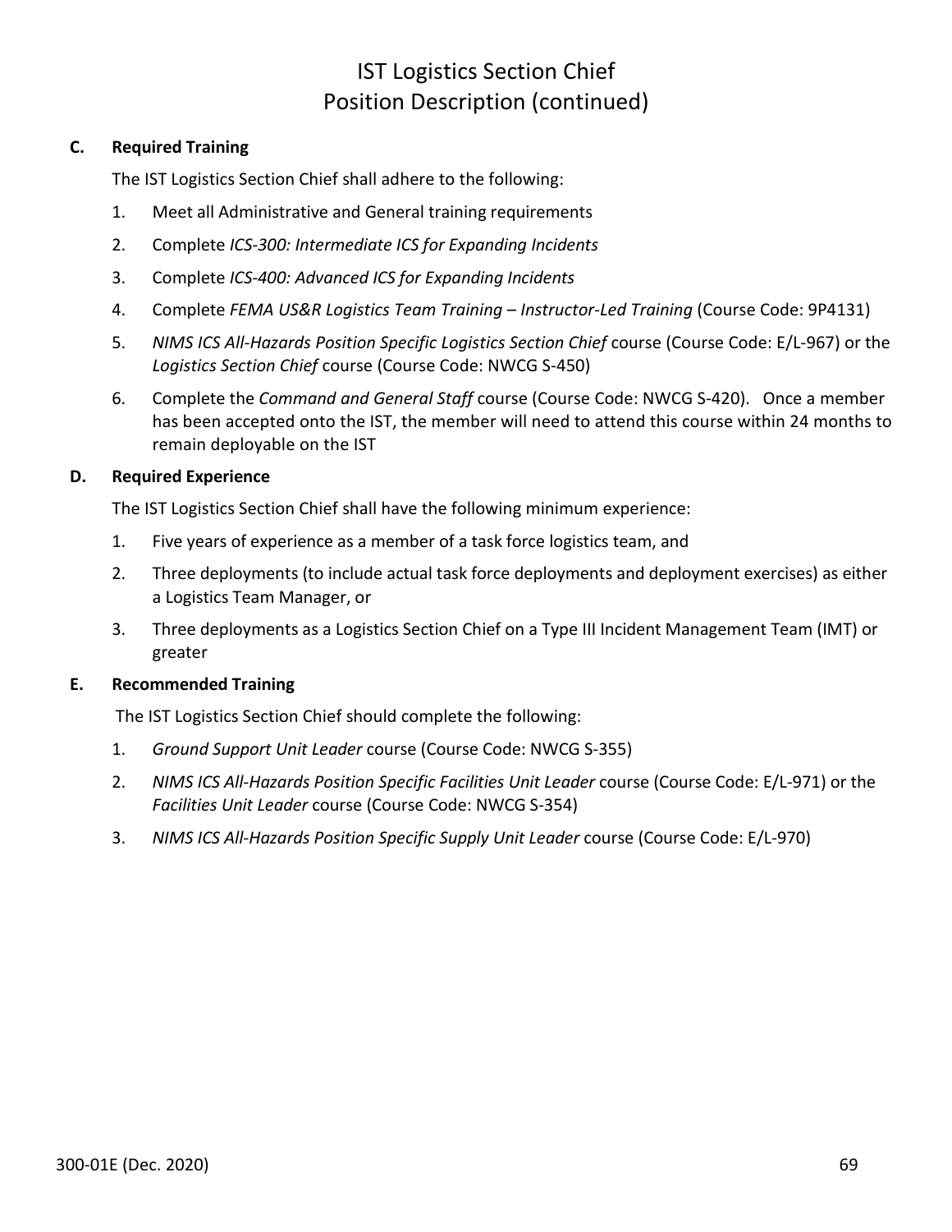# IST Logistics Section Chief
## Position Description (continued)

**C. Required Training**

The IST Logistics Section Chief shall adhere to the following:

1. Meet all Administrative and General training requirements
2. Complete *ICS-300: Intermediate ICS for Expanding Incidents*
3. Complete *ICS-400: Advanced ICS for Expanding Incidents*
4. Complete *FEMA US&R Logistics Team Training – Instructor-Led Training* (Course Code: 9P4131)
5. *NIMS ICS All-Hazards Position Specific Logistics Section Chief* course (Course Code: E/L-967) or the *Logistics Section Chief* course (Course Code: NWCG S-450)
6. Complete the *Command and General Staff* course (Course Code: NWCG S-420). Once a member has been accepted onto the IST, the member will need to attend this course within 24 months to remain deployable on the IST

**D. Required Experience**

The IST Logistics Section Chief shall have the following minimum experience:

1. Five years of experience as a member of a task force logistics team, and
2. Three deployments (to include actual task force deployments and deployment exercises) as either a Logistics Team Manager, or
3. Three deployments as a Logistics Section Chief on a Type III Incident Management Team (IMT) or greater

**E. Recommended Training**

The IST Logistics Section Chief should complete the following:

1. *Ground Support Unit Leader* course (Course Code: NWCG S-355)
2. *NIMS ICS All-Hazards Position Specific Facilities Unit Leader* course (Course Code: E/L-971) or the *Facilities Unit Leader* course (Course Code: NWCG S-354)
3. *NIMS ICS All-Hazards Position Specific Supply Unit Leader* course (Course Code: E/L-970)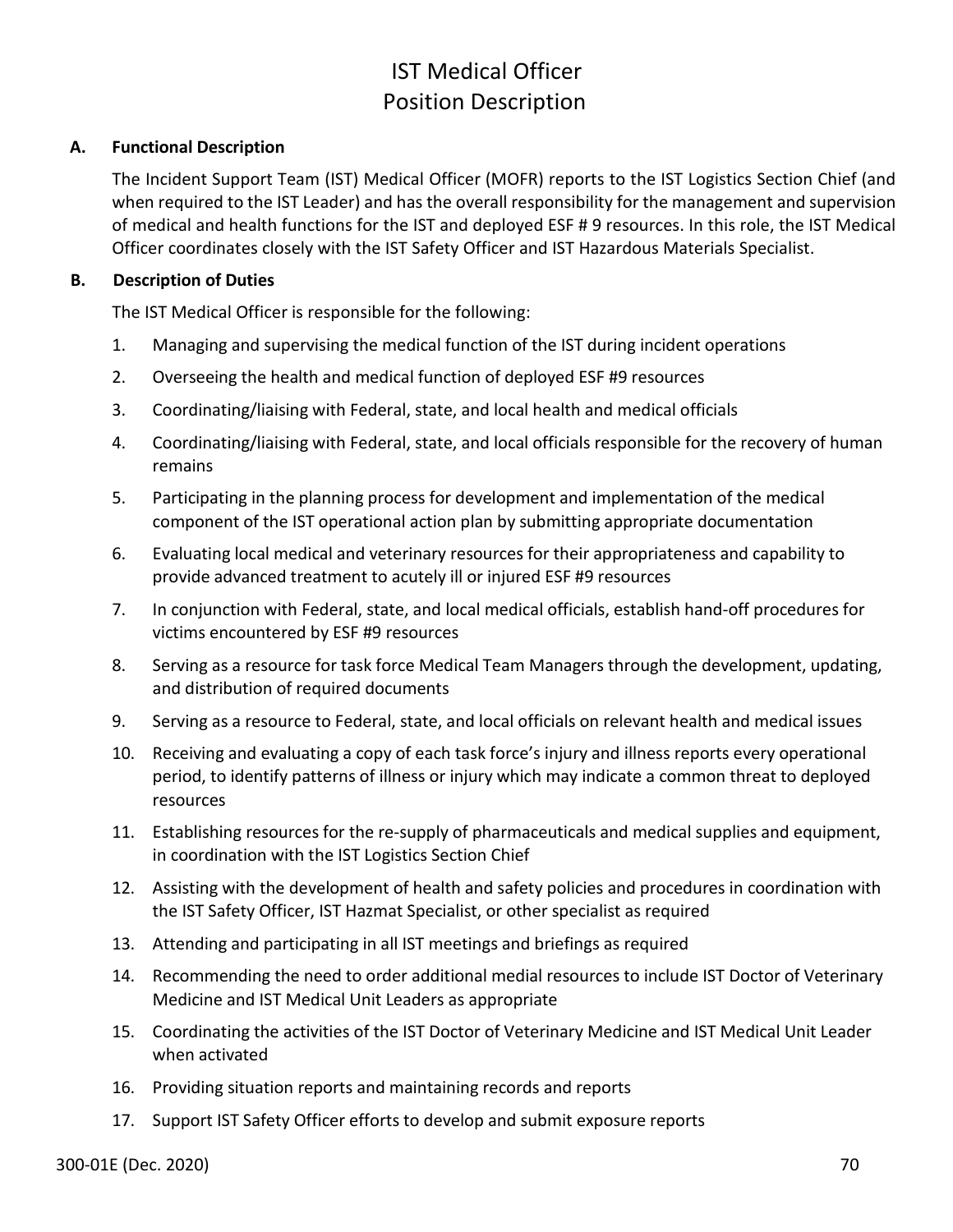# IST Medical Officer
# Position Description

## A. Functional Description

The Incident Support Team (IST) Medical Officer (MOFR) reports to the IST Logistics Section Chief (and when required to the IST Leader) and has the overall responsibility for the management and supervision of medical and health functions for the IST and deployed ESF # 9 resources. In this role, the IST Medical Officer coordinates closely with the IST Safety Officer and IST Hazardous Materials Specialist.

## B. Description of Duties

The IST Medical Officer is responsible for the following:

1. Managing and supervising the medical function of the IST during incident operations
2. Overseeing the health and medical function of deployed ESF #9 resources
3. Coordinating/liaising with Federal, state, and local health and medical officials
4. Coordinating/liaising with Federal, state, and local officials responsible for the recovery of human remains
5. Participating in the planning process for development and implementation of the medical component of the IST operational action plan by submitting appropriate documentation
6. Evaluating local medical and veterinary resources for their appropriateness and capability to provide advanced treatment to acutely ill or injured ESF #9 resources
7. In conjunction with Federal, state, and local medical officials, establish hand-off procedures for victims encountered by ESF #9 resources
8. Serving as a resource for task force Medical Team Managers through the development, updating, and distribution of required documents
9. Serving as a resource to Federal, state, and local officials on relevant health and medical issues
10. Receiving and evaluating a copy of each task force's injury and illness reports every operational period, to identify patterns of illness or injury which may indicate a common threat to deployed resources
11. Establishing resources for the re-supply of pharmaceuticals and medical supplies and equipment, in coordination with the IST Logistics Section Chief
12. Assisting with the development of health and safety policies and procedures in coordination with the IST Safety Officer, IST Hazmat Specialist, or other specialist as required
13. Attending and participating in all IST meetings and briefings as required
14. Recommending the need to order additional medial resources to include IST Doctor of Veterinary Medicine and IST Medical Unit Leaders as appropriate
15. Coordinating the activities of the IST Doctor of Veterinary Medicine and IST Medical Unit Leader when activated
16. Providing situation reports and maintaining records and reports
17. Support IST Safety Officer efforts to develop and submit exposure reports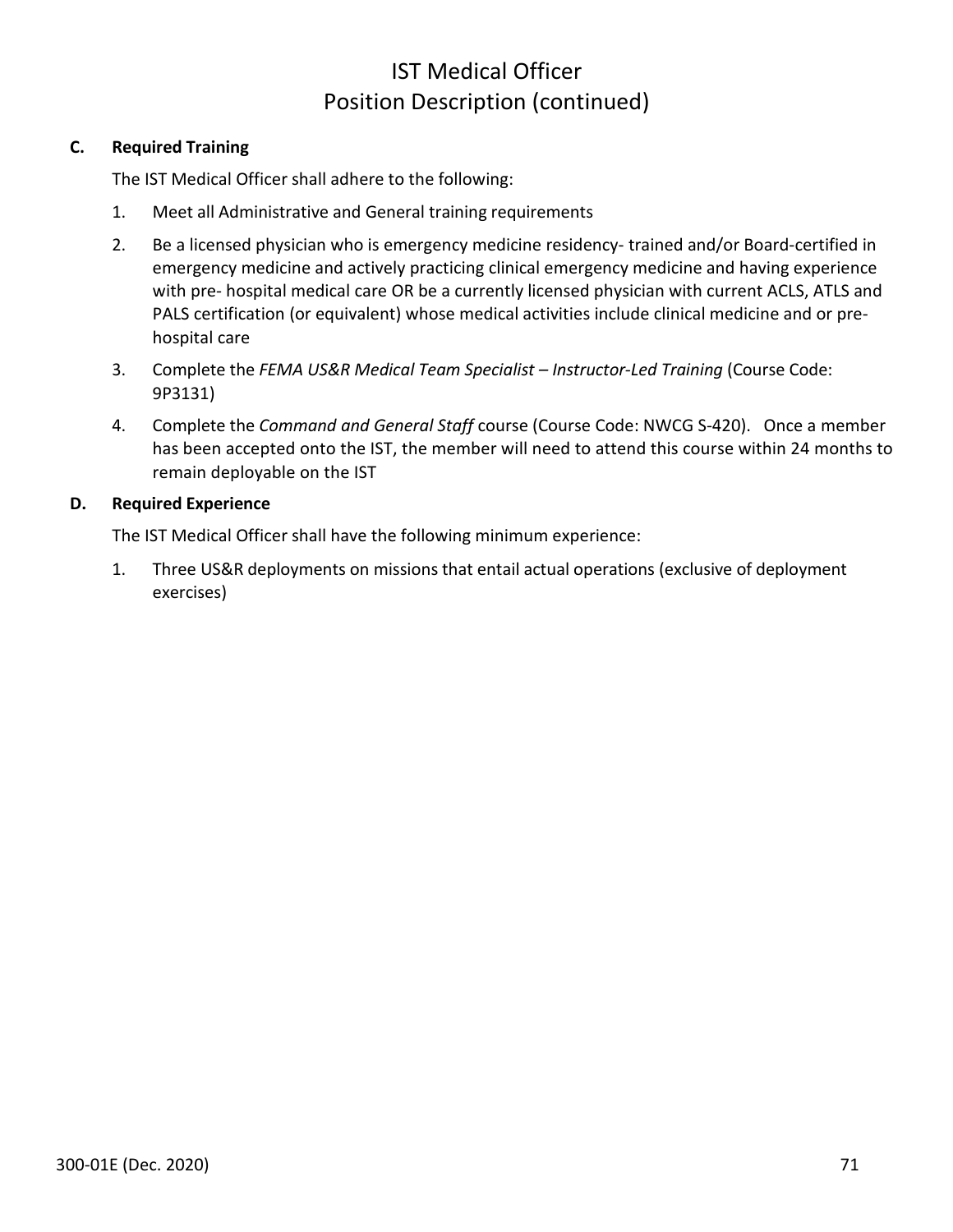# IST Medical Officer
## Position Description (continued)

**C. Required Training**

The IST Medical Officer shall adhere to the following:

1. Meet all Administrative and General training requirements
2. Be a licensed physician who is emergency medicine residency- trained and/or Board-certified in emergency medicine and actively practicing clinical emergency medicine and having experience with pre- hospital medical care OR be a currently licensed physician with current ACLS, ATLS and PALS certification (or equivalent) whose medical activities include clinical medicine and or pre-hospital care
3. Complete the *FEMA US&R Medical Team Specialist – Instructor-Led Training* (Course Code: 9P3131)
4. Complete the *Command and General Staff* course (Course Code: NWCG S-420). Once a member has been accepted onto the IST, the member will need to attend this course within 24 months to remain deployable on the IST

**D. Required Experience**

The IST Medical Officer shall have the following minimum experience:

1. Three US&R deployments on missions that entail actual operations (exclusive of deployment exercises)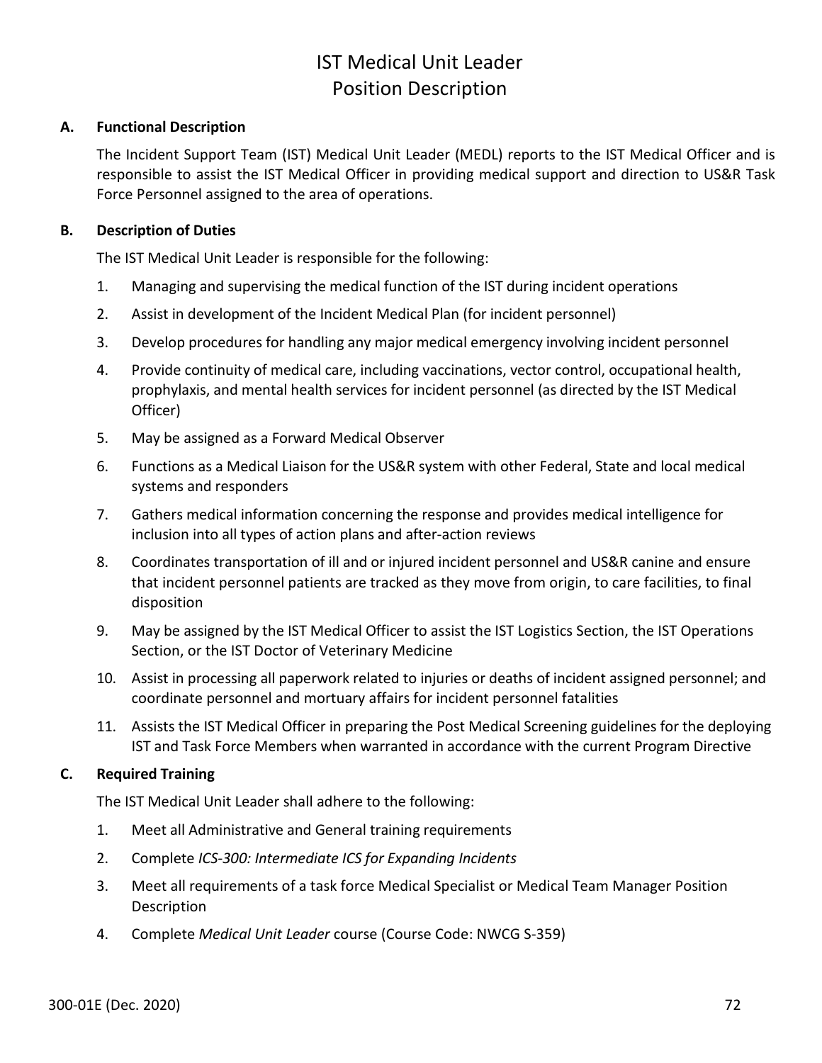# IST Medical Unit Leader
# Position Description

## A. Functional Description

The Incident Support Team (IST) Medical Unit Leader (MEDL) reports to the IST Medical Officer and is responsible to assist the IST Medical Officer in providing medical support and direction to US&R Task Force Personnel assigned to the area of operations.

## B. Description of Duties

The IST Medical Unit Leader is responsible for the following:

1. Managing and supervising the medical function of the IST during incident operations
2. Assist in development of the Incident Medical Plan (for incident personnel)
3. Develop procedures for handling any major medical emergency involving incident personnel
4. Provide continuity of medical care, including vaccinations, vector control, occupational health, prophylaxis, and mental health services for incident personnel (as directed by the IST Medical Officer)
5. May be assigned as a Forward Medical Observer
6. Functions as a Medical Liaison for the US&R system with other Federal, State and local medical systems and responders
7. Gathers medical information concerning the response and provides medical intelligence for inclusion into all types of action plans and after-action reviews
8. Coordinates transportation of ill and or injured incident personnel and US&R canine and ensure that incident personnel patients are tracked as they move from origin, to care facilities, to final disposition
9. May be assigned by the IST Medical Officer to assist the IST Logistics Section, the IST Operations Section, or the IST Doctor of Veterinary Medicine
10. Assist in processing all paperwork related to injuries or deaths of incident assigned personnel; and coordinate personnel and mortuary affairs for incident personnel fatalities
11. Assists the IST Medical Officer in preparing the Post Medical Screening guidelines for the deploying IST and Task Force Members when warranted in accordance with the current Program Directive

## C. Required Training

The IST Medical Unit Leader shall adhere to the following:

1. Meet all Administrative and General training requirements
2. Complete *ICS-300: Intermediate ICS for Expanding Incidents*
3. Meet all requirements of a task force Medical Specialist or Medical Team Manager Position Description
4. Complete *Medical Unit Leader* course (Course Code: NWCG S-359)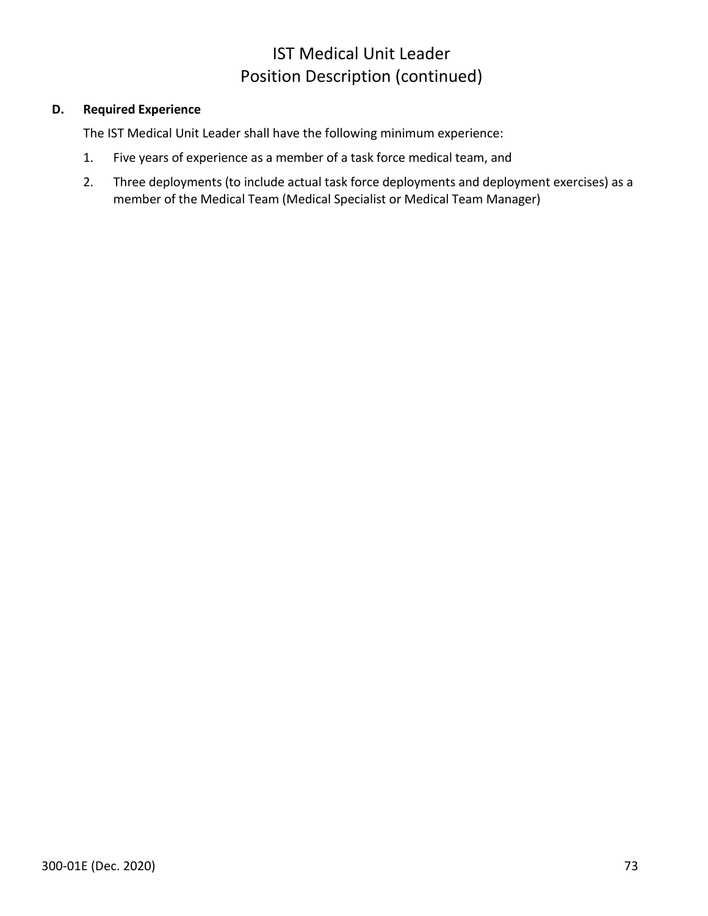# IST Medical Unit Leader
# Position Description (continued)

**D. Required Experience**

The IST Medical Unit Leader shall have the following minimum experience:

1. Five years of experience as a member of a task force medical team, and
2. Three deployments (to include actual task force deployments and deployment exercises) as a member of the Medical Team (Medical Specialist or Medical Team Manager)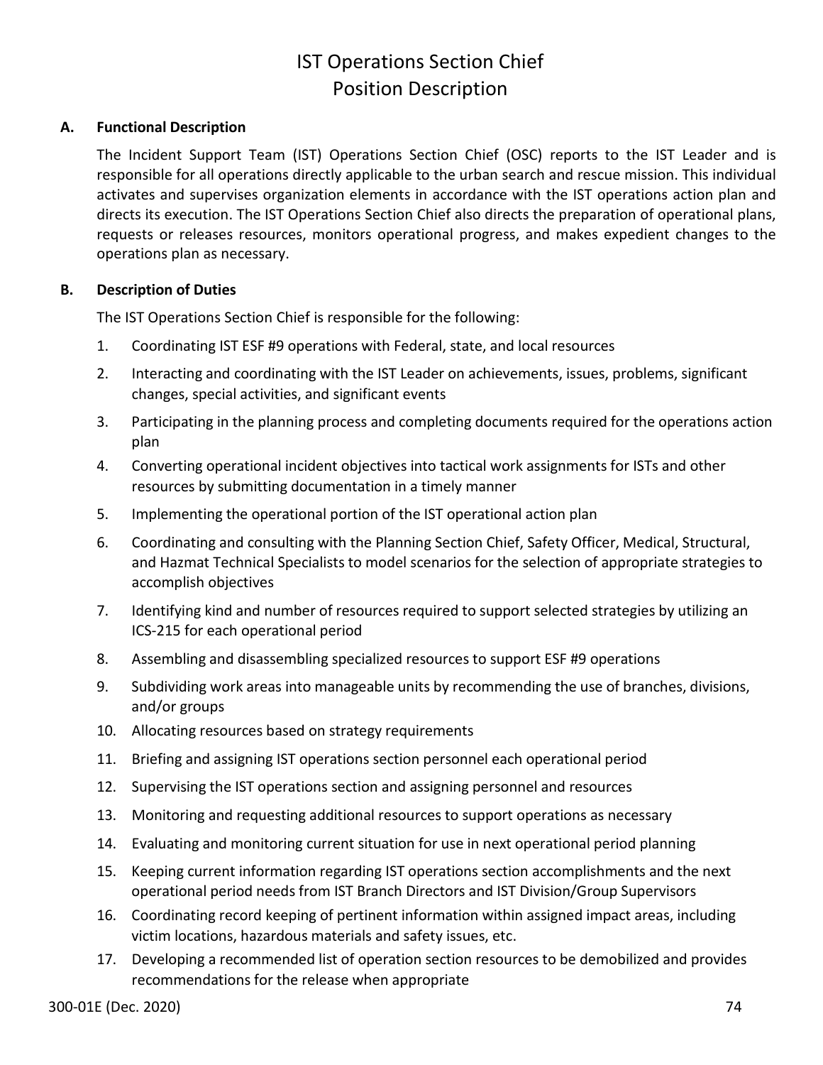# IST Operations Section Chief Position Description

## A. Functional Description

The Incident Support Team (IST) Operations Section Chief (OSC) reports to the IST Leader and is responsible for all operations directly applicable to the urban search and rescue mission. This individual activates and supervises organization elements in accordance with the IST operations action plan and directs its execution. The IST Operations Section Chief also directs the preparation of operational plans, requests or releases resources, monitors operational progress, and makes expedient changes to the operations plan as necessary.

## B. Description of Duties

The IST Operations Section Chief is responsible for the following:

1. Coordinating IST ESF #9 operations with Federal, state, and local resources
2. Interacting and coordinating with the IST Leader on achievements, issues, problems, significant changes, special activities, and significant events
3. Participating in the planning process and completing documents required for the operations action plan
4. Converting operational incident objectives into tactical work assignments for ISTs and other resources by submitting documentation in a timely manner
5. Implementing the operational portion of the IST operational action plan
6. Coordinating and consulting with the Planning Section Chief, Safety Officer, Medical, Structural, and Hazmat Technical Specialists to model scenarios for the selection of appropriate strategies to accomplish objectives
7. Identifying kind and number of resources required to support selected strategies by utilizing an ICS-215 for each operational period
8. Assembling and disassembling specialized resources to support ESF #9 operations
9. Subdividing work areas into manageable units by recommending the use of branches, divisions, and/or groups
10. Allocating resources based on strategy requirements
11. Briefing and assigning IST operations section personnel each operational period
12. Supervising the IST operations section and assigning personnel and resources
13. Monitoring and requesting additional resources to support operations as necessary
14. Evaluating and monitoring current situation for use in next operational period planning
15. Keeping current information regarding IST operations section accomplishments and the next operational period needs from IST Branch Directors and IST Division/Group Supervisors
16. Coordinating record keeping of pertinent information within assigned impact areas, including victim locations, hazardous materials and safety issues, etc.
17. Developing a recommended list of operation section resources to be demobilized and provides recommendations for the release when appropriate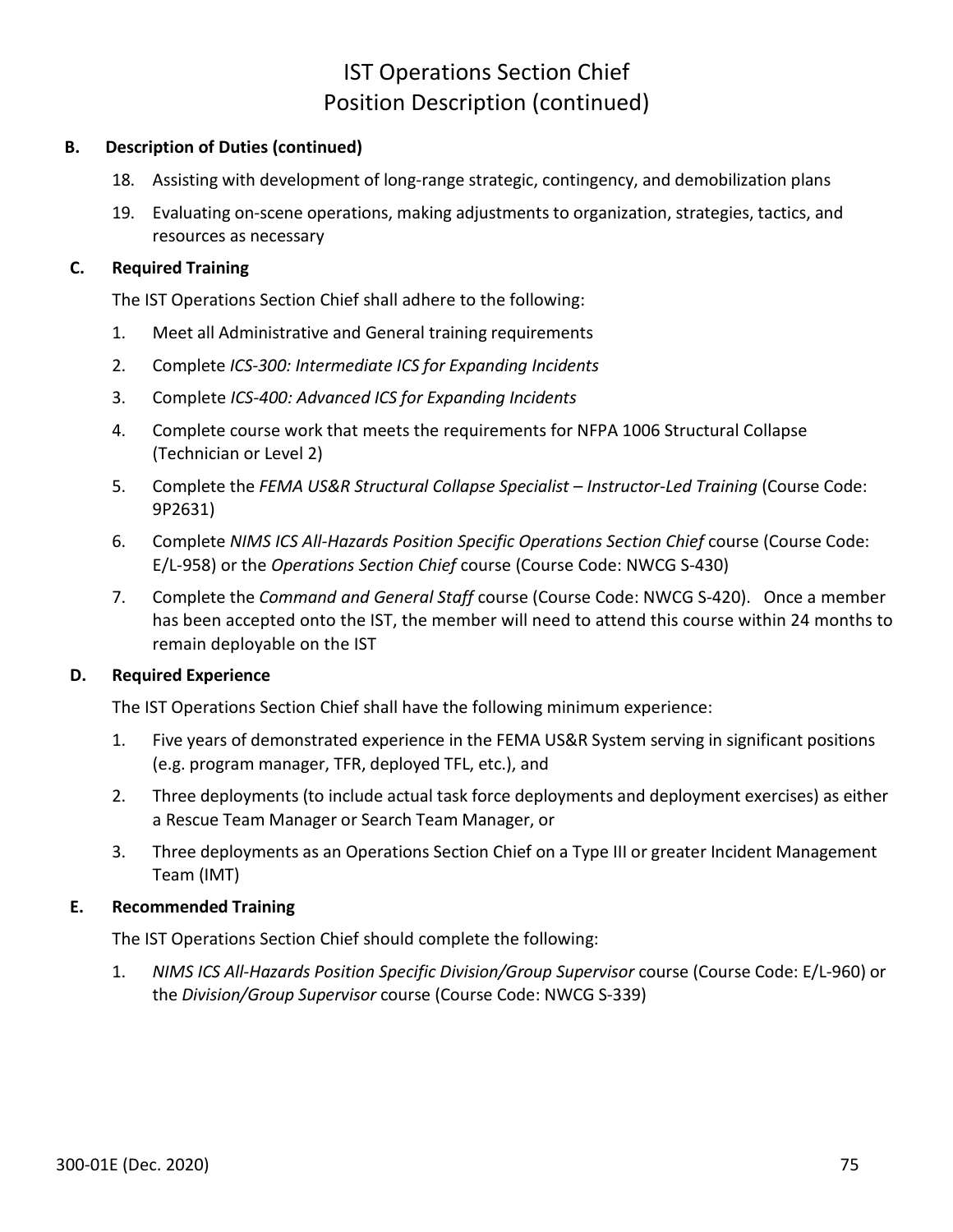# IST Operations Section Chief
## Position Description (continued)

**B. Description of Duties (continued)**

18. Assisting with development of long-range strategic, contingency, and demobilization plans
19. Evaluating on-scene operations, making adjustments to organization, strategies, tactics, and resources as necessary

**C. Required Training**

The IST Operations Section Chief shall adhere to the following:

1. Meet all Administrative and General training requirements
2. Complete *ICS-300: Intermediate ICS for Expanding Incidents*
3. Complete *ICS-400: Advanced ICS for Expanding Incidents*
4. Complete course work that meets the requirements for NFPA 1006 Structural Collapse (Technician or Level 2)
5. Complete the *FEMA US&R Structural Collapse Specialist – Instructor-Led Training* (Course Code: 9P2631)
6. Complete *NIMS ICS All-Hazards Position Specific Operations Section Chief* course (Course Code: E/L-958) or the *Operations Section Chief* course (Course Code: NWCG S-430)
7. Complete the *Command and General Staff* course (Course Code: NWCG S-420). Once a member has been accepted onto the IST, the member will need to attend this course within 24 months to remain deployable on the IST

**D. Required Experience**

The IST Operations Section Chief shall have the following minimum experience:

1. Five years of demonstrated experience in the FEMA US&R System serving in significant positions (e.g. program manager, TFR, deployed TFL, etc.), and
2. Three deployments (to include actual task force deployments and deployment exercises) as either a Rescue Team Manager or Search Team Manager, or
3. Three deployments as an Operations Section Chief on a Type III or greater Incident Management Team (IMT)

**E. Recommended Training**

The IST Operations Section Chief should complete the following:

1. *NIMS ICS All-Hazards Position Specific Division/Group Supervisor* course (Course Code: E/L-960) or the *Division/Group Supervisor* course (Course Code: NWCG S-339)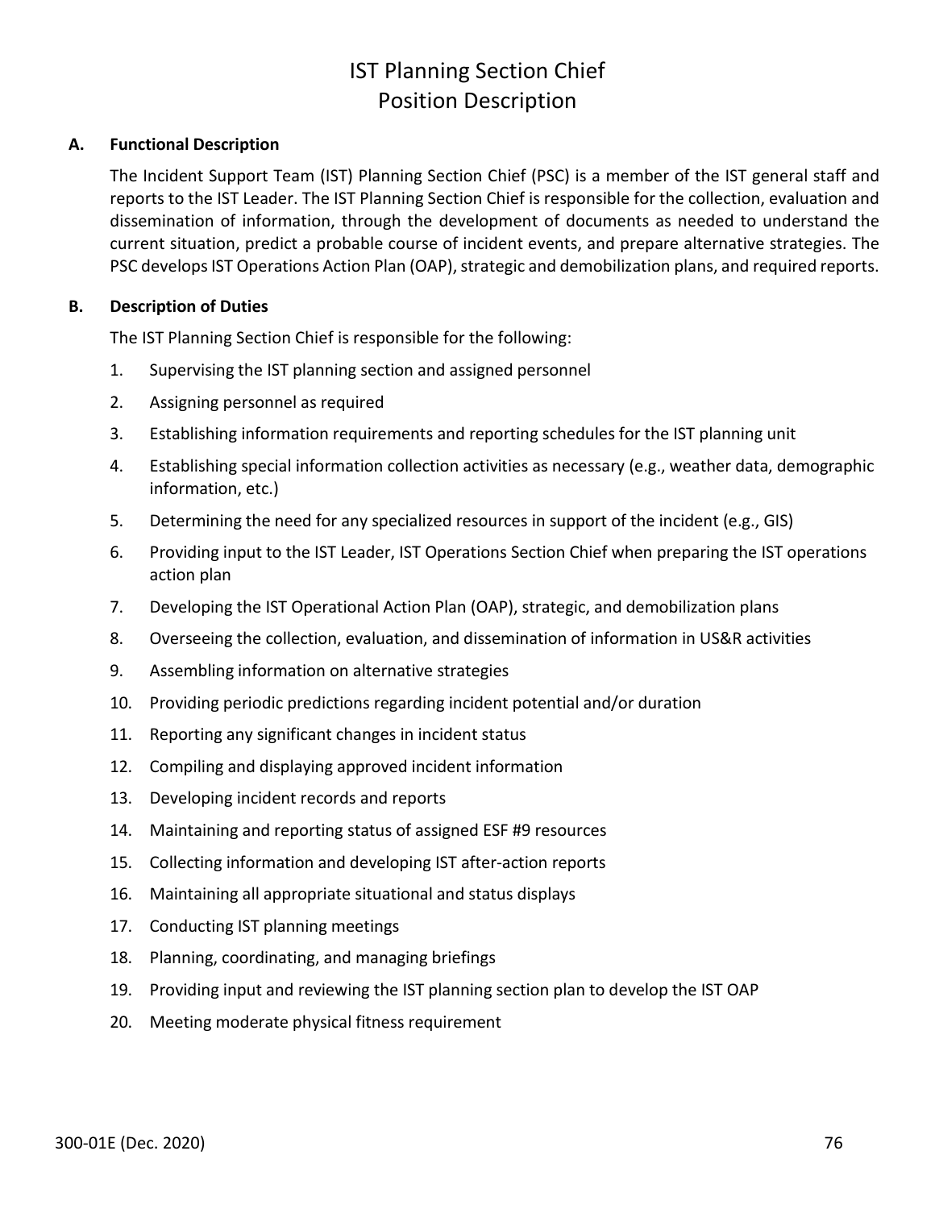# IST Planning Section Chief
# Position Description

**A. Functional Description**

The Incident Support Team (IST) Planning Section Chief (PSC) is a member of the IST general staff and reports to the IST Leader. The IST Planning Section Chief is responsible for the collection, evaluation and dissemination of information, through the development of documents as needed to understand the current situation, predict a probable course of incident events, and prepare alternative strategies. The PSC develops IST Operations Action Plan (OAP), strategic and demobilization plans, and required reports.

**B. Description of Duties**

The IST Planning Section Chief is responsible for the following:

1. Supervising the IST planning section and assigned personnel
2. Assigning personnel as required
3. Establishing information requirements and reporting schedules for the IST planning unit
4. Establishing special information collection activities as necessary (e.g., weather data, demographic information, etc.)
5. Determining the need for any specialized resources in support of the incident (e.g., GIS)
6. Providing input to the IST Leader, IST Operations Section Chief when preparing the IST operations action plan
7. Developing the IST Operational Action Plan (OAP), strategic, and demobilization plans
8. Overseeing the collection, evaluation, and dissemination of information in US&R activities
9. Assembling information on alternative strategies
10. Providing periodic predictions regarding incident potential and/or duration
11. Reporting any significant changes in incident status
12. Compiling and displaying approved incident information
13. Developing incident records and reports
14. Maintaining and reporting status of assigned ESF #9 resources
15. Collecting information and developing IST after-action reports
16. Maintaining all appropriate situational and status displays
17. Conducting IST planning meetings
18. Planning, coordinating, and managing briefings
19. Providing input and reviewing the IST planning section plan to develop the IST OAP
20. Meeting moderate physical fitness requirement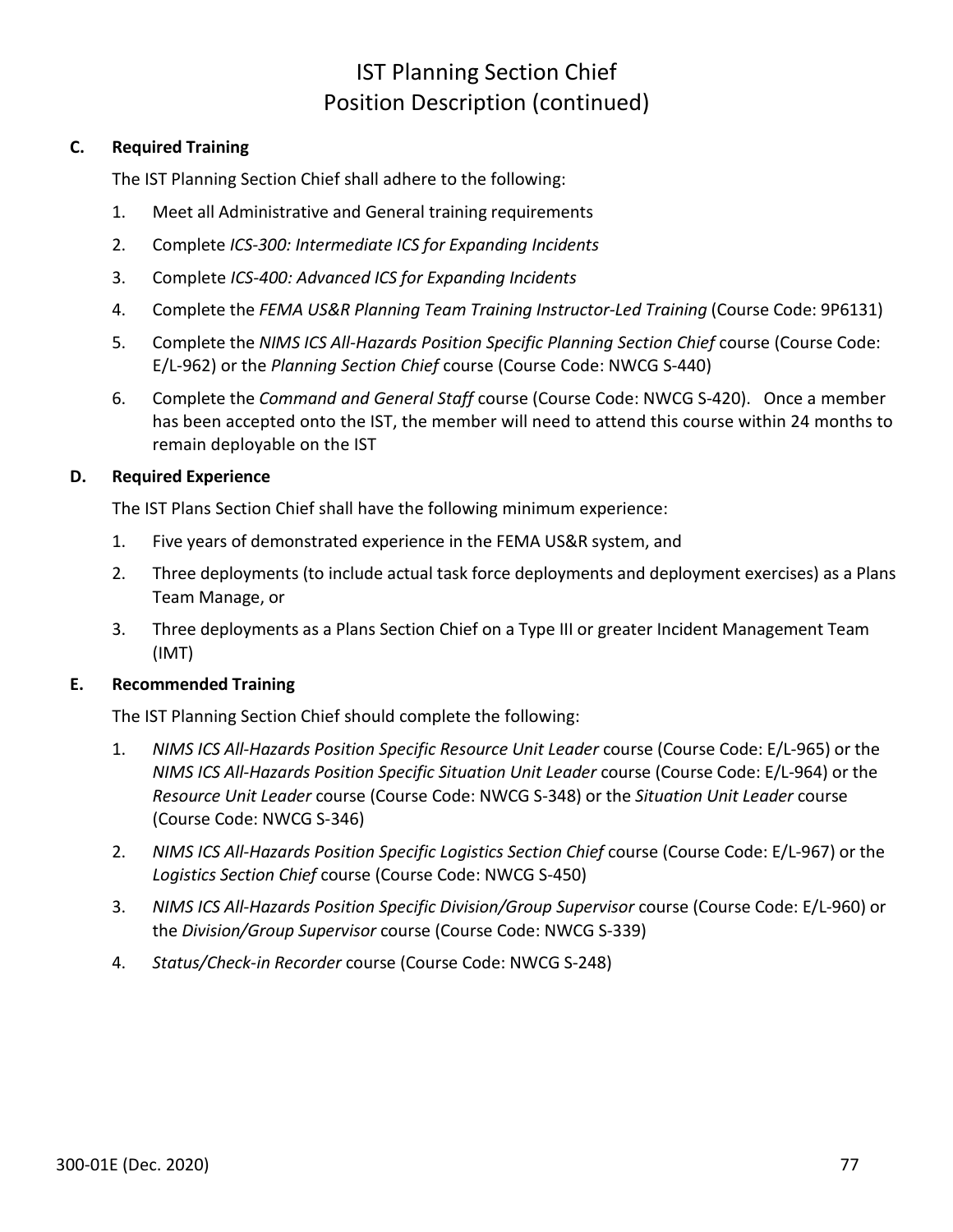# IST Planning Section Chief
# Position Description (continued)

**C. Required Training**

The IST Planning Section Chief shall adhere to the following:

1. Meet all Administrative and General training requirements
2. Complete *ICS-300: Intermediate ICS for Expanding Incidents*
3. Complete *ICS-400: Advanced ICS for Expanding Incidents*
4. Complete the *FEMA US&R Planning Team Training Instructor-Led Training* (Course Code: 9P6131)
5. Complete the *NIMS ICS All-Hazards Position Specific Planning Section Chief* course (Course Code: E/L-962) or the *Planning Section Chief* course (Course Code: NWCG S-440)
6. Complete the *Command and General Staff* course (Course Code: NWCG S-420). Once a member has been accepted onto the IST, the member will need to attend this course within 24 months to remain deployable on the IST

**D. Required Experience**

The IST Plans Section Chief shall have the following minimum experience:

1. Five years of demonstrated experience in the FEMA US&R system, and
2. Three deployments (to include actual task force deployments and deployment exercises) as a Plans Team Manage, or
3. Three deployments as a Plans Section Chief on a Type III or greater Incident Management Team (IMT)

**E. Recommended Training**

The IST Planning Section Chief should complete the following:

1. *NIMS ICS All-Hazards Position Specific Resource Unit Leader* course (Course Code: E/L-965) or the *NIMS ICS All-Hazards Position Specific Situation Unit Leader* course (Course Code: E/L-964) or the *Resource Unit Leader* course (Course Code: NWCG S-348) or the *Situation Unit Leader* course (Course Code: NWCG S-346)
2. *NIMS ICS All-Hazards Position Specific Logistics Section Chief* course (Course Code: E/L-967) or the *Logistics Section Chief* course (Course Code: NWCG S-450)
3. *NIMS ICS All-Hazards Position Specific Division/Group Supervisor* course (Course Code: E/L-960) or the *Division/Group Supervisor* course (Course Code: NWCG S-339)
4. *Status/Check-in Recorder* course (Course Code: NWCG S-248)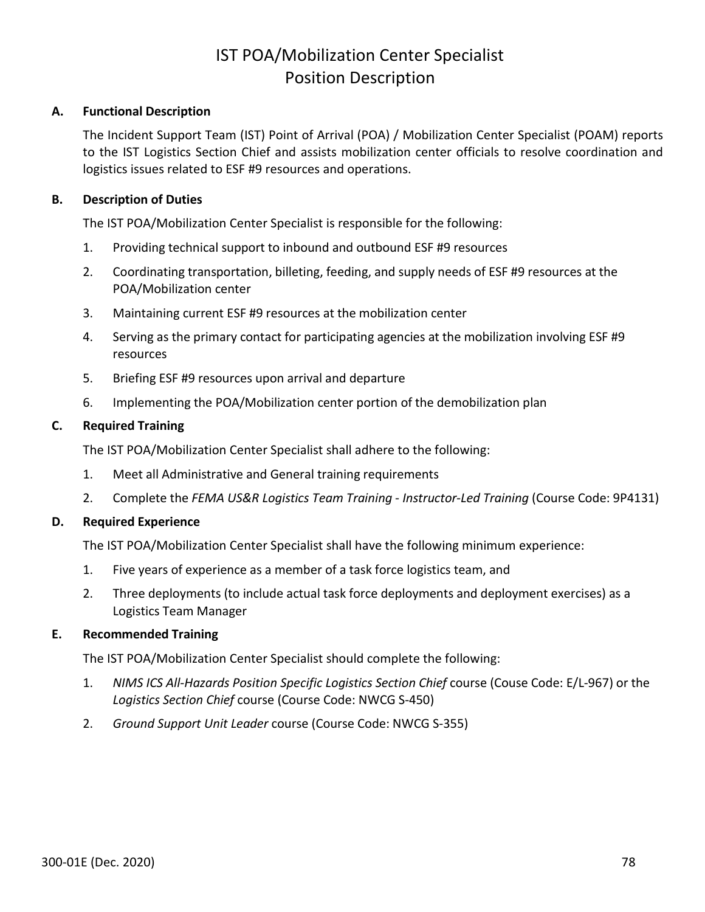# IST POA/Mobilization Center Specialist Position Description

**A. Functional Description**

The Incident Support Team (IST) Point of Arrival (POA) / Mobilization Center Specialist (POAM) reports to the IST Logistics Section Chief and assists mobilization center officials to resolve coordination and logistics issues related to ESF #9 resources and operations.

**B. Description of Duties**

The IST POA/Mobilization Center Specialist is responsible for the following:

1. Providing technical support to inbound and outbound ESF #9 resources
2. Coordinating transportation, billeting, feeding, and supply needs of ESF #9 resources at the POA/Mobilization center
3. Maintaining current ESF #9 resources at the mobilization center
4. Serving as the primary contact for participating agencies at the mobilization involving ESF #9 resources
5. Briefing ESF #9 resources upon arrival and departure
6. Implementing the POA/Mobilization center portion of the demobilization plan

**C. Required Training**

The IST POA/Mobilization Center Specialist shall adhere to the following:

1. Meet all Administrative and General training requirements
2. Complete the *FEMA US&R Logistics Team Training - Instructor-Led Training* (Course Code: 9P4131)

**D. Required Experience**

The IST POA/Mobilization Center Specialist shall have the following minimum experience:

1. Five years of experience as a member of a task force logistics team, and
2. Three deployments (to include actual task force deployments and deployment exercises) as a Logistics Team Manager

**E. Recommended Training**

The IST POA/Mobilization Center Specialist should complete the following:

1. *NIMS ICS All-Hazards Position Specific Logistics Section Chief* course (Couse Code: E/L-967) or the *Logistics Section Chief* course (Course Code: NWCG S-450)
2. *Ground Support Unit Leader* course (Course Code: NWCG S-355)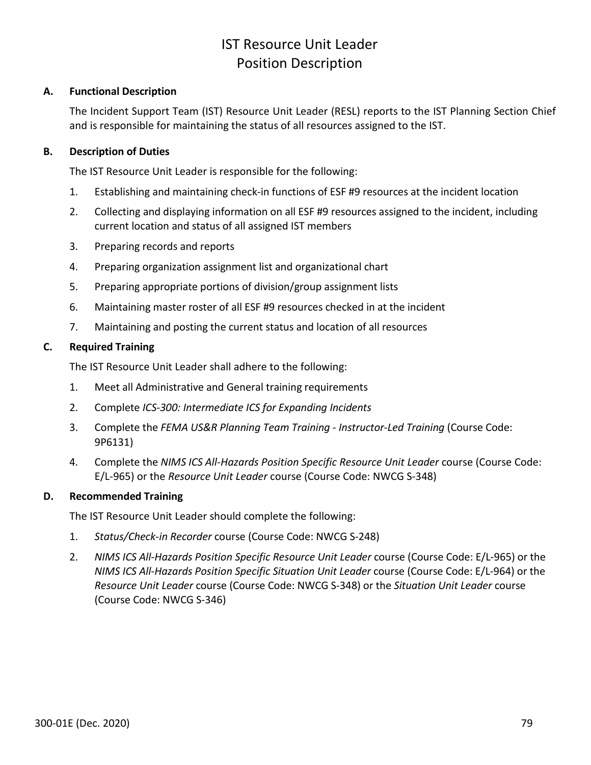# IST Resource Unit Leader
# Position Description

## A. Functional Description

The Incident Support Team (IST) Resource Unit Leader (RESL) reports to the IST Planning Section Chief and is responsible for maintaining the status of all resources assigned to the IST.

## B. Description of Duties

The IST Resource Unit Leader is responsible for the following:

1. Establishing and maintaining check-in functions of ESF #9 resources at the incident location
2. Collecting and displaying information on all ESF #9 resources assigned to the incident, including current location and status of all assigned IST members
3. Preparing records and reports
4. Preparing organization assignment list and organizational chart
5. Preparing appropriate portions of division/group assignment lists
6. Maintaining master roster of all ESF #9 resources checked in at the incident
7. Maintaining and posting the current status and location of all resources

## C. Required Training

The IST Resource Unit Leader shall adhere to the following:

1. Meet all Administrative and General training requirements
2. Complete *ICS-300: Intermediate ICS for Expanding Incidents*
3. Complete the *FEMA US&R Planning Team Training - Instructor-Led Training* (Course Code: 9P6131)
4. Complete the *NIMS ICS All-Hazards Position Specific Resource Unit Leader* course (Course Code: E/L-965) or the *Resource Unit Leader* course (Course Code: NWCG S-348)

## D. Recommended Training

The IST Resource Unit Leader should complete the following:

1. *Status/Check-in Recorder* course (Course Code: NWCG S-248)
2. *NIMS ICS All-Hazards Position Specific Resource Unit Leader* course (Course Code: E/L-965) or the *NIMS ICS All-Hazards Position Specific Situation Unit Leader* course (Course Code: E/L-964) or the *Resource Unit Leader* course (Course Code: NWCG S-348) or the *Situation Unit Leader* course (Course Code: NWCG S-346)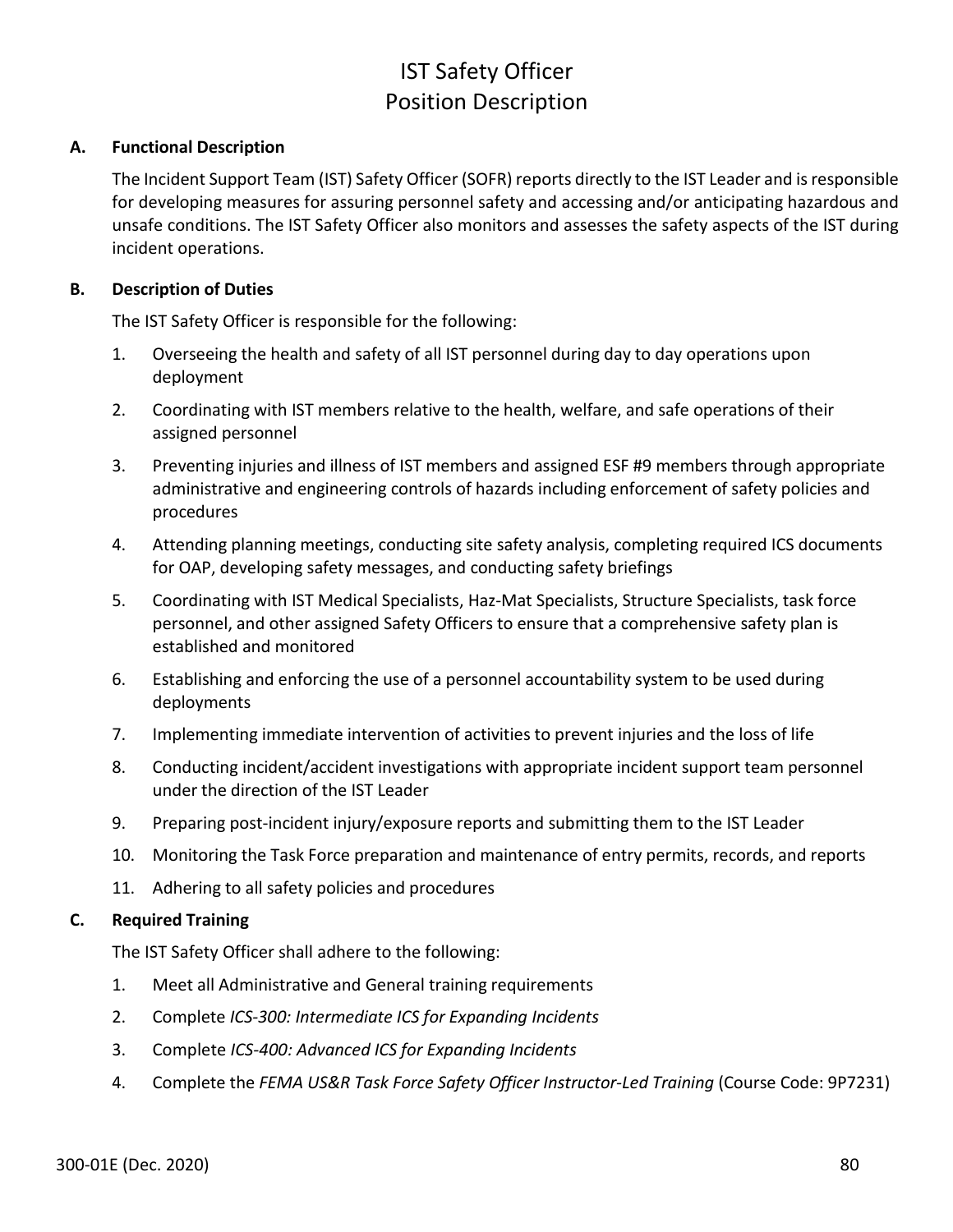# IST Safety Officer
# Position Description

### A. Functional Description

The Incident Support Team (IST) Safety Officer (SOFR) reports directly to the IST Leader and is responsible for developing measures for assuring personnel safety and accessing and/or anticipating hazardous and unsafe conditions. The IST Safety Officer also monitors and assesses the safety aspects of the IST during incident operations.

### B. Description of Duties

The IST Safety Officer is responsible for the following:

1. Overseeing the health and safety of all IST personnel during day to day operations upon deployment
2. Coordinating with IST members relative to the health, welfare, and safe operations of their assigned personnel
3. Preventing injuries and illness of IST members and assigned ESF #9 members through appropriate administrative and engineering controls of hazards including enforcement of safety policies and procedures
4. Attending planning meetings, conducting site safety analysis, completing required ICS documents for OAP, developing safety messages, and conducting safety briefings
5. Coordinating with IST Medical Specialists, Haz-Mat Specialists, Structure Specialists, task force personnel, and other assigned Safety Officers to ensure that a comprehensive safety plan is established and monitored
6. Establishing and enforcing the use of a personnel accountability system to be used during deployments
7. Implementing immediate intervention of activities to prevent injuries and the loss of life
8. Conducting incident/accident investigations with appropriate incident support team personnel under the direction of the IST Leader
9. Preparing post-incident injury/exposure reports and submitting them to the IST Leader
10. Monitoring the Task Force preparation and maintenance of entry permits, records, and reports
11. Adhering to all safety policies and procedures

### C. Required Training

The IST Safety Officer shall adhere to the following:

1. Meet all Administrative and General training requirements
2. Complete *ICS-300: Intermediate ICS for Expanding Incidents*
3. Complete *ICS-400: Advanced ICS for Expanding Incidents*
4. Complete the *FEMA US&R Task Force Safety Officer Instructor-Led Training* (Course Code: 9P7231)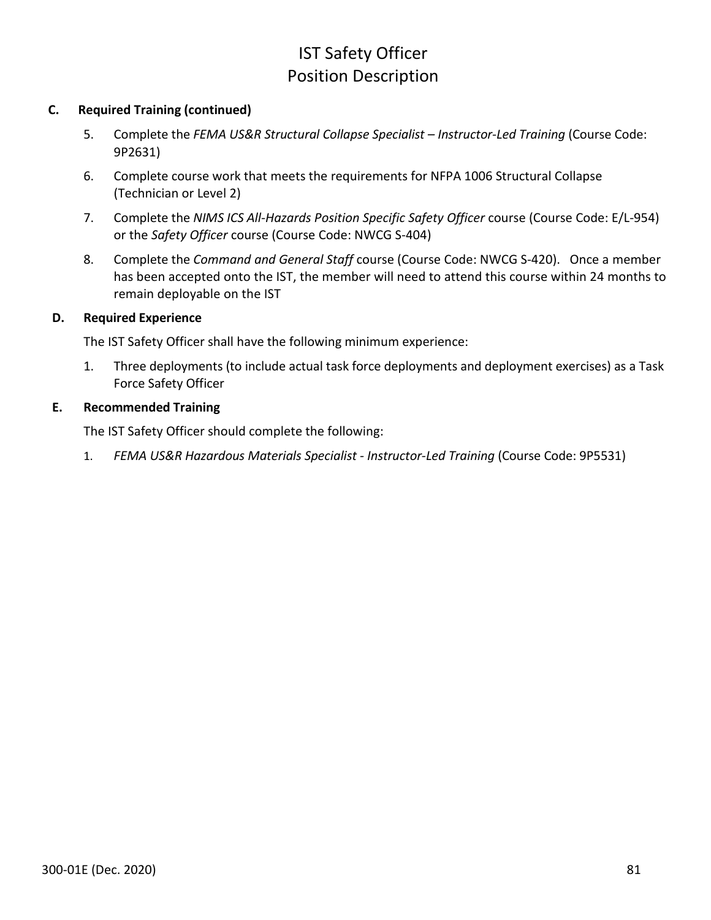# IST Safety Officer
# Position Description

**C. Required Training (continued)**

5. Complete the *FEMA US&R Structural Collapse Specialist – Instructor-Led Training* (Course Code: 9P2631)
6. Complete course work that meets the requirements for NFPA 1006 Structural Collapse (Technician or Level 2)
7. Complete the *NIMS ICS All-Hazards Position Specific Safety Officer* course (Course Code: E/L-954) or the *Safety Officer* course (Course Code: NWCG S-404)
8. Complete the *Command and General Staff* course (Course Code: NWCG S-420). Once a member has been accepted onto the IST, the member will need to attend this course within 24 months to remain deployable on the IST

**D. Required Experience**

The IST Safety Officer shall have the following minimum experience:

1. Three deployments (to include actual task force deployments and deployment exercises) as a Task Force Safety Officer

**E. Recommended Training**

The IST Safety Officer should complete the following:

1. *FEMA US&R Hazardous Materials Specialist - Instructor-Led Training* (Course Code: 9P5531)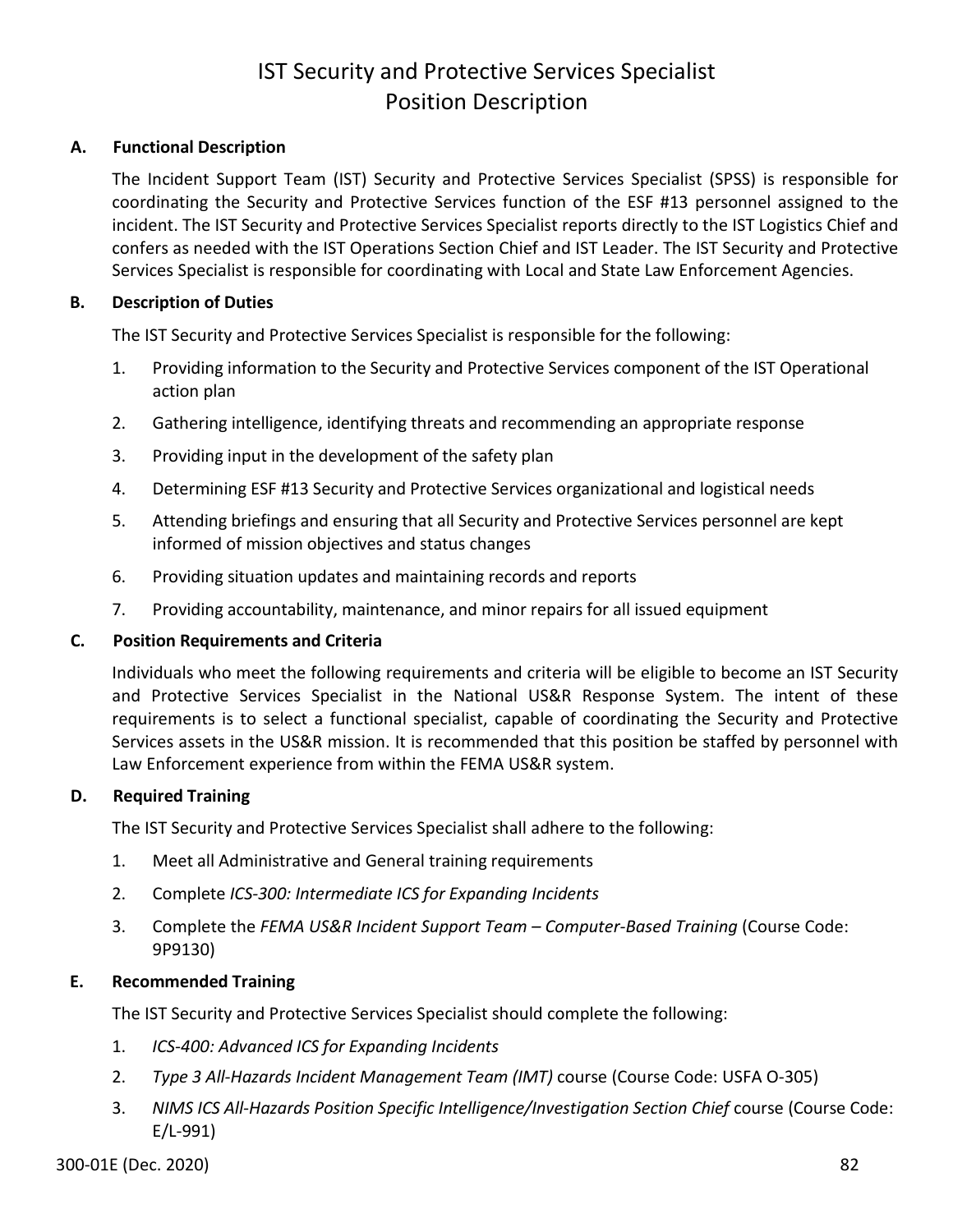# IST Security and Protective Services Specialist Position Description

## A. Functional Description

The Incident Support Team (IST) Security and Protective Services Specialist (SPSS) is responsible for coordinating the Security and Protective Services function of the ESF #13 personnel assigned to the incident. The IST Security and Protective Services Specialist reports directly to the IST Logistics Chief and confers as needed with the IST Operations Section Chief and IST Leader. The IST Security and Protective Services Specialist is responsible for coordinating with Local and State Law Enforcement Agencies.

## B. Description of Duties

The IST Security and Protective Services Specialist is responsible for the following:

1. Providing information to the Security and Protective Services component of the IST Operational action plan
2. Gathering intelligence, identifying threats and recommending an appropriate response
3. Providing input in the development of the safety plan
4. Determining ESF #13 Security and Protective Services organizational and logistical needs
5. Attending briefings and ensuring that all Security and Protective Services personnel are kept informed of mission objectives and status changes
6. Providing situation updates and maintaining records and reports
7. Providing accountability, maintenance, and minor repairs for all issued equipment

## C. Position Requirements and Criteria

Individuals who meet the following requirements and criteria will be eligible to become an IST Security and Protective Services Specialist in the National US&R Response System. The intent of these requirements is to select a functional specialist, capable of coordinating the Security and Protective Services assets in the US&R mission. It is recommended that this position be staffed by personnel with Law Enforcement experience from within the FEMA US&R system.

## D. Required Training

The IST Security and Protective Services Specialist shall adhere to the following:

1. Meet all Administrative and General training requirements
2. Complete *ICS-300: Intermediate ICS for Expanding Incidents*
3. Complete the *FEMA US&R Incident Support Team – Computer-Based Training* (Course Code: 9P9130)

## E. Recommended Training

The IST Security and Protective Services Specialist should complete the following:

1. *ICS-400: Advanced ICS for Expanding Incidents*
2. *Type 3 All-Hazards Incident Management Team (IMT)* course (Course Code: USFA O-305)
3. *NIMS ICS All-Hazards Position Specific Intelligence/Investigation Section Chief* course (Course Code: E/L-991)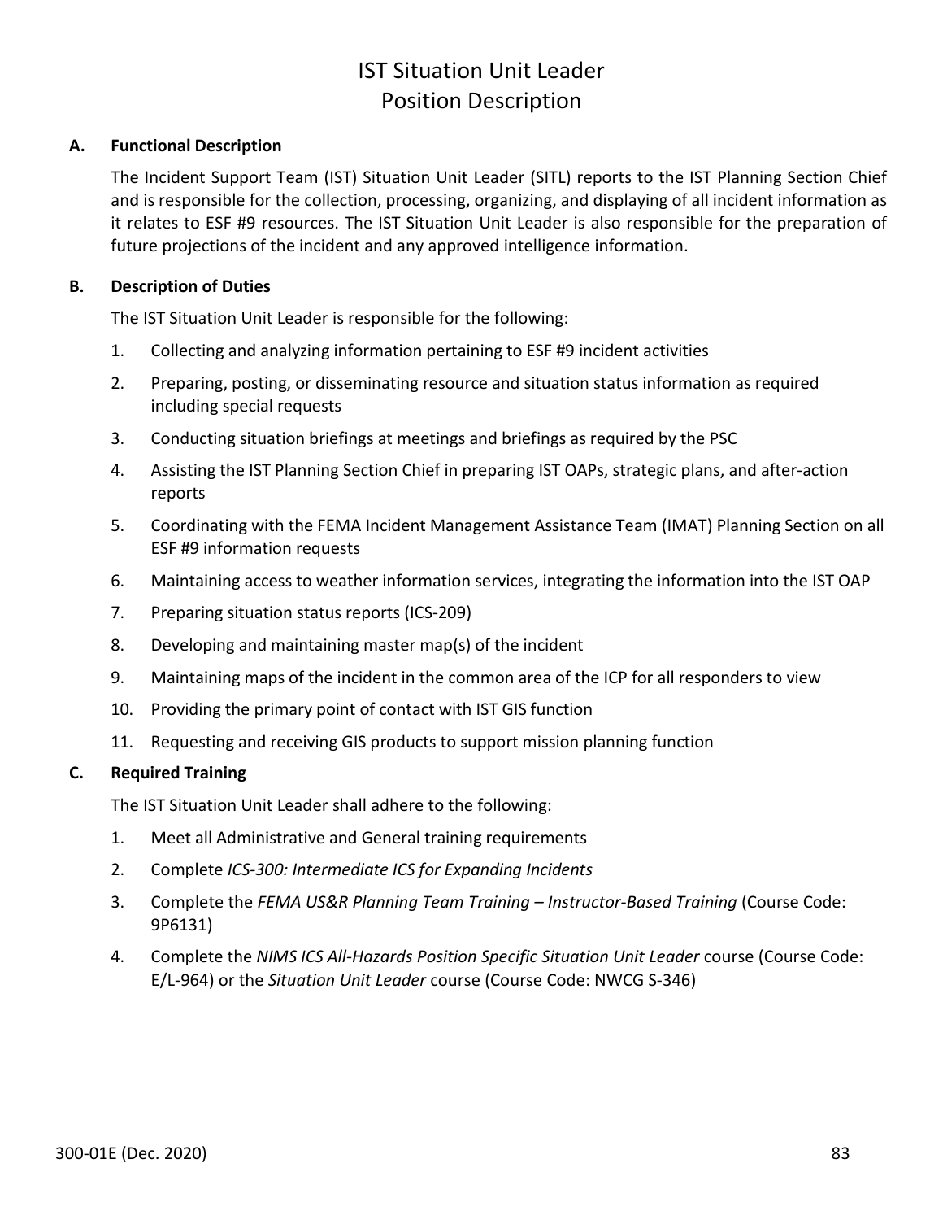# IST Situation Unit Leader
# Position Description

## A. Functional Description

The Incident Support Team (IST) Situation Unit Leader (SITL) reports to the IST Planning Section Chief and is responsible for the collection, processing, organizing, and displaying of all incident information as it relates to ESF #9 resources. The IST Situation Unit Leader is also responsible for the preparation of future projections of the incident and any approved intelligence information.

## B. Description of Duties

The IST Situation Unit Leader is responsible for the following:

1. Collecting and analyzing information pertaining to ESF #9 incident activities
2. Preparing, posting, or disseminating resource and situation status information as required including special requests
3. Conducting situation briefings at meetings and briefings as required by the PSC
4. Assisting the IST Planning Section Chief in preparing IST OAPs, strategic plans, and after-action reports
5. Coordinating with the FEMA Incident Management Assistance Team (IMAT) Planning Section on all ESF #9 information requests
6. Maintaining access to weather information services, integrating the information into the IST OAP
7. Preparing situation status reports (ICS-209)
8. Developing and maintaining master map(s) of the incident
9. Maintaining maps of the incident in the common area of the ICP for all responders to view
10. Providing the primary point of contact with IST GIS function
11. Requesting and receiving GIS products to support mission planning function

## C. Required Training

The IST Situation Unit Leader shall adhere to the following:

1. Meet all Administrative and General training requirements
2. Complete *ICS-300: Intermediate ICS for Expanding Incidents*
3. Complete the *FEMA US&R Planning Team Training – Instructor-Based Training* (Course Code: 9P6131)
4. Complete the *NIMS ICS All-Hazards Position Specific Situation Unit Leader* course (Course Code: E/L-964) or the *Situation Unit Leader* course (Course Code: NWCG S-346)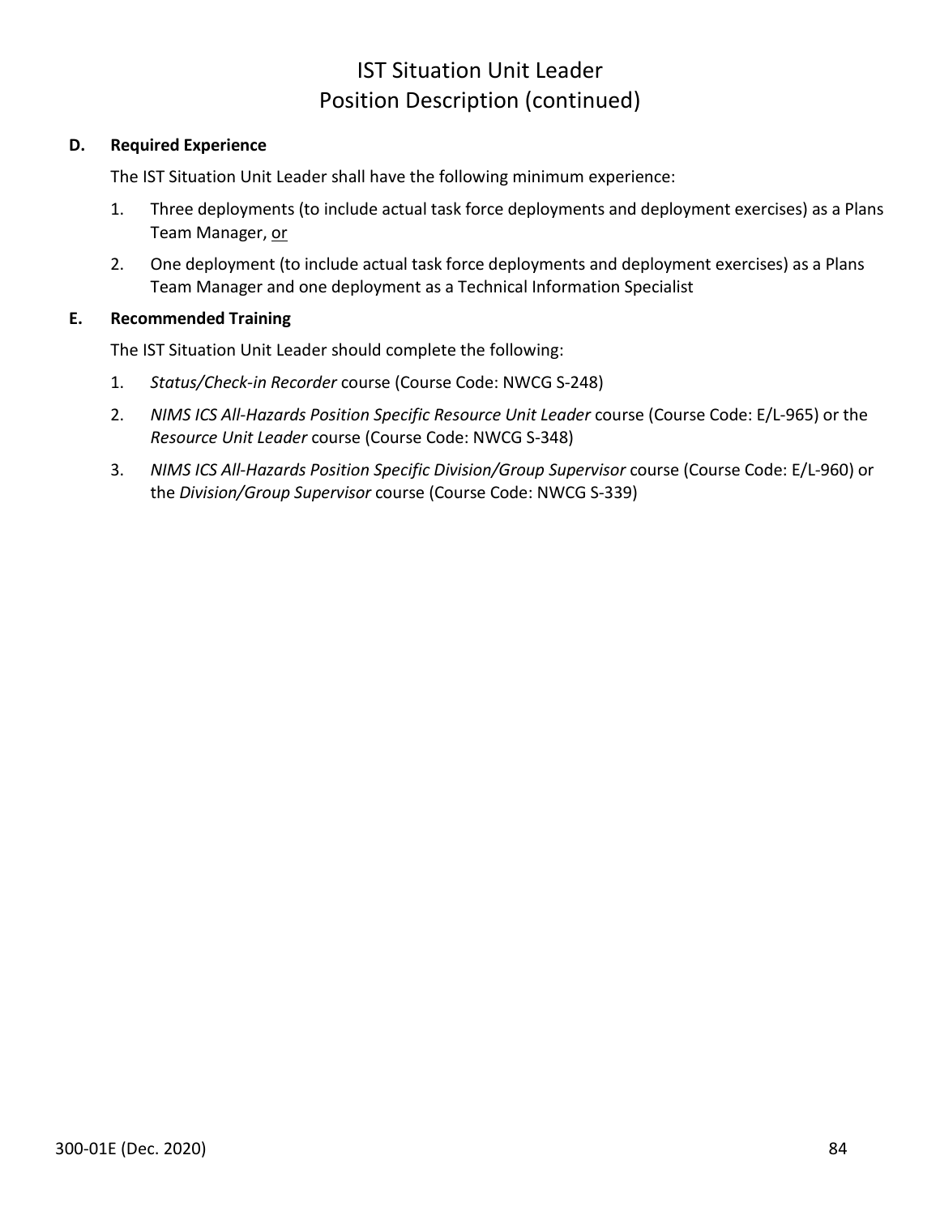# IST Situation Unit Leader
# Position Description (continued)

**D. Required Experience**

The IST Situation Unit Leader shall have the following minimum experience:

1. Three deployments (to include actual task force deployments and deployment exercises) as a Plans Team Manager, <u>or</u>
2. One deployment (to include actual task force deployments and deployment exercises) as a Plans Team Manager and one deployment as a Technical Information Specialist

**E. Recommended Training**

The IST Situation Unit Leader should complete the following:

1. *Status/Check-in Recorder* course (Course Code: NWCG S-248)
2. *NIMS ICS All-Hazards Position Specific Resource Unit Leader* course (Course Code: E/L-965) or the *Resource Unit Leader* course (Course Code: NWCG S-348)
3. *NIMS ICS All-Hazards Position Specific Division/Group Supervisor* course (Course Code: E/L-960) or the *Division/Group Supervisor* course (Course Code: NWCG S-339)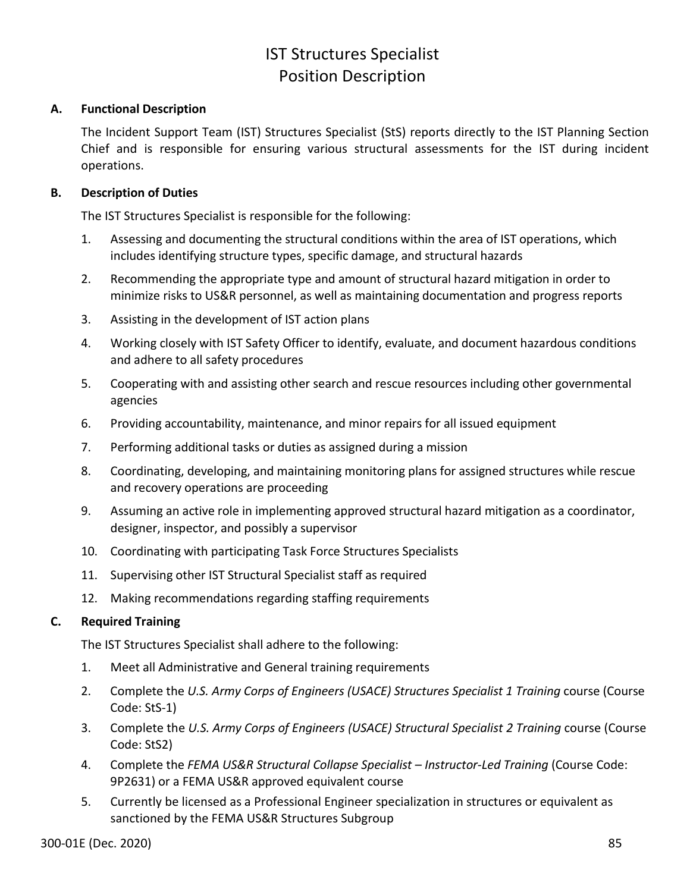# IST Structures Specialist
# Position Description

### A. Functional Description

The Incident Support Team (IST) Structures Specialist (StS) reports directly to the IST Planning Section Chief and is responsible for ensuring various structural assessments for the IST during incident operations.

### B. Description of Duties

The IST Structures Specialist is responsible for the following:

1. Assessing and documenting the structural conditions within the area of IST operations, which includes identifying structure types, specific damage, and structural hazards
2. Recommending the appropriate type and amount of structural hazard mitigation in order to minimize risks to US&R personnel, as well as maintaining documentation and progress reports
3. Assisting in the development of IST action plans
4. Working closely with IST Safety Officer to identify, evaluate, and document hazardous conditions and adhere to all safety procedures
5. Cooperating with and assisting other search and rescue resources including other governmental agencies
6. Providing accountability, maintenance, and minor repairs for all issued equipment
7. Performing additional tasks or duties as assigned during a mission
8. Coordinating, developing, and maintaining monitoring plans for assigned structures while rescue and recovery operations are proceeding
9. Assuming an active role in implementing approved structural hazard mitigation as a coordinator, designer, inspector, and possibly a supervisor
10. Coordinating with participating Task Force Structures Specialists
11. Supervising other IST Structural Specialist staff as required
12. Making recommendations regarding staffing requirements

### C. Required Training

The IST Structures Specialist shall adhere to the following:

1. Meet all Administrative and General training requirements
2. Complete the *U.S. Army Corps of Engineers (USACE) Structures Specialist 1 Training* course (Course Code: StS-1)
3. Complete the *U.S. Army Corps of Engineers (USACE) Structural Specialist 2 Training* course (Course Code: StS2)
4. Complete the *FEMA US&R Structural Collapse Specialist – Instructor-Led Training* (Course Code: 9P2631) or a FEMA US&R approved equivalent course
5. Currently be licensed as a Professional Engineer specialization in structures or equivalent as sanctioned by the FEMA US&R Structures Subgroup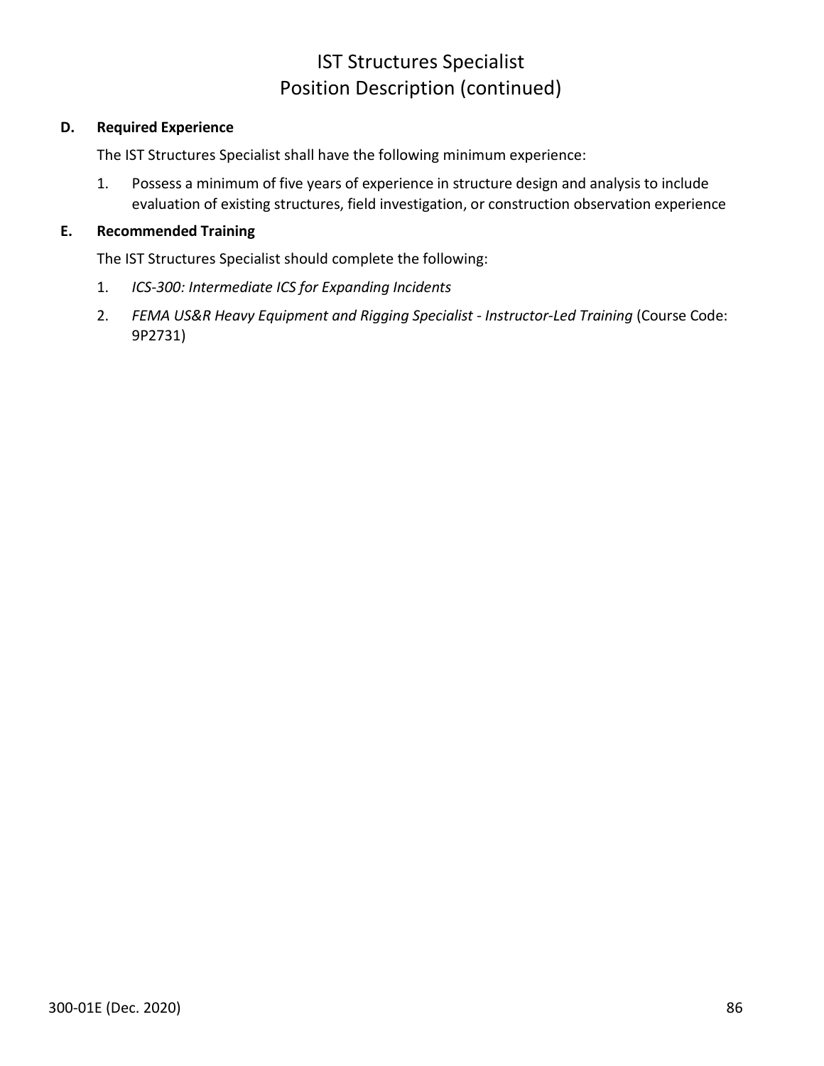# IST Structures Specialist
# Position Description (continued)

**D. Required Experience**

The IST Structures Specialist shall have the following minimum experience:

1. Possess a minimum of five years of experience in structure design and analysis to include evaluation of existing structures, field investigation, or construction observation experience

**E. Recommended Training**

The IST Structures Specialist should complete the following:

1. *ICS-300: Intermediate ICS for Expanding Incidents*
2. *FEMA US&R Heavy Equipment and Rigging Specialist - Instructor-Led Training* (Course Code: 9P2731)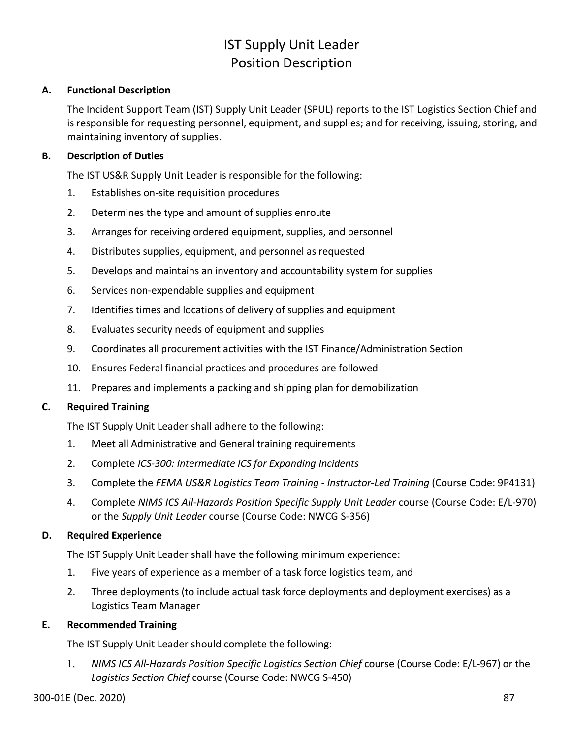# IST Supply Unit Leader
# Position Description

### A. Functional Description

The Incident Support Team (IST) Supply Unit Leader (SPUL) reports to the IST Logistics Section Chief and is responsible for requesting personnel, equipment, and supplies; and for receiving, issuing, storing, and maintaining inventory of supplies.

### B. Description of Duties

The IST US&R Supply Unit Leader is responsible for the following:

1. Establishes on-site requisition procedures
2. Determines the type and amount of supplies enroute
3. Arranges for receiving ordered equipment, supplies, and personnel
4. Distributes supplies, equipment, and personnel as requested
5. Develops and maintains an inventory and accountability system for supplies
6. Services non-expendable supplies and equipment
7. Identifies times and locations of delivery of supplies and equipment
8. Evaluates security needs of equipment and supplies
9. Coordinates all procurement activities with the IST Finance/Administration Section
10. Ensures Federal financial practices and procedures are followed
11. Prepares and implements a packing and shipping plan for demobilization

### C. Required Training

The IST Supply Unit Leader shall adhere to the following:

1. Meet all Administrative and General training requirements
2. Complete *ICS-300: Intermediate ICS for Expanding Incidents*
3. Complete the *FEMA US&R Logistics Team Training - Instructor-Led Training* (Course Code: 9P4131)
4. Complete *NIMS ICS All-Hazards Position Specific Supply Unit Leader* course (Course Code: E/L-970) or the *Supply Unit Leader* course (Course Code: NWCG S-356)

### D. Required Experience

The IST Supply Unit Leader shall have the following minimum experience:

1. Five years of experience as a member of a task force logistics team, and
2. Three deployments (to include actual task force deployments and deployment exercises) as a Logistics Team Manager

### E. Recommended Training

The IST Supply Unit Leader should complete the following:

1. *NIMS ICS All-Hazards Position Specific Logistics Section Chief* course (Course Code: E/L-967) or the *Logistics Section Chief* course (Course Code: NWCG S-450)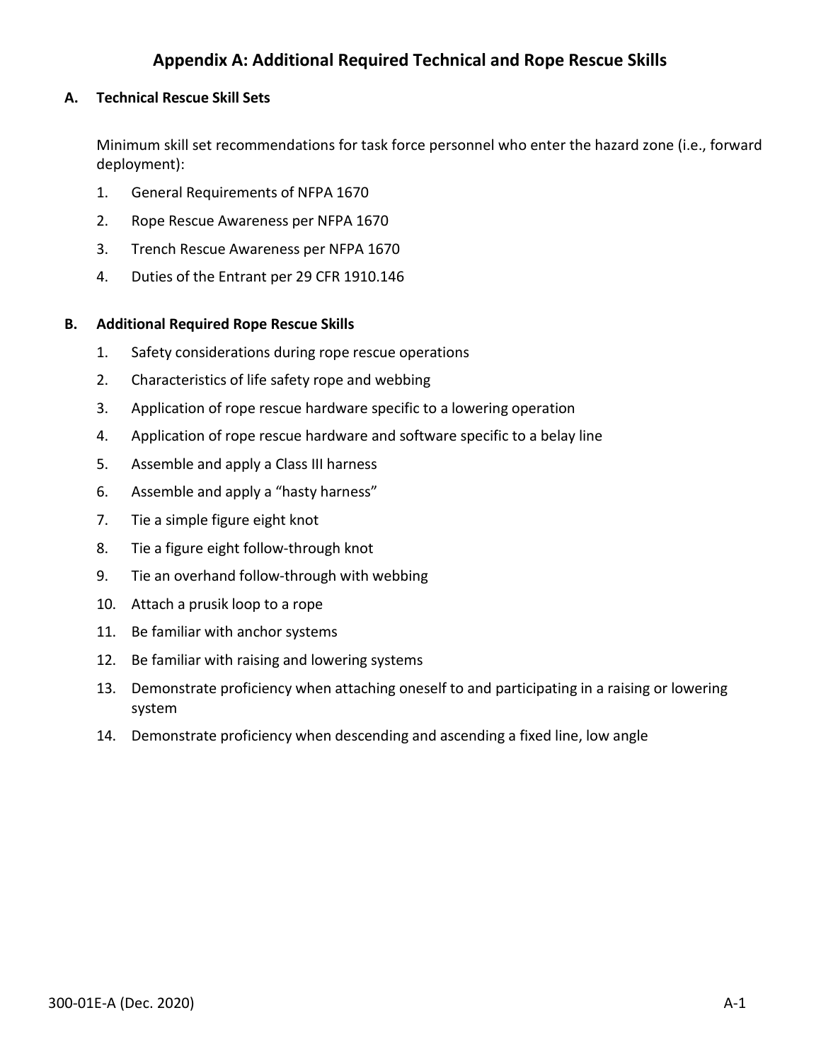# Appendix A: Additional Required Technical and Rope Rescue Skills

## A. Technical Rescue Skill Sets

Minimum skill set recommendations for task force personnel who enter the hazard zone (i.e., forward deployment):

1. General Requirements of NFPA 1670
2. Rope Rescue Awareness per NFPA 1670
3. Trench Rescue Awareness per NFPA 1670
4. Duties of the Entrant per 29 CFR 1910.146

## B. Additional Required Rope Rescue Skills

1. Safety considerations during rope rescue operations
2. Characteristics of life safety rope and webbing
3. Application of rope rescue hardware specific to a lowering operation
4. Application of rope rescue hardware and software specific to a belay line
5. Assemble and apply a Class III harness
6. Assemble and apply a "hasty harness"
7. Tie a simple figure eight knot
8. Tie a figure eight follow-through knot
9. Tie an overhand follow-through with webbing
10. Attach a prusik loop to a rope
11. Be familiar with anchor systems
12. Be familiar with raising and lowering systems
13. Demonstrate proficiency when attaching oneself to and participating in a raising or lowering system
14. Demonstrate proficiency when descending and ascending a fixed line, low angle